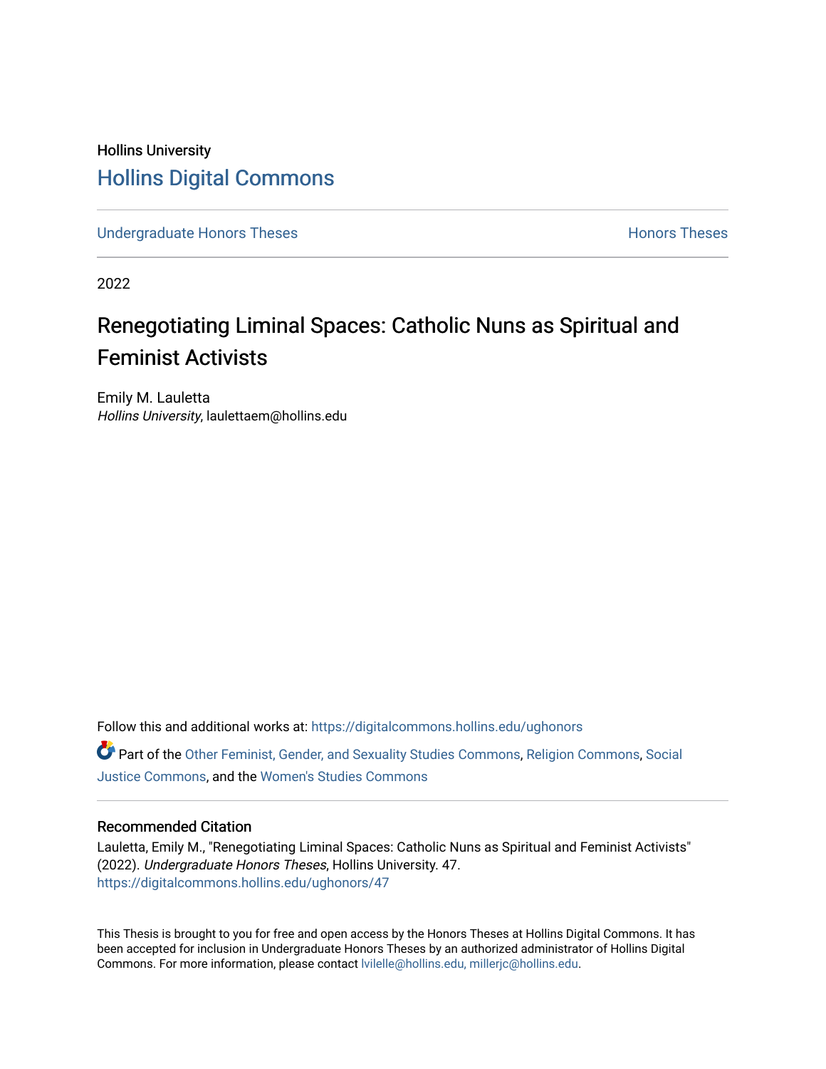Hollins University

# Hollins Digital Commons

Undergraduate Honors Theses | Honors Theses

2022

# Renegotiating Liminal Spaces: Catholic Nuns as Spiritual and Feminist Activists

Emily M. Lauletta
*Hollins University*, laulettaem@hollins.edu

Follow this and additional works at: https://digitalcommons.hollins.edu/ughonors

Part of the Other Feminist, Gender, and Sexuality Studies Commons, Religion Commons, Social Justice Commons, and the Women's Studies Commons

## Recommended Citation

Lauletta, Emily M., "Renegotiating Liminal Spaces: Catholic Nuns as Spiritual and Feminist Activists" (2022). *Undergraduate Honors Theses*, Hollins University. 47.
https://digitalcommons.hollins.edu/ughonors/47

This Thesis is brought to you for free and open access by the Honors Theses at Hollins Digital Commons. It has been accepted for inclusion in Undergraduate Honors Theses by an authorized administrator of Hollins Digital Commons. For more information, please contact lvilelle@hollins.edu, millerjc@hollins.edu.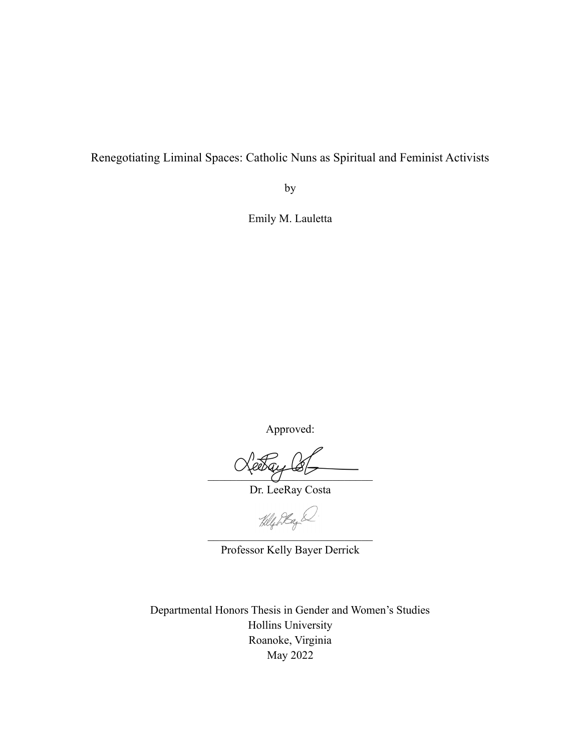Renegotiating Liminal Spaces: Catholic Nuns as Spiritual and Feminist Activists

by

Emily M. Lauletta

Approved:

\_\_\_\_\_\_\_\_\_\_\_\_\_\_\_\_\_\_\_\_\_\_\_\_\_\_\_\_\_\_\_\_

Dr. LeeRay Costa

\_\_\_\_\_\_\_\_\_\_\_\_\_\_\_\_\_\_\_\_\_\_\_\_\_\_\_\_\_\_\_\_

Professor Kelly Bayer Derrick

Departmental Honors Thesis in Gender and Women's Studies
Hollins University
Roanoke, Virginia
May 2022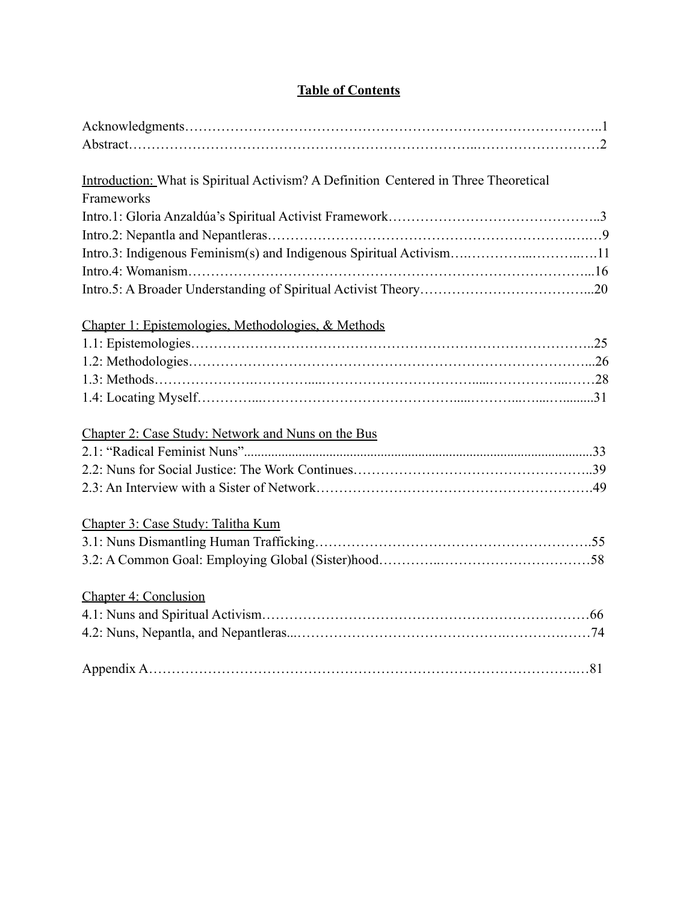# Table of Contents

Acknowledgments…………………………………………………………………………………..1
Abstract………………………………………………………………..………………………2

Introduction: What is Spiritual Activism? A Definition Centered in Three Theoretical Frameworks
Intro.1: Gloria Anzaldúa's Spiritual Activist Framework………………………………………..3
Intro.2: Nepantla and Nepantleras……………………………………………………………..…9
Intro.3: Indigenous Feminism(s) and Indigenous Spiritual Activism….…………...………..….11
Intro.4: Womanism……………………………………………………………………………...16
Intro.5: A Broader Understanding of Spiritual Activist Theory………………………………...20

Chapter 1: Epistemologies, Methodologies, & Methods
1.1: Epistemologies……………………………………………………………………………..25
1.2: Methodologies……………………………………………………………………………...26
1.3: Methods…………………….…………......………………………….......……………...……28
1.4: Locating Myself…………...……………………………………......………...…....….........31

Chapter 2: Case Study: Network and Nuns on the Bus
2.1: "Radical Feminist Nuns"......................................................................................................33
2.2: Nuns for Social Justice: The Work Continues……………………………………………..39
2.3: An Interview with a Sister of Network…………………………………………………….49

Chapter 3: Case Study: Talitha Kum
3.1: Nuns Dismantling Human Trafficking…………………………………………………….55
3.2: A Common Goal: Employing Global (Sister)hood…………..……………………………58

Chapter 4: Conclusion
4.1: Nuns and Spiritual Activism……………………………………………………………66
4.2: Nuns, Nepantla, and Nepantleras...…………………………………….……………….……74

Appendix A……………………………………………………………………………….…81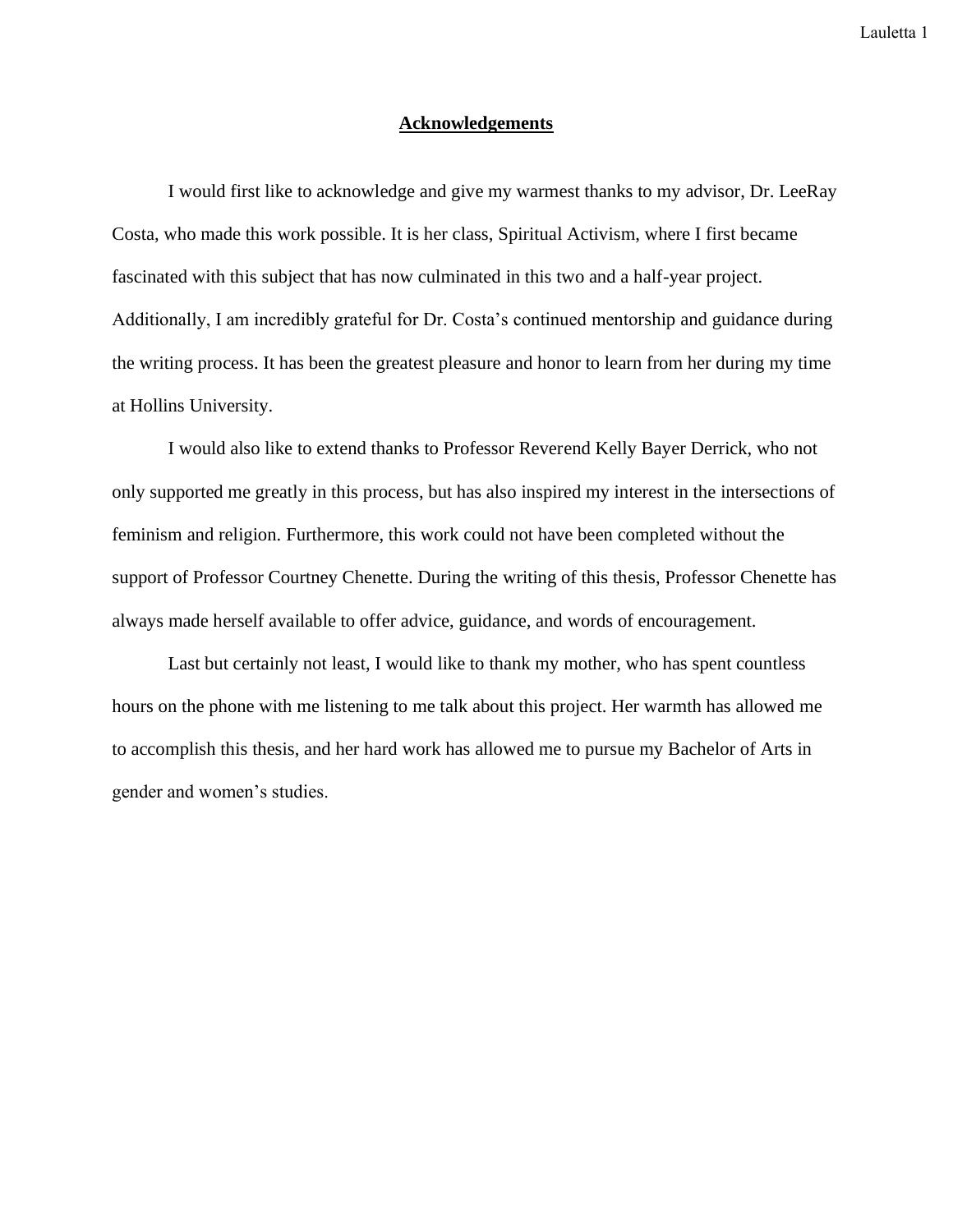## Acknowledgements

I would first like to acknowledge and give my warmest thanks to my advisor, Dr. LeeRay Costa, who made this work possible. It is her class, Spiritual Activism, where I first became fascinated with this subject that has now culminated in this two and a half-year project. Additionally, I am incredibly grateful for Dr. Costa's continued mentorship and guidance during the writing process. It has been the greatest pleasure and honor to learn from her during my time at Hollins University.

I would also like to extend thanks to Professor Reverend Kelly Bayer Derrick, who not only supported me greatly in this process, but has also inspired my interest in the intersections of feminism and religion. Furthermore, this work could not have been completed without the support of Professor Courtney Chenette. During the writing of this thesis, Professor Chenette has always made herself available to offer advice, guidance, and words of encouragement.

Last but certainly not least, I would like to thank my mother, who has spent countless hours on the phone with me listening to me talk about this project. Her warmth has allowed me to accomplish this thesis, and her hard work has allowed me to pursue my Bachelor of Arts in gender and women's studies.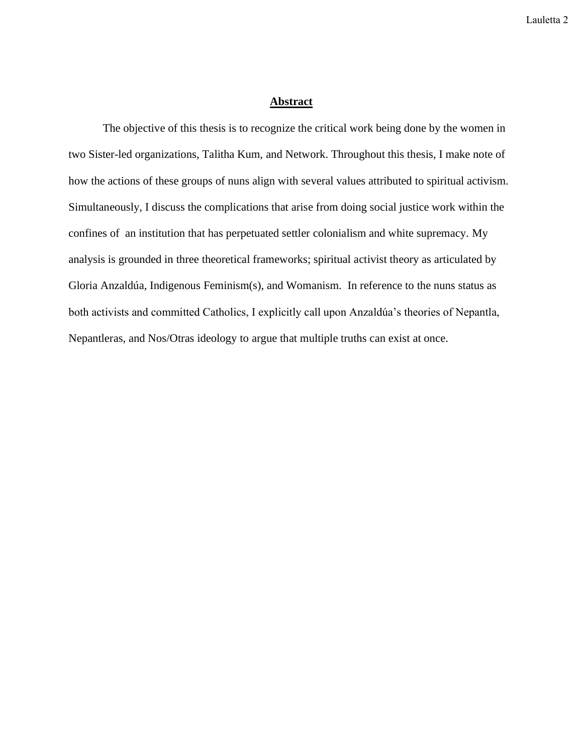# **Abstract**

The objective of this thesis is to recognize the critical work being done by the women in two Sister-led organizations, Talitha Kum, and Network. Throughout this thesis, I make note of how the actions of these groups of nuns align with several values attributed to spiritual activism. Simultaneously, I discuss the complications that arise from doing social justice work within the confines of an institution that has perpetuated settler colonialism and white supremacy. My analysis is grounded in three theoretical frameworks; spiritual activist theory as articulated by Gloria Anzaldúa, Indigenous Feminism(s), and Womanism. In reference to the nuns status as both activists and committed Catholics, I explicitly call upon Anzaldúa's theories of Nepantla, Nepantleras, and Nos/Otras ideology to argue that multiple truths can exist at once.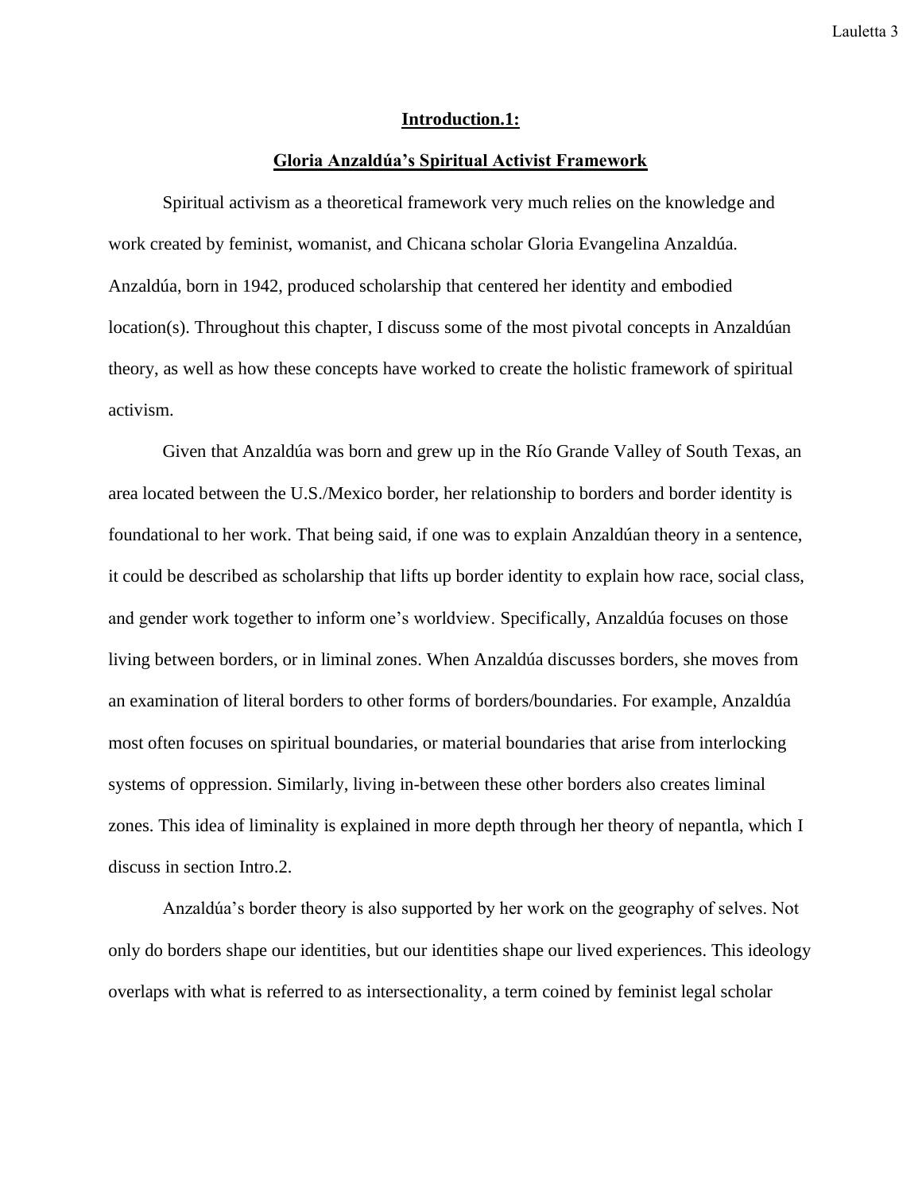## Introduction.1:

### Gloria Anzaldúa's Spiritual Activist Framework

Spiritual activism as a theoretical framework very much relies on the knowledge and work created by feminist, womanist, and Chicana scholar Gloria Evangelina Anzaldúa. Anzaldúa, born in 1942, produced scholarship that centered her identity and embodied location(s). Throughout this chapter, I discuss some of the most pivotal concepts in Anzaldúan theory, as well as how these concepts have worked to create the holistic framework of spiritual activism.

Given that Anzaldúa was born and grew up in the Río Grande Valley of South Texas, an area located between the U.S./Mexico border, her relationship to borders and border identity is foundational to her work. That being said, if one was to explain Anzaldúan theory in a sentence, it could be described as scholarship that lifts up border identity to explain how race, social class, and gender work together to inform one's worldview. Specifically, Anzaldúa focuses on those living between borders, or in liminal zones. When Anzaldúa discusses borders, she moves from an examination of literal borders to other forms of borders/boundaries. For example, Anzaldúa most often focuses on spiritual boundaries, or material boundaries that arise from interlocking systems of oppression. Similarly, living in-between these other borders also creates liminal zones. This idea of liminality is explained in more depth through her theory of nepantla, which I discuss in section Intro.2.

Anzaldúa's border theory is also supported by her work on the geography of selves. Not only do borders shape our identities, but our identities shape our lived experiences. This ideology overlaps with what is referred to as intersectionality, a term coined by feminist legal scholar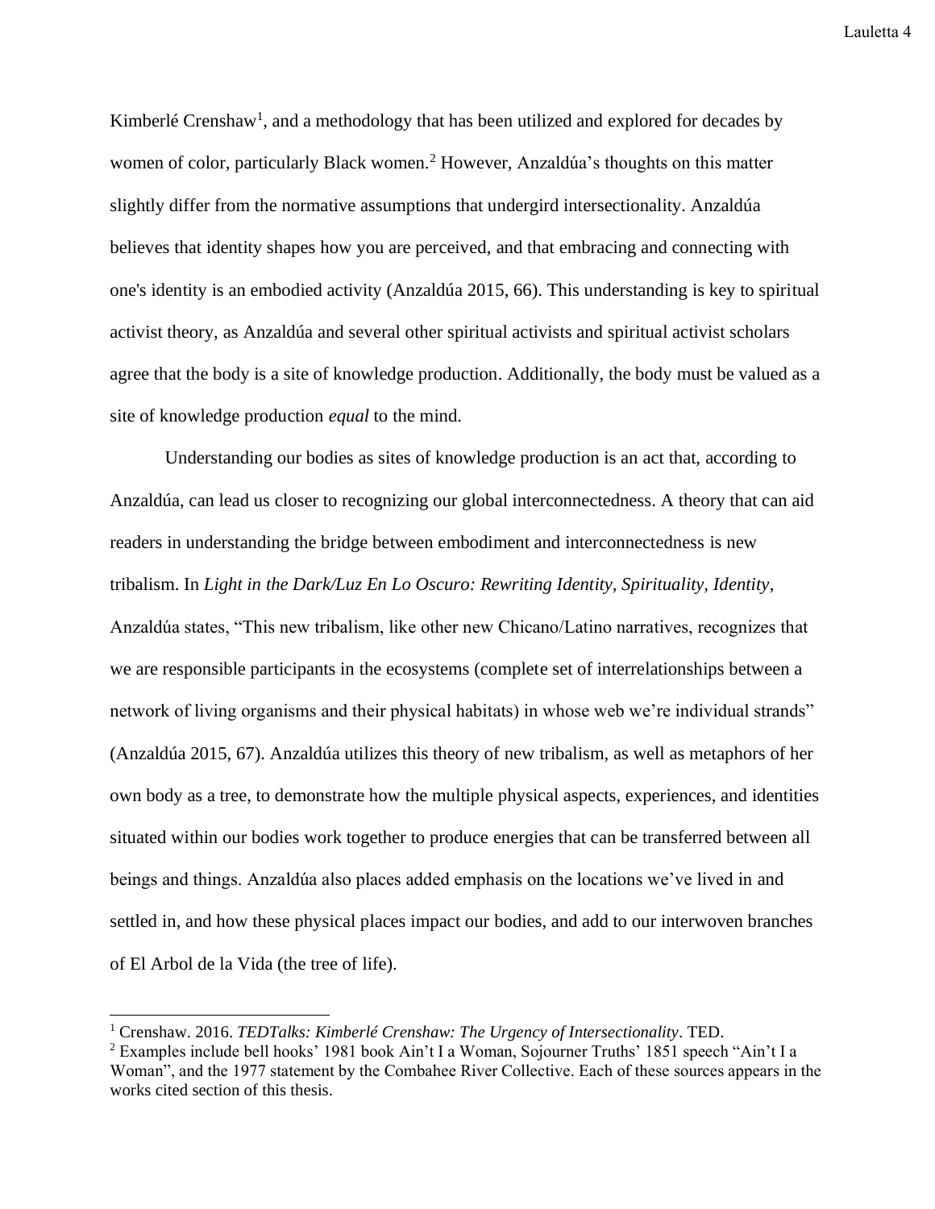Kimberlé Crenshaw[1], and a methodology that has been utilized and explored for decades by women of color, particularly Black women.[2] However, Anzaldúa's thoughts on this matter slightly differ from the normative assumptions that undergird intersectionality. Anzaldúa believes that identity shapes how you are perceived, and that embracing and connecting with one's identity is an embodied activity (Anzaldúa 2015, 66). This understanding is key to spiritual activist theory, as Anzaldúa and several other spiritual activists and spiritual activist scholars agree that the body is a site of knowledge production. Additionally, the body must be valued as a site of knowledge production *equal* to the mind.

Understanding our bodies as sites of knowledge production is an act that, according to Anzaldúa, can lead us closer to recognizing our global interconnectedness. A theory that can aid readers in understanding the bridge between embodiment and interconnectedness is new tribalism. In *Light in the Dark/Luz En Lo Oscuro: Rewriting Identity, Spirituality, Identity*, Anzaldúa states, "This new tribalism, like other new Chicano/Latino narratives, recognizes that we are responsible participants in the ecosystems (complete set of interrelationships between a network of living organisms and their physical habitats) in whose web we're individual strands" (Anzaldúa 2015, 67). Anzaldúa utilizes this theory of new tribalism, as well as metaphors of her own body as a tree, to demonstrate how the multiple physical aspects, experiences, and identities situated within our bodies work together to produce energies that can be transferred between all beings and things. Anzaldúa also places added emphasis on the locations we've lived in and settled in, and how these physical places impact our bodies, and add to our interwoven branches of El Arbol de la Vida (the tree of life).

---

[1] Crenshaw. 2016. *TEDTalks: Kimberlé Crenshaw: The Urgency of Intersectionality*. TED.

[2] Examples include bell hooks' 1981 book Ain't I a Woman, Sojourner Truths' 1851 speech "Ain't I a Woman", and the 1977 statement by the Combahee River Collective. Each of these sources appears in the works cited section of this thesis.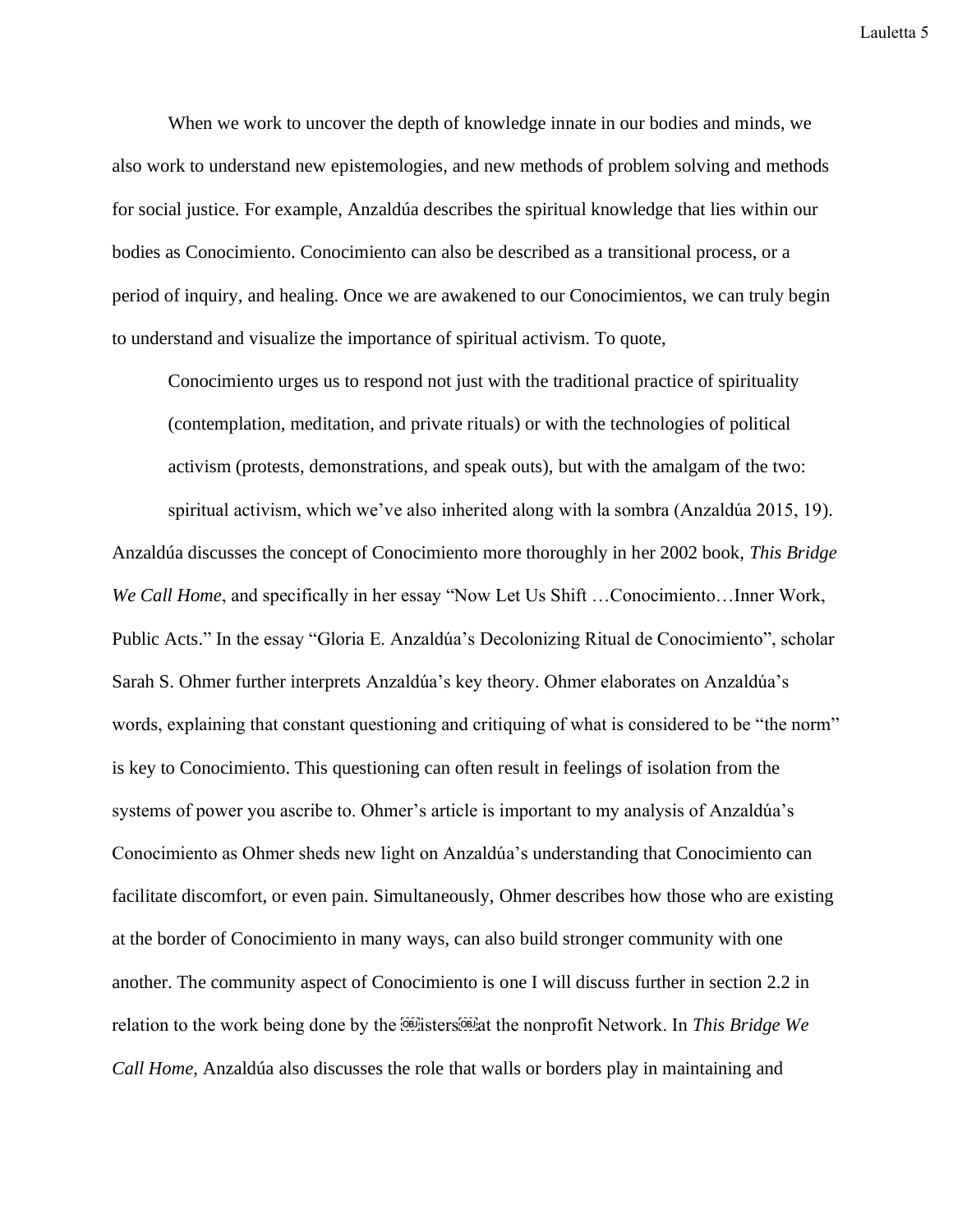When we work to uncover the depth of knowledge innate in our bodies and minds, we also work to understand new epistemologies, and new methods of problem solving and methods for social justice. For example, Anzaldúa describes the spiritual knowledge that lies within our bodies as Conocimiento. Conocimiento can also be described as a transitional process, or a period of inquiry, and healing. Once we are awakened to our Conocimientos, we can truly begin to understand and visualize the importance of spiritual activism. To quote,

> Conocimiento urges us to respond not just with the traditional practice of spirituality (contemplation, meditation, and private rituals) or with the technologies of political activism (protests, demonstrations, and speak outs), but with the amalgam of the two: spiritual activism, which we've also inherited along with la sombra (Anzaldúa 2015, 19).

Anzaldúa discusses the concept of Conocimiento more thoroughly in her 2002 book, *This Bridge We Call Home*, and specifically in her essay "Now Let Us Shift …Conocimiento…Inner Work, Public Acts." In the essay "Gloria E. Anzaldúa's Decolonizing Ritual de Conocimiento", scholar Sarah S. Ohmer further interprets Anzaldúa's key theory. Ohmer elaborates on Anzaldúa's words, explaining that constant questioning and critiquing of what is considered to be "the norm" is key to Conocimiento. This questioning can often result in feelings of isolation from the systems of power you ascribe to. Ohmer's article is important to my analysis of Anzaldúa's Conocimiento as Ohmer sheds new light on Anzaldúa's understanding that Conocimiento can facilitate discomfort, or even pain. Simultaneously, Ohmer describes how those who are existing at the border of Conocimiento in many ways, can also build stronger community with one another. The community aspect of Conocimiento is one I will discuss further in section 2.2 in relation to the work being done by the sisters at the nonprofit Network. In *This Bridge We Call Home*, Anzaldúa also discusses the role that walls or borders play in maintaining and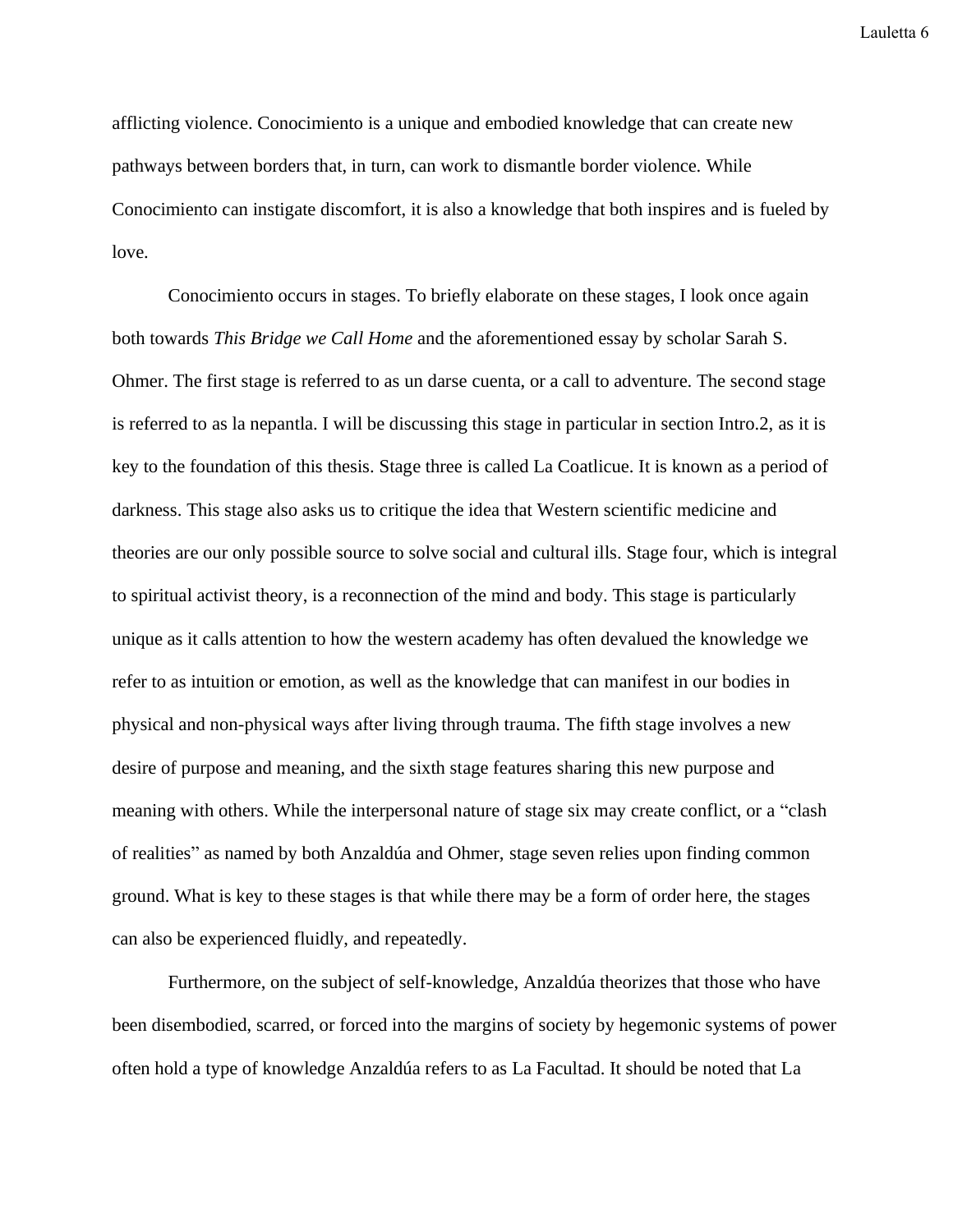afflicting violence. Conocimiento is a unique and embodied knowledge that can create new pathways between borders that, in turn, can work to dismantle border violence. While Conocimiento can instigate discomfort, it is also a knowledge that both inspires and is fueled by love.

Conocimiento occurs in stages. To briefly elaborate on these stages, I look once again both towards *This Bridge we Call Home* and the aforementioned essay by scholar Sarah S. Ohmer. The first stage is referred to as un darse cuenta, or a call to adventure. The second stage is referred to as la nepantla. I will be discussing this stage in particular in section Intro.2, as it is key to the foundation of this thesis. Stage three is called La Coatlicue. It is known as a period of darkness. This stage also asks us to critique the idea that Western scientific medicine and theories are our only possible source to solve social and cultural ills. Stage four, which is integral to spiritual activist theory, is a reconnection of the mind and body. This stage is particularly unique as it calls attention to how the western academy has often devalued the knowledge we refer to as intuition or emotion, as well as the knowledge that can manifest in our bodies in physical and non-physical ways after living through trauma. The fifth stage involves a new desire of purpose and meaning, and the sixth stage features sharing this new purpose and meaning with others. While the interpersonal nature of stage six may create conflict, or a "clash of realities" as named by both Anzaldúa and Ohmer, stage seven relies upon finding common ground. What is key to these stages is that while there may be a form of order here, the stages can also be experienced fluidly, and repeatedly.

Furthermore, on the subject of self-knowledge, Anzaldúa theorizes that those who have been disembodied, scarred, or forced into the margins of society by hegemonic systems of power often hold a type of knowledge Anzaldúa refers to as La Facultad. It should be noted that La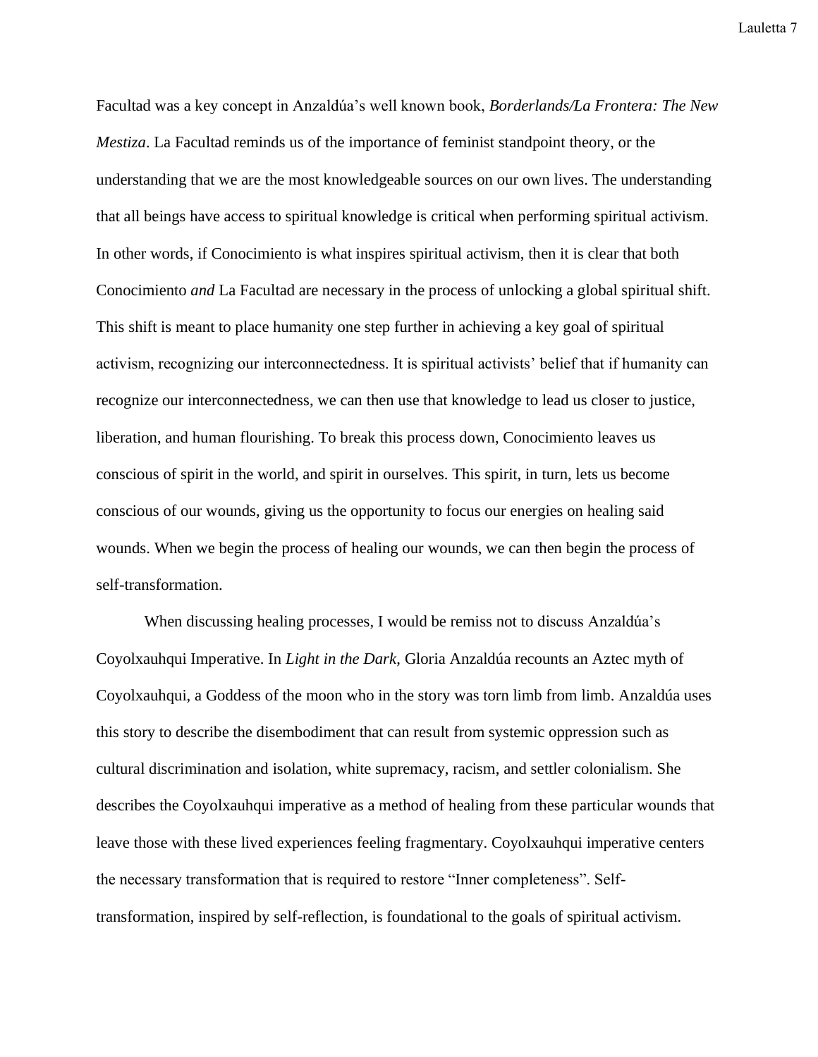Facultad was a key concept in Anzaldúa's well known book, *Borderlands/La Frontera: The New Mestiza*. La Facultad reminds us of the importance of feminist standpoint theory, or the understanding that we are the most knowledgeable sources on our own lives. The understanding that all beings have access to spiritual knowledge is critical when performing spiritual activism. In other words, if Conocimiento is what inspires spiritual activism, then it is clear that both Conocimiento *and* La Facultad are necessary in the process of unlocking a global spiritual shift. This shift is meant to place humanity one step further in achieving a key goal of spiritual activism, recognizing our interconnectedness. It is spiritual activists' belief that if humanity can recognize our interconnectedness, we can then use that knowledge to lead us closer to justice, liberation, and human flourishing. To break this process down, Conocimiento leaves us conscious of spirit in the world, and spirit in ourselves. This spirit, in turn, lets us become conscious of our wounds, giving us the opportunity to focus our energies on healing said wounds. When we begin the process of healing our wounds, we can then begin the process of self-transformation.

When discussing healing processes, I would be remiss not to discuss Anzaldúa's Coyolxauhqui Imperative. In *Light in the Dark*, Gloria Anzaldúa recounts an Aztec myth of Coyolxauhqui, a Goddess of the moon who in the story was torn limb from limb. Anzaldúa uses this story to describe the disembodiment that can result from systemic oppression such as cultural discrimination and isolation, white supremacy, racism, and settler colonialism. She describes the Coyolxauhqui imperative as a method of healing from these particular wounds that leave those with these lived experiences feeling fragmentary. Coyolxauhqui imperative centers the necessary transformation that is required to restore "Inner completeness". Self-transformation, inspired by self-reflection, is foundational to the goals of spiritual activism.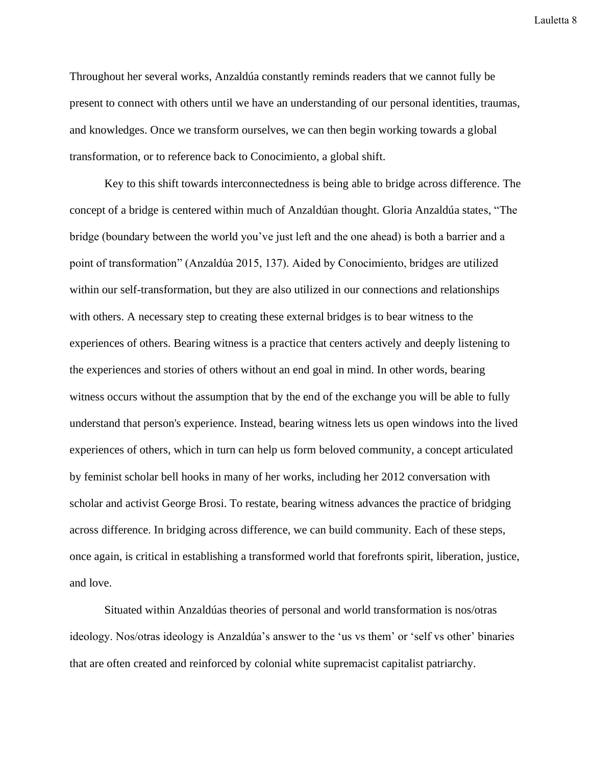Throughout her several works, Anzaldúa constantly reminds readers that we cannot fully be present to connect with others until we have an understanding of our personal identities, traumas, and knowledges. Once we transform ourselves, we can then begin working towards a global transformation, or to reference back to Conocimiento, a global shift.

Key to this shift towards interconnectedness is being able to bridge across difference. The concept of a bridge is centered within much of Anzaldúan thought. Gloria Anzaldúa states, "The bridge (boundary between the world you've just left and the one ahead) is both a barrier and a point of transformation" (Anzaldúa 2015, 137). Aided by Conocimiento, bridges are utilized within our self-transformation, but they are also utilized in our connections and relationships with others. A necessary step to creating these external bridges is to bear witness to the experiences of others. Bearing witness is a practice that centers actively and deeply listening to the experiences and stories of others without an end goal in mind. In other words, bearing witness occurs without the assumption that by the end of the exchange you will be able to fully understand that person's experience. Instead, bearing witness lets us open windows into the lived experiences of others, which in turn can help us form beloved community, a concept articulated by feminist scholar bell hooks in many of her works, including her 2012 conversation with scholar and activist George Brosi. To restate, bearing witness advances the practice of bridging across difference. In bridging across difference, we can build community. Each of these steps, once again, is critical in establishing a transformed world that forefronts spirit, liberation, justice, and love.

Situated within Anzaldúas theories of personal and world transformation is nos/otras ideology. Nos/otras ideology is Anzaldúa's answer to the 'us vs them' or 'self vs other' binaries that are often created and reinforced by colonial white supremacist capitalist patriarchy.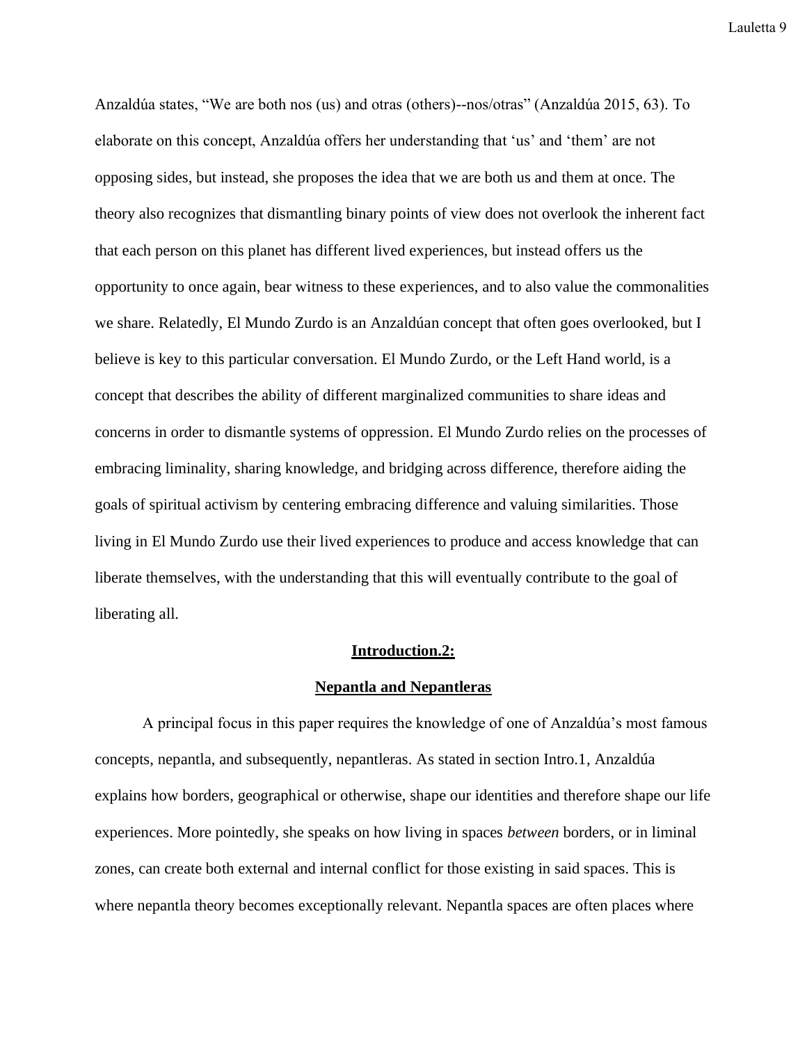Anzaldúa states, "We are both nos (us) and otras (others)--nos/otras" (Anzaldúa 2015, 63). To elaborate on this concept, Anzaldúa offers her understanding that 'us' and 'them' are not opposing sides, but instead, she proposes the idea that we are both us and them at once. The theory also recognizes that dismantling binary points of view does not overlook the inherent fact that each person on this planet has different lived experiences, but instead offers us the opportunity to once again, bear witness to these experiences, and to also value the commonalities we share. Relatedly, El Mundo Zurdo is an Anzaldúan concept that often goes overlooked, but I believe is key to this particular conversation. El Mundo Zurdo, or the Left Hand world, is a concept that describes the ability of different marginalized communities to share ideas and concerns in order to dismantle systems of oppression. El Mundo Zurdo relies on the processes of embracing liminality, sharing knowledge, and bridging across difference, therefore aiding the goals of spiritual activism by centering embracing difference and valuing similarities. Those living in El Mundo Zurdo use their lived experiences to produce and access knowledge that can liberate themselves, with the understanding that this will eventually contribute to the goal of liberating all.

## **Introduction.2:**

## **Nepantla and Nepantleras**

A principal focus in this paper requires the knowledge of one of Anzaldúa's most famous concepts, nepantla, and subsequently, nepantleras. As stated in section Intro.1, Anzaldúa explains how borders, geographical or otherwise, shape our identities and therefore shape our life experiences. More pointedly, she speaks on how living in spaces *between* borders, or in liminal zones, can create both external and internal conflict for those existing in said spaces. This is where nepantla theory becomes exceptionally relevant. Nepantla spaces are often places where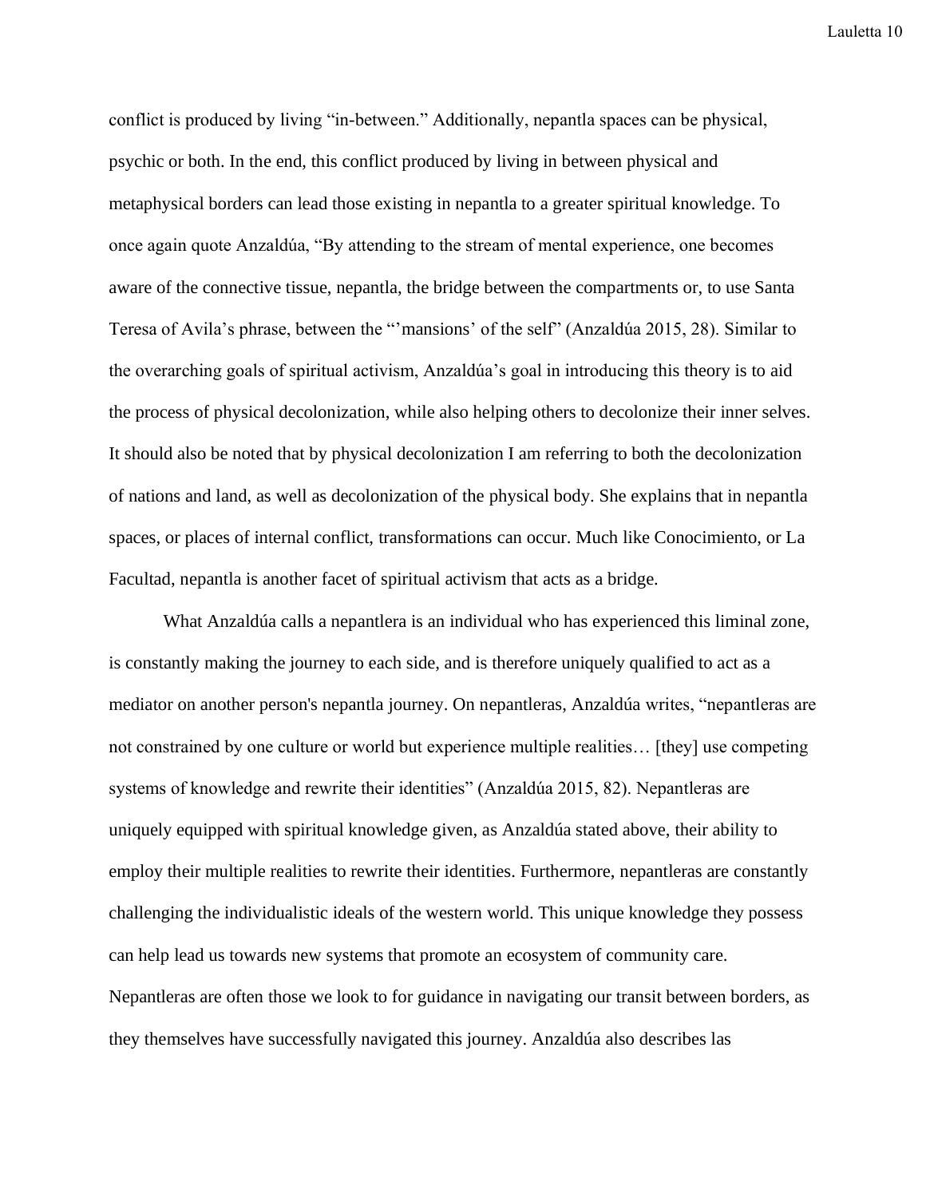conflict is produced by living "in-between." Additionally, nepantla spaces can be physical, psychic or both. In the end, this conflict produced by living in between physical and metaphysical borders can lead those existing in nepantla to a greater spiritual knowledge. To once again quote Anzaldúa, "By attending to the stream of mental experience, one becomes aware of the connective tissue, nepantla, the bridge between the compartments or, to use Santa Teresa of Avila's phrase, between the "'mansions' of the self" (Anzaldúa 2015, 28). Similar to the overarching goals of spiritual activism, Anzaldúa's goal in introducing this theory is to aid the process of physical decolonization, while also helping others to decolonize their inner selves. It should also be noted that by physical decolonization I am referring to both the decolonization of nations and land, as well as decolonization of the physical body. She explains that in nepantla spaces, or places of internal conflict, transformations can occur. Much like Conocimiento, or La Facultad, nepantla is another facet of spiritual activism that acts as a bridge.

What Anzaldúa calls a nepantlera is an individual who has experienced this liminal zone, is constantly making the journey to each side, and is therefore uniquely qualified to act as a mediator on another person's nepantla journey. On nepantleras, Anzaldúa writes, "nepantleras are not constrained by one culture or world but experience multiple realities… [they] use competing systems of knowledge and rewrite their identities" (Anzaldúa 2015, 82). Nepantleras are uniquely equipped with spiritual knowledge given, as Anzaldúa stated above, their ability to employ their multiple realities to rewrite their identities. Furthermore, nepantleras are constantly challenging the individualistic ideals of the western world. This unique knowledge they possess can help lead us towards new systems that promote an ecosystem of community care. Nepantleras are often those we look to for guidance in navigating our transit between borders, as they themselves have successfully navigated this journey. Anzaldúa also describes las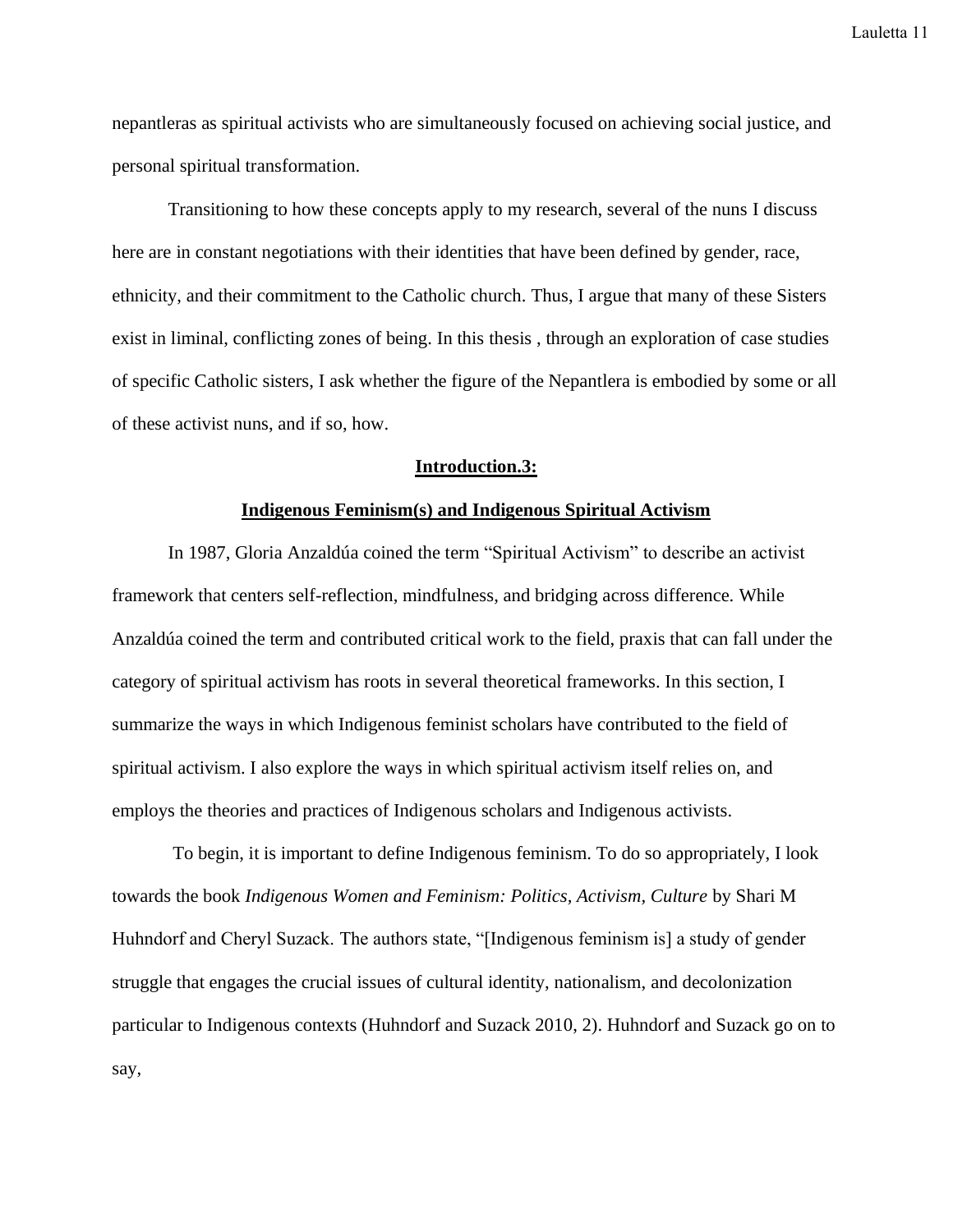nepantleras as spiritual activists who are simultaneously focused on achieving social justice, and personal spiritual transformation.

Transitioning to how these concepts apply to my research, several of the nuns I discuss here are in constant negotiations with their identities that have been defined by gender, race, ethnicity, and their commitment to the Catholic church. Thus, I argue that many of these Sisters exist in liminal, conflicting zones of being. In this thesis , through an exploration of case studies of specific Catholic sisters, I ask whether the figure of the Nepantlera is embodied by some or all of these activist nuns, and if so, how.

## Introduction.3:

## Indigenous Feminism(s) and Indigenous Spiritual Activism

In 1987, Gloria Anzaldúa coined the term "Spiritual Activism" to describe an activist framework that centers self-reflection, mindfulness, and bridging across difference. While Anzaldúa coined the term and contributed critical work to the field, praxis that can fall under the category of spiritual activism has roots in several theoretical frameworks. In this section, I summarize the ways in which Indigenous feminist scholars have contributed to the field of spiritual activism. I also explore the ways in which spiritual activism itself relies on, and employs the theories and practices of Indigenous scholars and Indigenous activists.

To begin, it is important to define Indigenous feminism. To do so appropriately, I look towards the book *Indigenous Women and Feminism: Politics, Activism, Culture* by Shari M Huhndorf and Cheryl Suzack. The authors state, "[Indigenous feminism is] a study of gender struggle that engages the crucial issues of cultural identity, nationalism, and decolonization particular to Indigenous contexts (Huhndorf and Suzack 2010, 2). Huhndorf and Suzack go on to say,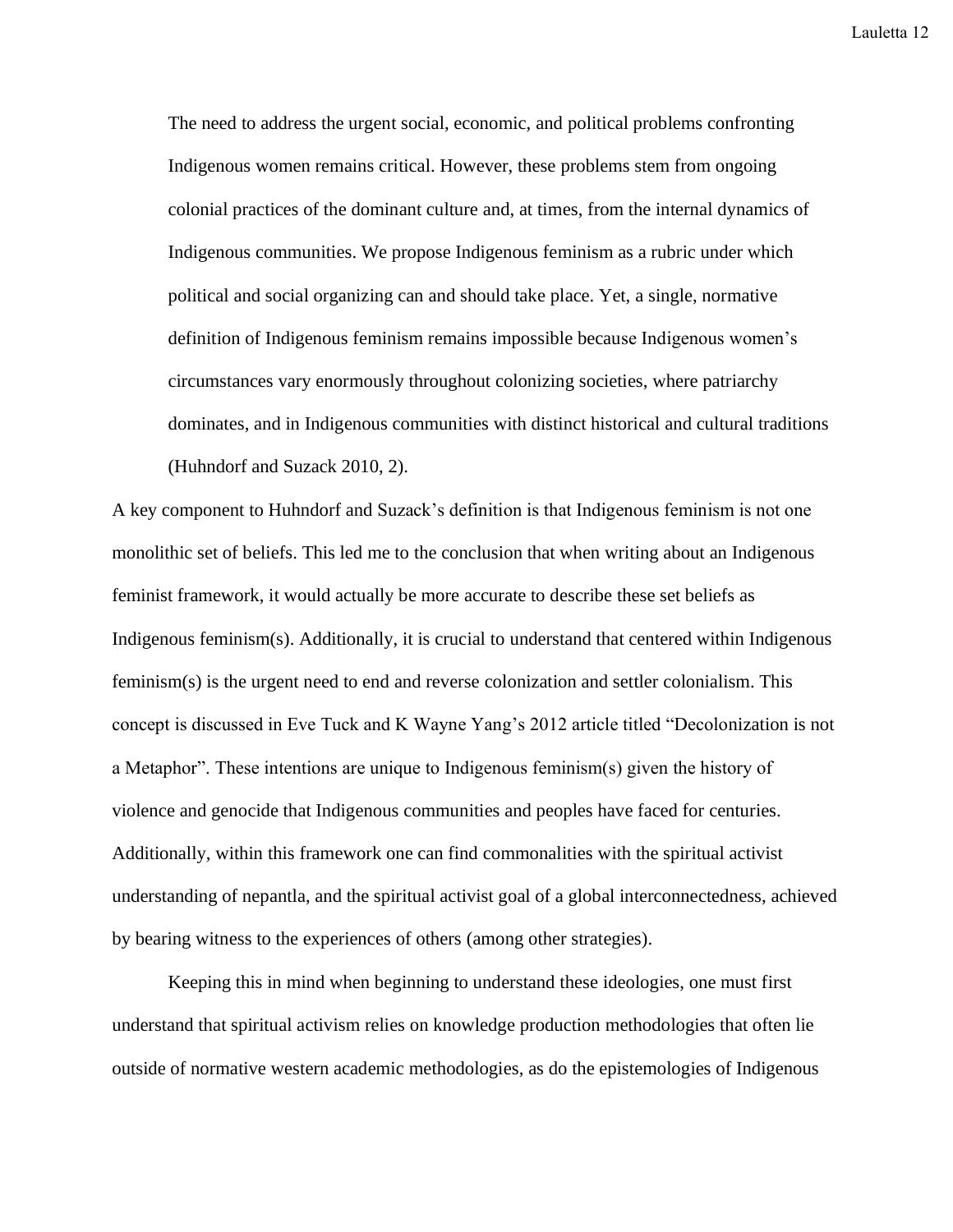> The need to address the urgent social, economic, and political problems confronting Indigenous women remains critical. However, these problems stem from ongoing colonial practices of the dominant culture and, at times, from the internal dynamics of Indigenous communities. We propose Indigenous feminism as a rubric under which political and social organizing can and should take place. Yet, a single, normative definition of Indigenous feminism remains impossible because Indigenous women's circumstances vary enormously throughout colonizing societies, where patriarchy dominates, and in Indigenous communities with distinct historical and cultural traditions (Huhndorf and Suzack 2010, 2).

A key component to Huhndorf and Suzack's definition is that Indigenous feminism is not one monolithic set of beliefs. This led me to the conclusion that when writing about an Indigenous feminist framework, it would actually be more accurate to describe these set beliefs as Indigenous feminism(s). Additionally, it is crucial to understand that centered within Indigenous feminism(s) is the urgent need to end and reverse colonization and settler colonialism. This concept is discussed in Eve Tuck and K Wayne Yang's 2012 article titled "Decolonization is not a Metaphor". These intentions are unique to Indigenous feminism(s) given the history of violence and genocide that Indigenous communities and peoples have faced for centuries. Additionally, within this framework one can find commonalities with the spiritual activist understanding of nepantla, and the spiritual activist goal of a global interconnectedness, achieved by bearing witness to the experiences of others (among other strategies).

Keeping this in mind when beginning to understand these ideologies, one must first understand that spiritual activism relies on knowledge production methodologies that often lie outside of normative western academic methodologies, as do the epistemologies of Indigenous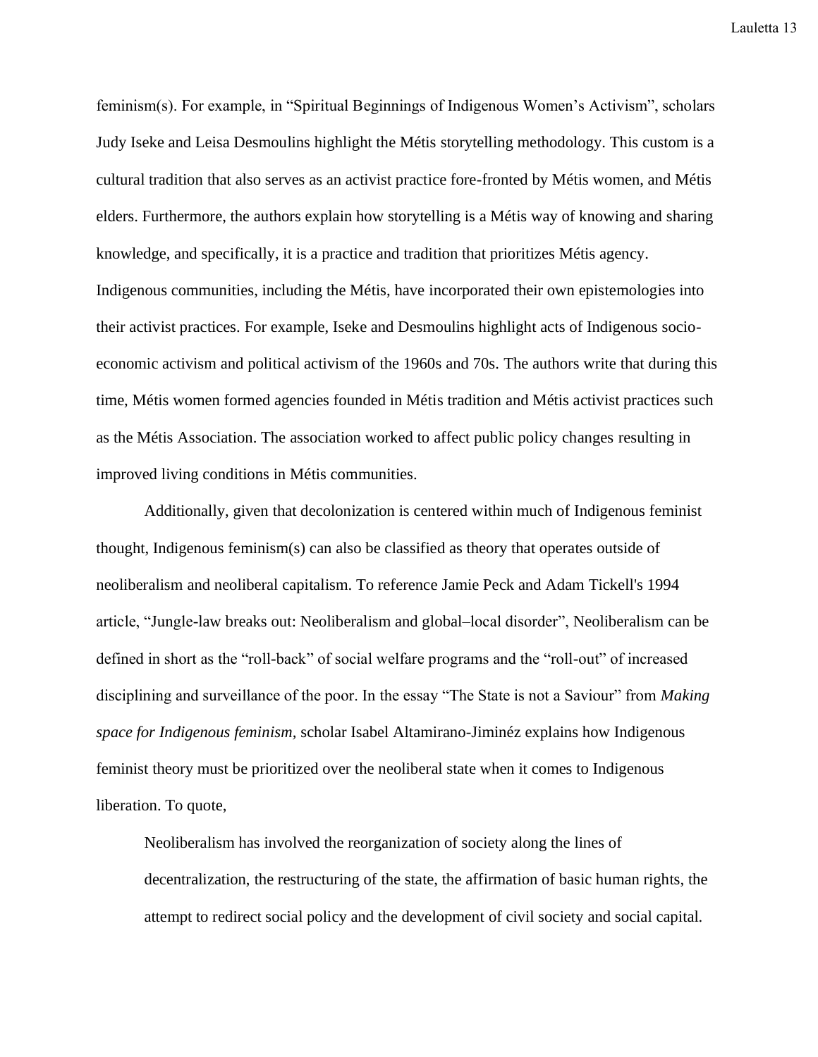feminism(s). For example, in "Spiritual Beginnings of Indigenous Women's Activism", scholars Judy Iseke and Leisa Desmoulins highlight the Métis storytelling methodology. This custom is a cultural tradition that also serves as an activist practice fore-fronted by Métis women, and Métis elders. Furthermore, the authors explain how storytelling is a Métis way of knowing and sharing knowledge, and specifically, it is a practice and tradition that prioritizes Métis agency. Indigenous communities, including the Métis, have incorporated their own epistemologies into their activist practices. For example, Iseke and Desmoulins highlight acts of Indigenous socio-economic activism and political activism of the 1960s and 70s. The authors write that during this time, Métis women formed agencies founded in Métis tradition and Métis activist practices such as the Métis Association. The association worked to affect public policy changes resulting in improved living conditions in Métis communities.

Additionally, given that decolonization is centered within much of Indigenous feminist thought, Indigenous feminism(s) can also be classified as theory that operates outside of neoliberalism and neoliberal capitalism. To reference Jamie Peck and Adam Tickell's 1994 article, "Jungle-law breaks out: Neoliberalism and global–local disorder", Neoliberalism can be defined in short as the "roll-back" of social welfare programs and the "roll-out" of increased disciplining and surveillance of the poor. In the essay "The State is not a Saviour" from *Making space for Indigenous feminism*, scholar Isabel Altamirano-Jiminéz explains how Indigenous feminist theory must be prioritized over the neoliberal state when it comes to Indigenous liberation. To quote,

> Neoliberalism has involved the reorganization of society along the lines of decentralization, the restructuring of the state, the affirmation of basic human rights, the attempt to redirect social policy and the development of civil society and social capital.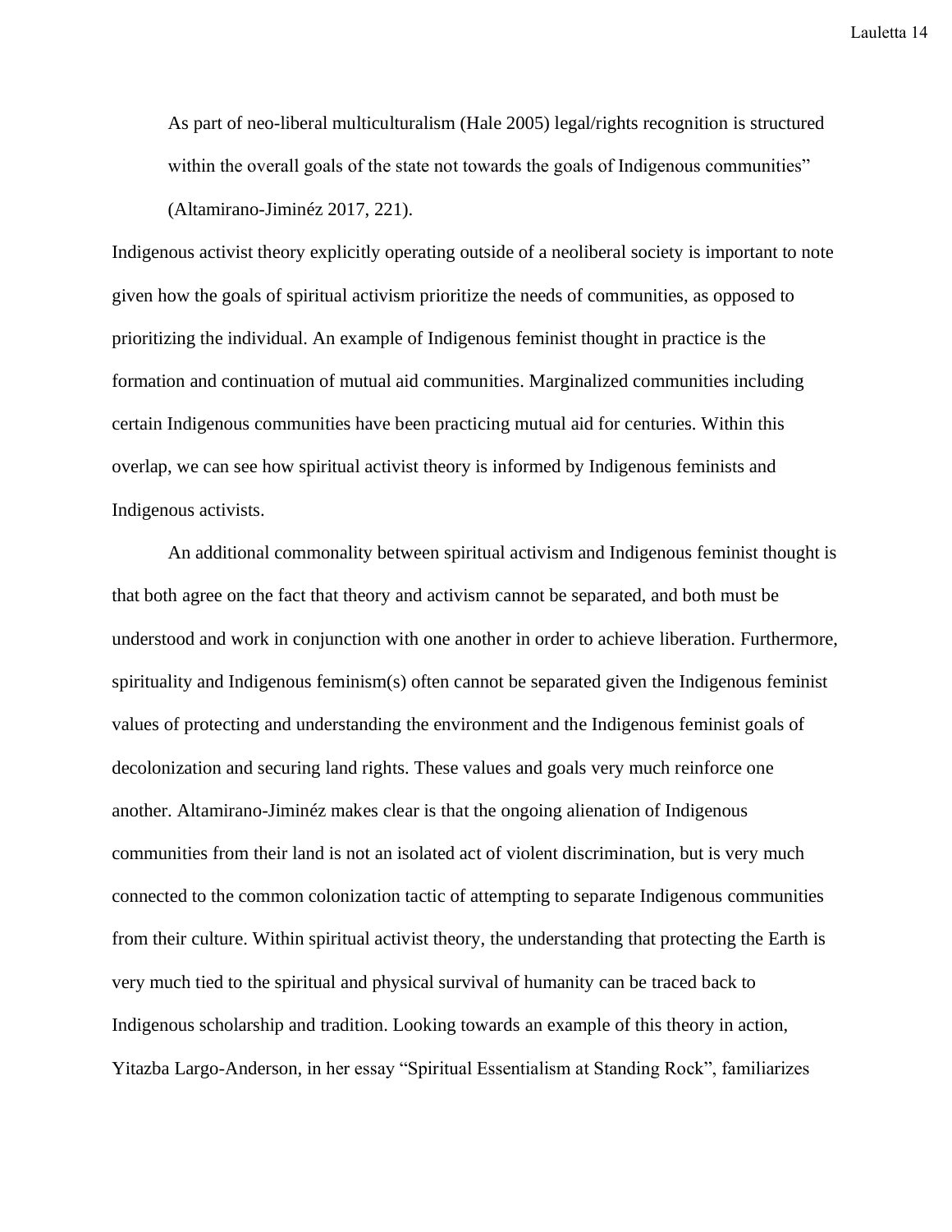> As part of neo-liberal multiculturalism (Hale 2005) legal/rights recognition is structured within the overall goals of the state not towards the goals of Indigenous communities" (Altamirano-Jiminéz 2017, 221).

Indigenous activist theory explicitly operating outside of a neoliberal society is important to note given how the goals of spiritual activism prioritize the needs of communities, as opposed to prioritizing the individual. An example of Indigenous feminist thought in practice is the formation and continuation of mutual aid communities. Marginalized communities including certain Indigenous communities have been practicing mutual aid for centuries. Within this overlap, we can see how spiritual activist theory is informed by Indigenous feminists and Indigenous activists.

An additional commonality between spiritual activism and Indigenous feminist thought is that both agree on the fact that theory and activism cannot be separated, and both must be understood and work in conjunction with one another in order to achieve liberation. Furthermore, spirituality and Indigenous feminism(s) often cannot be separated given the Indigenous feminist values of protecting and understanding the environment and the Indigenous feminist goals of decolonization and securing land rights. These values and goals very much reinforce one another. Altamirano-Jiminéz makes clear is that the ongoing alienation of Indigenous communities from their land is not an isolated act of violent discrimination, but is very much connected to the common colonization tactic of attempting to separate Indigenous communities from their culture. Within spiritual activist theory, the understanding that protecting the Earth is very much tied to the spiritual and physical survival of humanity can be traced back to Indigenous scholarship and tradition. Looking towards an example of this theory in action, Yitazba Largo-Anderson, in her essay "Spiritual Essentialism at Standing Rock", familiarizes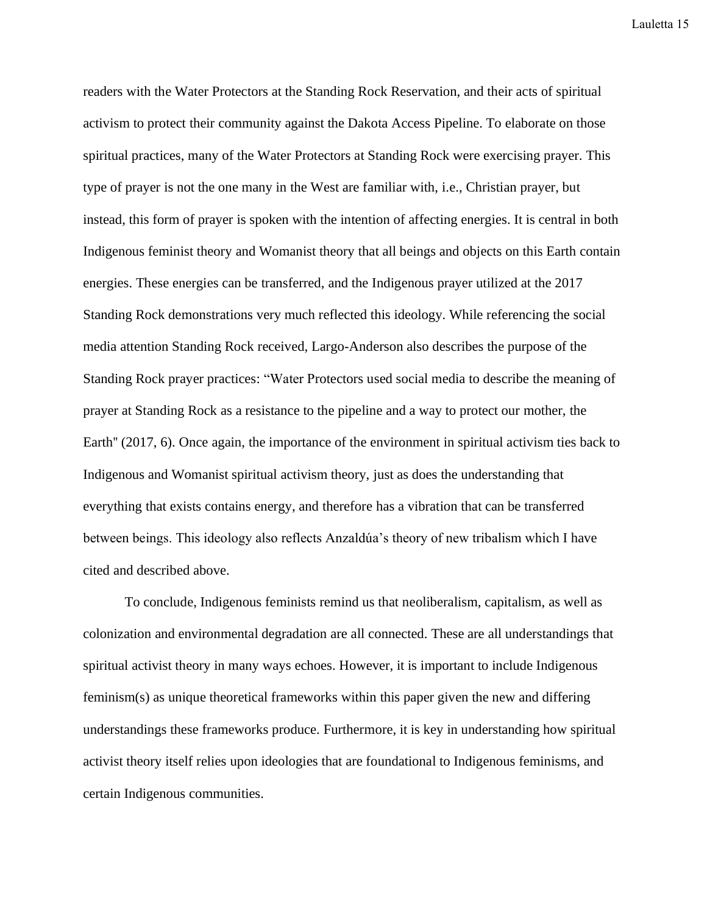readers with the Water Protectors at the Standing Rock Reservation, and their acts of spiritual activism to protect their community against the Dakota Access Pipeline. To elaborate on those spiritual practices, many of the Water Protectors at Standing Rock were exercising prayer. This type of prayer is not the one many in the West are familiar with, i.e., Christian prayer, but instead, this form of prayer is spoken with the intention of affecting energies. It is central in both Indigenous feminist theory and Womanist theory that all beings and objects on this Earth contain energies. These energies can be transferred, and the Indigenous prayer utilized at the 2017 Standing Rock demonstrations very much reflected this ideology. While referencing the social media attention Standing Rock received, Largo-Anderson also describes the purpose of the Standing Rock prayer practices: "Water Protectors used social media to describe the meaning of prayer at Standing Rock as a resistance to the pipeline and a way to protect our mother, the Earth" (2017, 6). Once again, the importance of the environment in spiritual activism ties back to Indigenous and Womanist spiritual activism theory, just as does the understanding that everything that exists contains energy, and therefore has a vibration that can be transferred between beings. This ideology also reflects Anzaldúa's theory of new tribalism which I have cited and described above.

To conclude, Indigenous feminists remind us that neoliberalism, capitalism, as well as colonization and environmental degradation are all connected. These are all understandings that spiritual activist theory in many ways echoes. However, it is important to include Indigenous feminism(s) as unique theoretical frameworks within this paper given the new and differing understandings these frameworks produce. Furthermore, it is key in understanding how spiritual activist theory itself relies upon ideologies that are foundational to Indigenous feminisms, and certain Indigenous communities.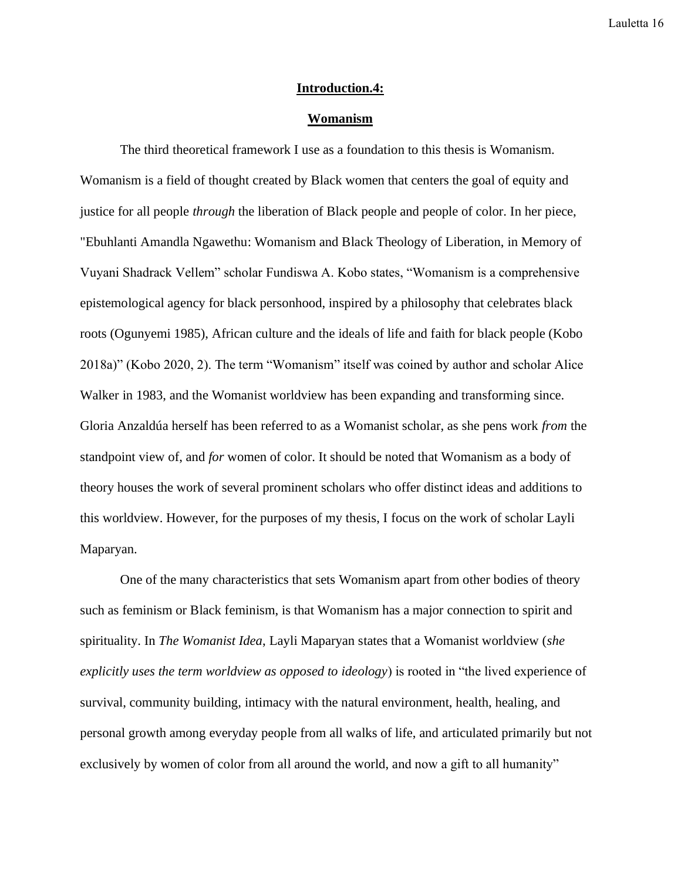## **Introduction.4:**

## **Womanism**

The third theoretical framework I use as a foundation to this thesis is Womanism. Womanism is a field of thought created by Black women that centers the goal of equity and justice for all people *through* the liberation of Black people and people of color. In her piece, "Ebuhlanti Amandla Ngawethu: Womanism and Black Theology of Liberation, in Memory of Vuyani Shadrack Vellem" scholar Fundiswa A. Kobo states, "Womanism is a comprehensive epistemological agency for black personhood, inspired by a philosophy that celebrates black roots (Ogunyemi 1985), African culture and the ideals of life and faith for black people (Kobo 2018a)" (Kobo 2020, 2). The term "Womanism" itself was coined by author and scholar Alice Walker in 1983, and the Womanist worldview has been expanding and transforming since. Gloria Anzaldúa herself has been referred to as a Womanist scholar, as she pens work *from* the standpoint view of, and *for* women of color. It should be noted that Womanism as a body of theory houses the work of several prominent scholars who offer distinct ideas and additions to this worldview. However, for the purposes of my thesis, I focus on the work of scholar Layli Maparyan.

One of the many characteristics that sets Womanism apart from other bodies of theory such as feminism or Black feminism, is that Womanism has a major connection to spirit and spirituality. In *The Womanist Idea,* Layli Maparyan states that a Womanist worldview (*she explicitly uses the term worldview as opposed to ideology*) is rooted in "the lived experience of survival, community building, intimacy with the natural environment, health, healing, and personal growth among everyday people from all walks of life, and articulated primarily but not exclusively by women of color from all around the world, and now a gift to all humanity"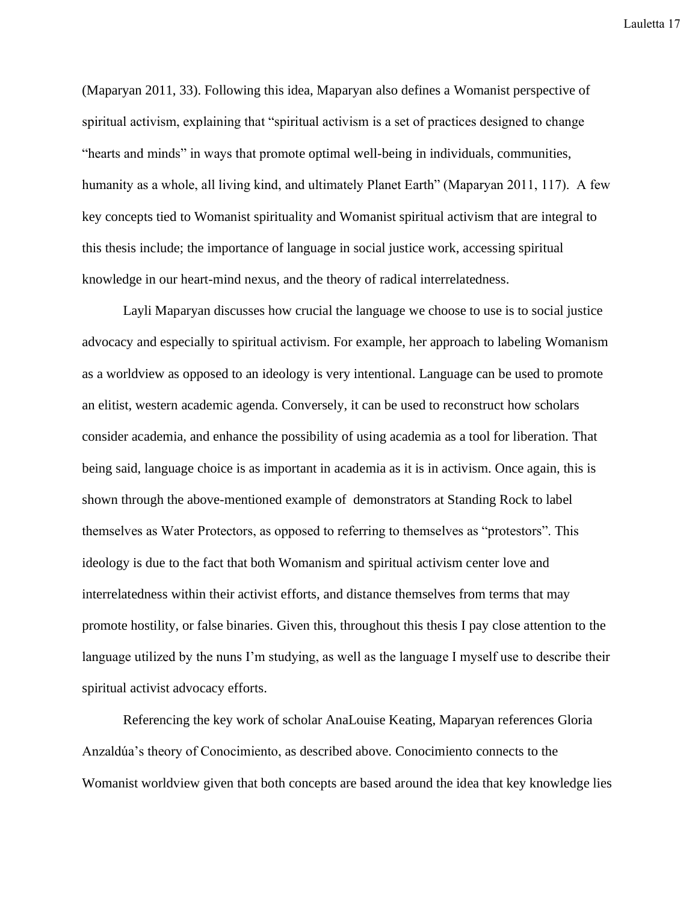(Maparyan 2011, 33). Following this idea, Maparyan also defines a Womanist perspective of spiritual activism, explaining that "spiritual activism is a set of practices designed to change "hearts and minds" in ways that promote optimal well-being in individuals, communities, humanity as a whole, all living kind, and ultimately Planet Earth" (Maparyan 2011, 117). A few key concepts tied to Womanist spirituality and Womanist spiritual activism that are integral to this thesis include; the importance of language in social justice work, accessing spiritual knowledge in our heart-mind nexus, and the theory of radical interrelatedness.

Layli Maparyan discusses how crucial the language we choose to use is to social justice advocacy and especially to spiritual activism. For example, her approach to labeling Womanism as a worldview as opposed to an ideology is very intentional. Language can be used to promote an elitist, western academic agenda. Conversely, it can be used to reconstruct how scholars consider academia, and enhance the possibility of using academia as a tool for liberation. That being said, language choice is as important in academia as it is in activism. Once again, this is shown through the above-mentioned example of demonstrators at Standing Rock to label themselves as Water Protectors, as opposed to referring to themselves as "protestors". This ideology is due to the fact that both Womanism and spiritual activism center love and interrelatedness within their activist efforts, and distance themselves from terms that may promote hostility, or false binaries. Given this, throughout this thesis I pay close attention to the language utilized by the nuns I'm studying, as well as the language I myself use to describe their spiritual activist advocacy efforts.

Referencing the key work of scholar AnaLouise Keating, Maparyan references Gloria Anzaldúa's theory of Conocimiento, as described above. Conocimiento connects to the Womanist worldview given that both concepts are based around the idea that key knowledge lies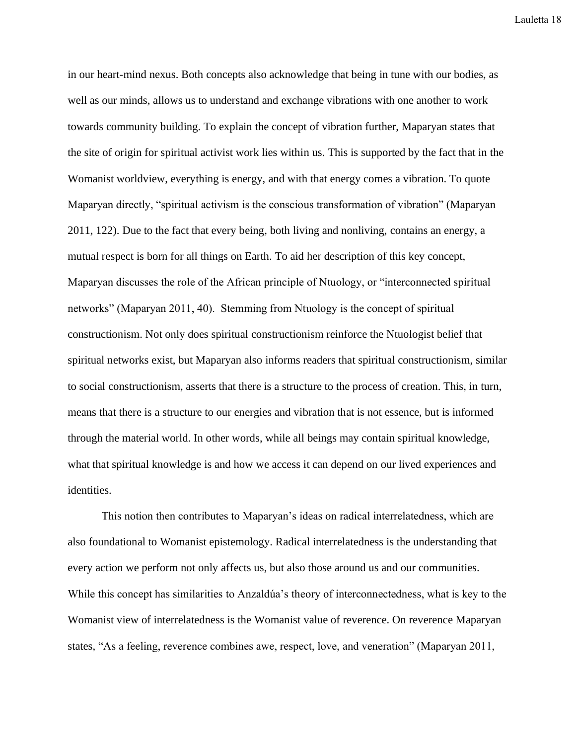in our heart-mind nexus. Both concepts also acknowledge that being in tune with our bodies, as well as our minds, allows us to understand and exchange vibrations with one another to work towards community building. To explain the concept of vibration further, Maparyan states that the site of origin for spiritual activist work lies within us. This is supported by the fact that in the Womanist worldview, everything is energy, and with that energy comes a vibration. To quote Maparyan directly, "spiritual activism is the conscious transformation of vibration" (Maparyan 2011, 122). Due to the fact that every being, both living and nonliving, contains an energy, a mutual respect is born for all things on Earth. To aid her description of this key concept, Maparyan discusses the role of the African principle of Ntuology, or "interconnected spiritual networks" (Maparyan 2011, 40). Stemming from Ntuology is the concept of spiritual constructionism. Not only does spiritual constructionism reinforce the Ntuologist belief that spiritual networks exist, but Maparyan also informs readers that spiritual constructionism, similar to social constructionism, asserts that there is a structure to the process of creation. This, in turn, means that there is a structure to our energies and vibration that is not essence, but is informed through the material world. In other words, while all beings may contain spiritual knowledge, what that spiritual knowledge is and how we access it can depend on our lived experiences and identities.

This notion then contributes to Maparyan's ideas on radical interrelatedness, which are also foundational to Womanist epistemology. Radical interrelatedness is the understanding that every action we perform not only affects us, but also those around us and our communities. While this concept has similarities to Anzaldúa's theory of interconnectedness, what is key to the Womanist view of interrelatedness is the Womanist value of reverence. On reverence Maparyan states, "As a feeling, reverence combines awe, respect, love, and veneration" (Maparyan 2011,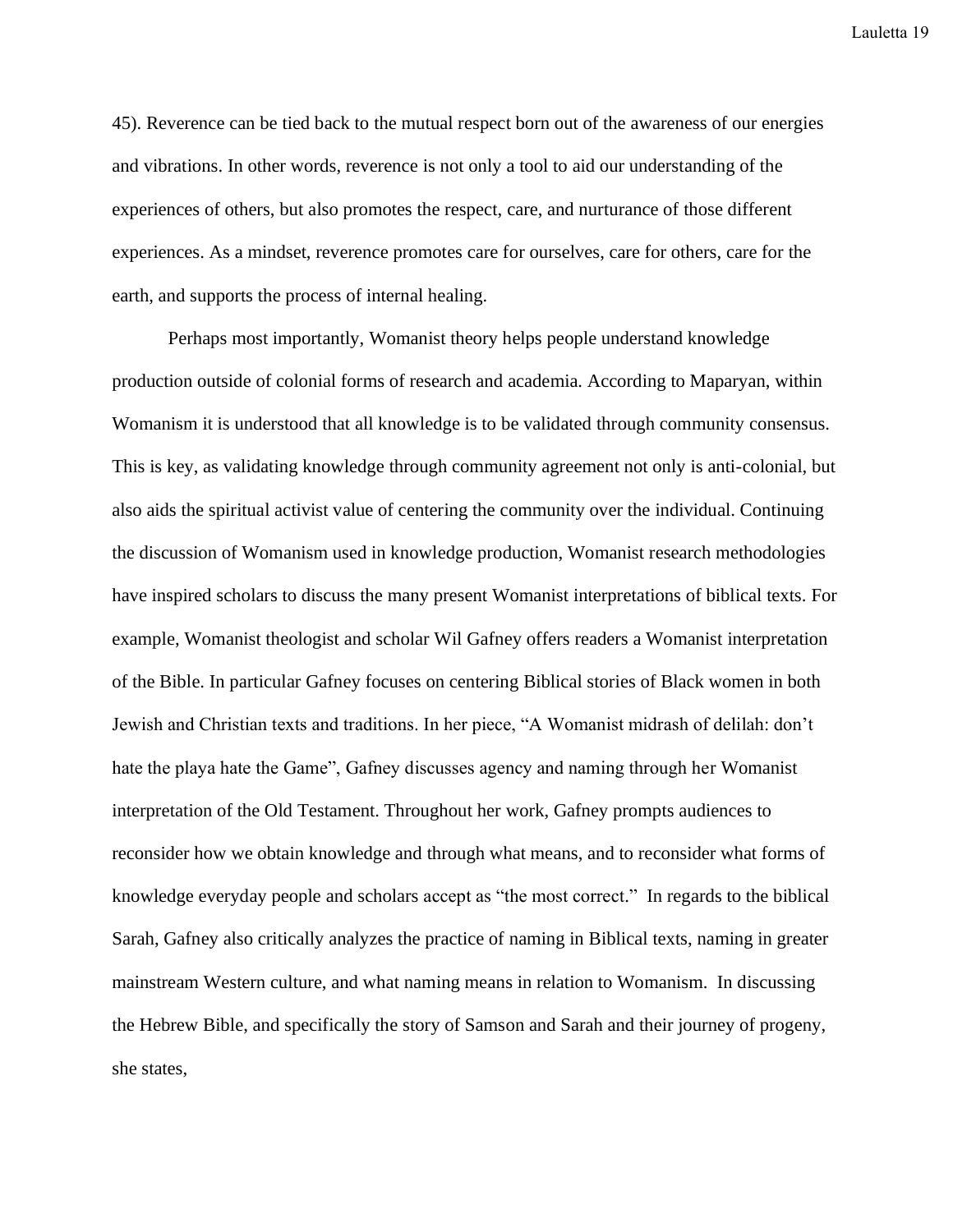45). Reverence can be tied back to the mutual respect born out of the awareness of our energies and vibrations. In other words, reverence is not only a tool to aid our understanding of the experiences of others, but also promotes the respect, care, and nurturance of those different experiences. As a mindset, reverence promotes care for ourselves, care for others, care for the earth, and supports the process of internal healing.

Perhaps most importantly, Womanist theory helps people understand knowledge production outside of colonial forms of research and academia. According to Maparyan, within Womanism it is understood that all knowledge is to be validated through community consensus. This is key, as validating knowledge through community agreement not only is anti-colonial, but also aids the spiritual activist value of centering the community over the individual. Continuing the discussion of Womanism used in knowledge production, Womanist research methodologies have inspired scholars to discuss the many present Womanist interpretations of biblical texts. For example, Womanist theologist and scholar Wil Gafney offers readers a Womanist interpretation of the Bible. In particular Gafney focuses on centering Biblical stories of Black women in both Jewish and Christian texts and traditions. In her piece, "A Womanist midrash of delilah: don't hate the playa hate the Game", Gafney discusses agency and naming through her Womanist interpretation of the Old Testament. Throughout her work, Gafney prompts audiences to reconsider how we obtain knowledge and through what means, and to reconsider what forms of knowledge everyday people and scholars accept as "the most correct." In regards to the biblical Sarah, Gafney also critically analyzes the practice of naming in Biblical texts, naming in greater mainstream Western culture, and what naming means in relation to Womanism. In discussing the Hebrew Bible, and specifically the story of Samson and Sarah and their journey of progeny, she states,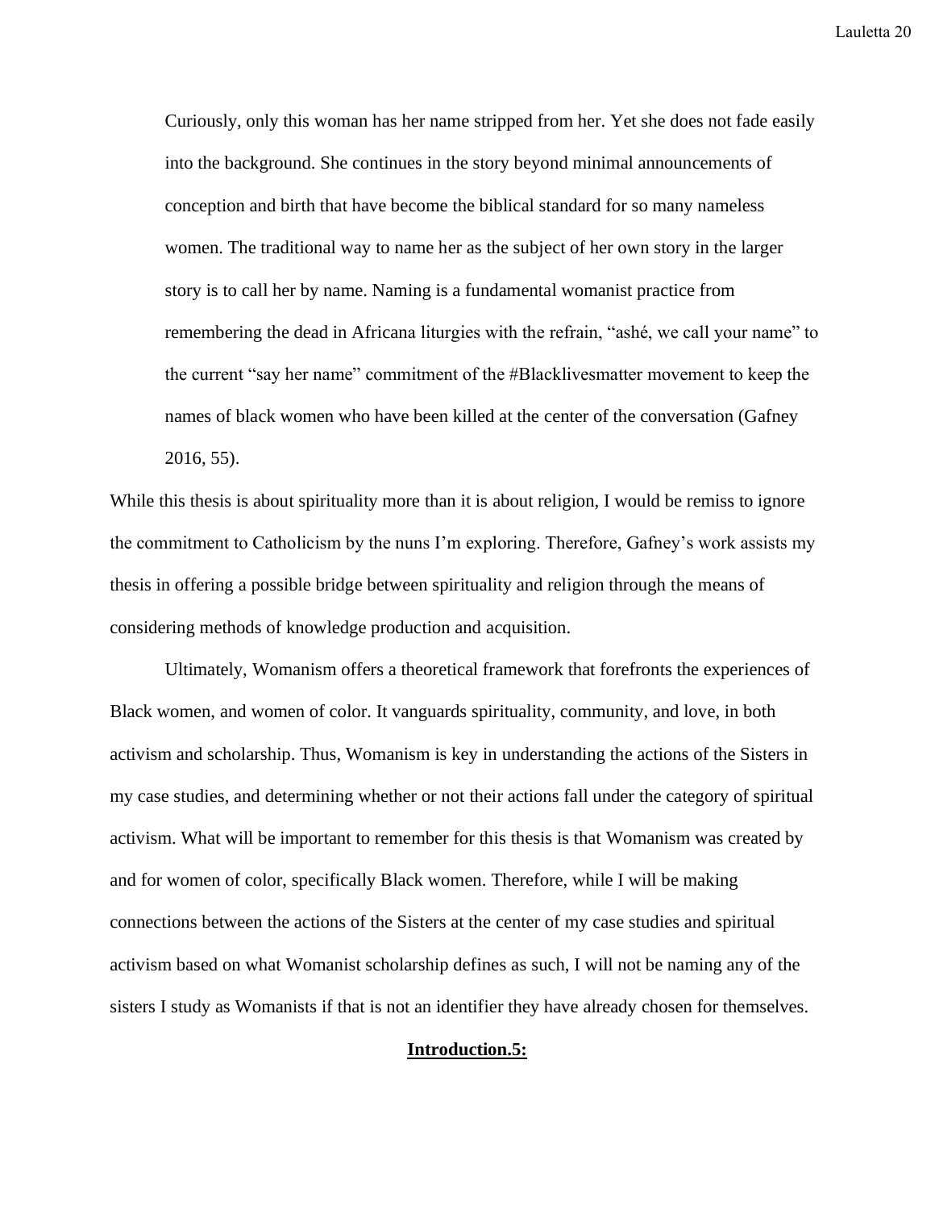> Curiously, only this woman has her name stripped from her. Yet she does not fade easily into the background. She continues in the story beyond minimal announcements of conception and birth that have become the biblical standard for so many nameless women. The traditional way to name her as the subject of her own story in the larger story is to call her by name. Naming is a fundamental womanist practice from remembering the dead in Africana liturgies with the refrain, "ashé, we call your name" to the current "say her name" commitment of the #Blacklivesmatter movement to keep the names of black women who have been killed at the center of the conversation (Gafney 2016, 55).

While this thesis is about spirituality more than it is about religion, I would be remiss to ignore the commitment to Catholicism by the nuns I'm exploring. Therefore, Gafney's work assists my thesis in offering a possible bridge between spirituality and religion through the means of considering methods of knowledge production and acquisition.

Ultimately, Womanism offers a theoretical framework that forefronts the experiences of Black women, and women of color. It vanguards spirituality, community, and love, in both activism and scholarship. Thus, Womanism is key in understanding the actions of the Sisters in my case studies, and determining whether or not their actions fall under the category of spiritual activism. What will be important to remember for this thesis is that Womanism was created by and for women of color, specifically Black women. Therefore, while I will be making connections between the actions of the Sisters at the center of my case studies and spiritual activism based on what Womanist scholarship defines as such, I will not be naming any of the sisters I study as Womanists if that is not an identifier they have already chosen for themselves.

## **Introduction.5:**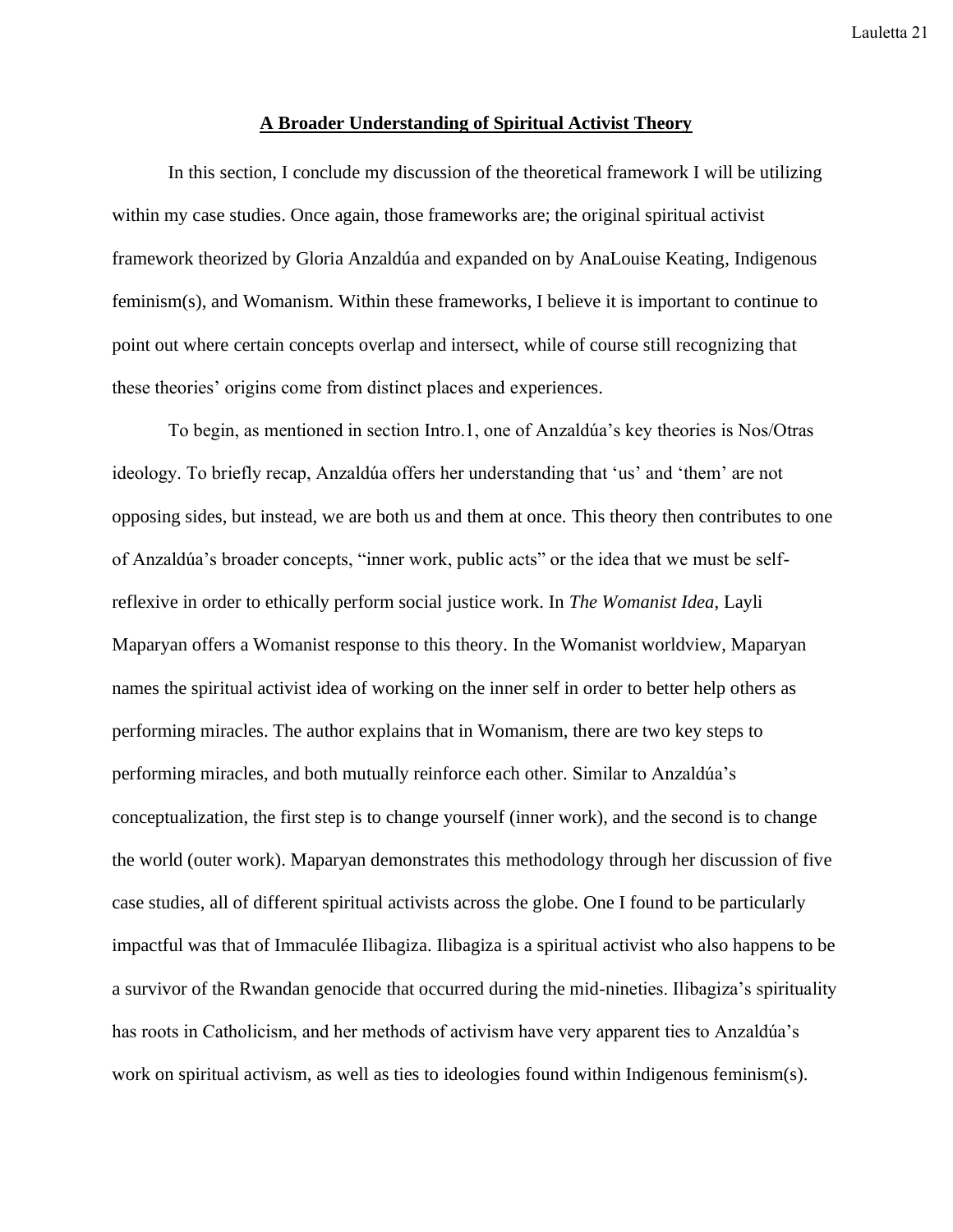## A Broader Understanding of Spiritual Activist Theory

In this section, I conclude my discussion of the theoretical framework I will be utilizing within my case studies. Once again, those frameworks are; the original spiritual activist framework theorized by Gloria Anzaldúa and expanded on by AnaLouise Keating, Indigenous feminism(s), and Womanism. Within these frameworks, I believe it is important to continue to point out where certain concepts overlap and intersect, while of course still recognizing that these theories' origins come from distinct places and experiences.

To begin, as mentioned in section Intro.1, one of Anzaldúa's key theories is Nos/Otras ideology. To briefly recap, Anzaldúa offers her understanding that 'us' and 'them' are not opposing sides, but instead, we are both us and them at once. This theory then contributes to one of Anzaldúa's broader concepts, "inner work, public acts" or the idea that we must be self-reflexive in order to ethically perform social justice work. In *The Womanist Idea*, Layli Maparyan offers a Womanist response to this theory. In the Womanist worldview, Maparyan names the spiritual activist idea of working on the inner self in order to better help others as performing miracles. The author explains that in Womanism, there are two key steps to performing miracles, and both mutually reinforce each other. Similar to Anzaldúa's conceptualization, the first step is to change yourself (inner work), and the second is to change the world (outer work). Maparyan demonstrates this methodology through her discussion of five case studies, all of different spiritual activists across the globe. One I found to be particularly impactful was that of Immaculée Ilibagiza. Ilibagiza is a spiritual activist who also happens to be a survivor of the Rwandan genocide that occurred during the mid-nineties. Ilibagiza's spirituality has roots in Catholicism, and her methods of activism have very apparent ties to Anzaldúa's work on spiritual activism, as well as ties to ideologies found within Indigenous feminism(s).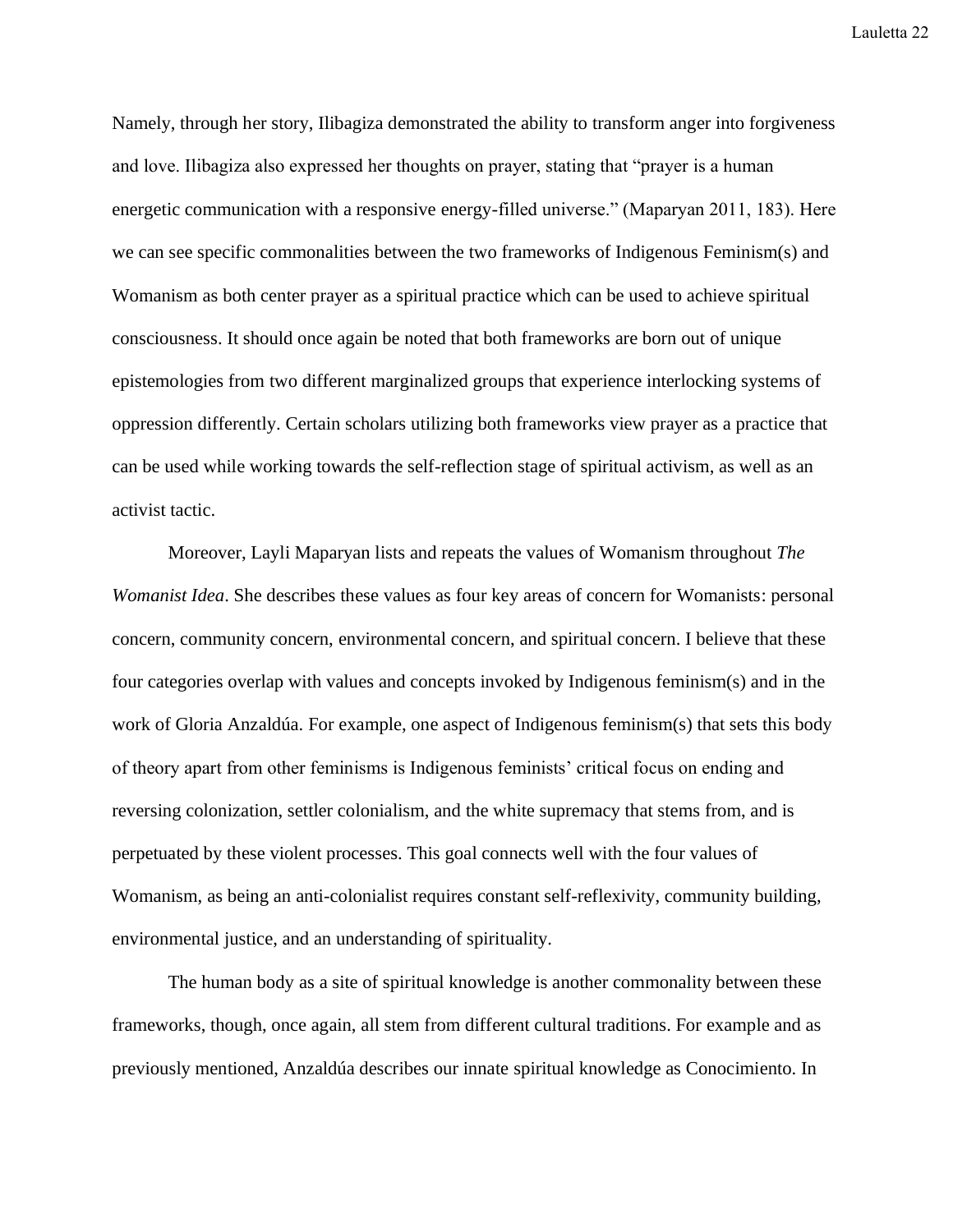Namely, through her story, Ilibagiza demonstrated the ability to transform anger into forgiveness and love. Ilibagiza also expressed her thoughts on prayer, stating that "prayer is a human energetic communication with a responsive energy-filled universe." (Maparyan 2011, 183). Here we can see specific commonalities between the two frameworks of Indigenous Feminism(s) and Womanism as both center prayer as a spiritual practice which can be used to achieve spiritual consciousness. It should once again be noted that both frameworks are born out of unique epistemologies from two different marginalized groups that experience interlocking systems of oppression differently. Certain scholars utilizing both frameworks view prayer as a practice that can be used while working towards the self-reflection stage of spiritual activism, as well as an activist tactic.

Moreover, Layli Maparyan lists and repeats the values of Womanism throughout *The Womanist Idea*. She describes these values as four key areas of concern for Womanists: personal concern, community concern, environmental concern, and spiritual concern. I believe that these four categories overlap with values and concepts invoked by Indigenous feminism(s) and in the work of Gloria Anzaldúa. For example, one aspect of Indigenous feminism(s) that sets this body of theory apart from other feminisms is Indigenous feminists' critical focus on ending and reversing colonization, settler colonialism, and the white supremacy that stems from, and is perpetuated by these violent processes. This goal connects well with the four values of Womanism, as being an anti-colonialist requires constant self-reflexivity, community building, environmental justice, and an understanding of spirituality.

The human body as a site of spiritual knowledge is another commonality between these frameworks, though, once again, all stem from different cultural traditions. For example and as previously mentioned, Anzaldúa describes our innate spiritual knowledge as Conocimiento. In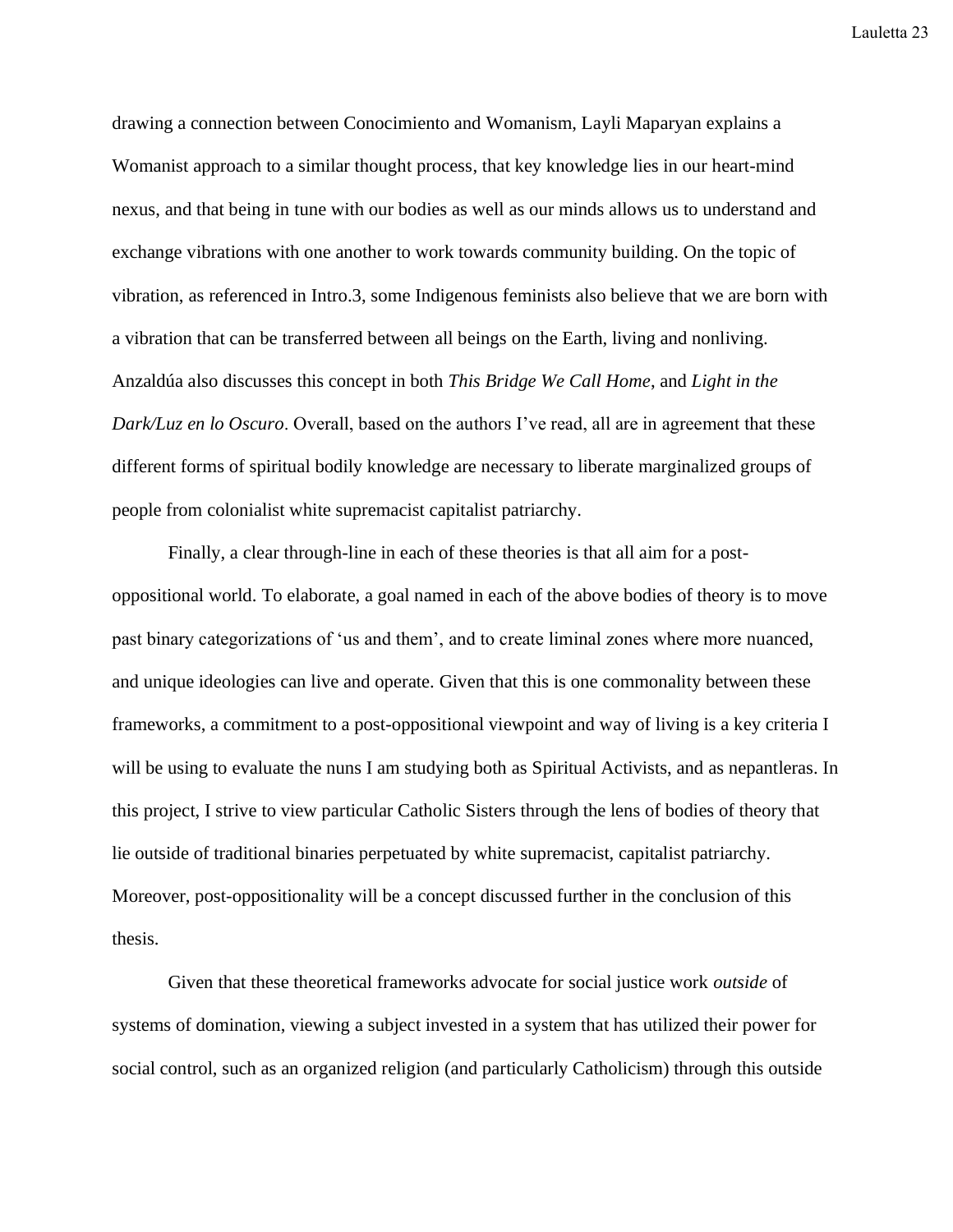drawing a connection between Conocimiento and Womanism, Layli Maparyan explains a Womanist approach to a similar thought process, that key knowledge lies in our heart-mind nexus, and that being in tune with our bodies as well as our minds allows us to understand and exchange vibrations with one another to work towards community building. On the topic of vibration, as referenced in Intro.3, some Indigenous feminists also believe that we are born with a vibration that can be transferred between all beings on the Earth, living and nonliving. Anzaldúa also discusses this concept in both *This Bridge We Call Home*, and *Light in the Dark/Luz en lo Oscuro*. Overall, based on the authors I've read, all are in agreement that these different forms of spiritual bodily knowledge are necessary to liberate marginalized groups of people from colonialist white supremacist capitalist patriarchy.

Finally, a clear through-line in each of these theories is that all aim for a post-oppositional world. To elaborate, a goal named in each of the above bodies of theory is to move past binary categorizations of 'us and them', and to create liminal zones where more nuanced, and unique ideologies can live and operate. Given that this is one commonality between these frameworks, a commitment to a post-oppositional viewpoint and way of living is a key criteria I will be using to evaluate the nuns I am studying both as Spiritual Activists, and as nepantleras. In this project, I strive to view particular Catholic Sisters through the lens of bodies of theory that lie outside of traditional binaries perpetuated by white supremacist, capitalist patriarchy. Moreover, post-oppositionality will be a concept discussed further in the conclusion of this thesis.

Given that these theoretical frameworks advocate for social justice work *outside* of systems of domination, viewing a subject invested in a system that has utilized their power for social control, such as an organized religion (and particularly Catholicism) through this outside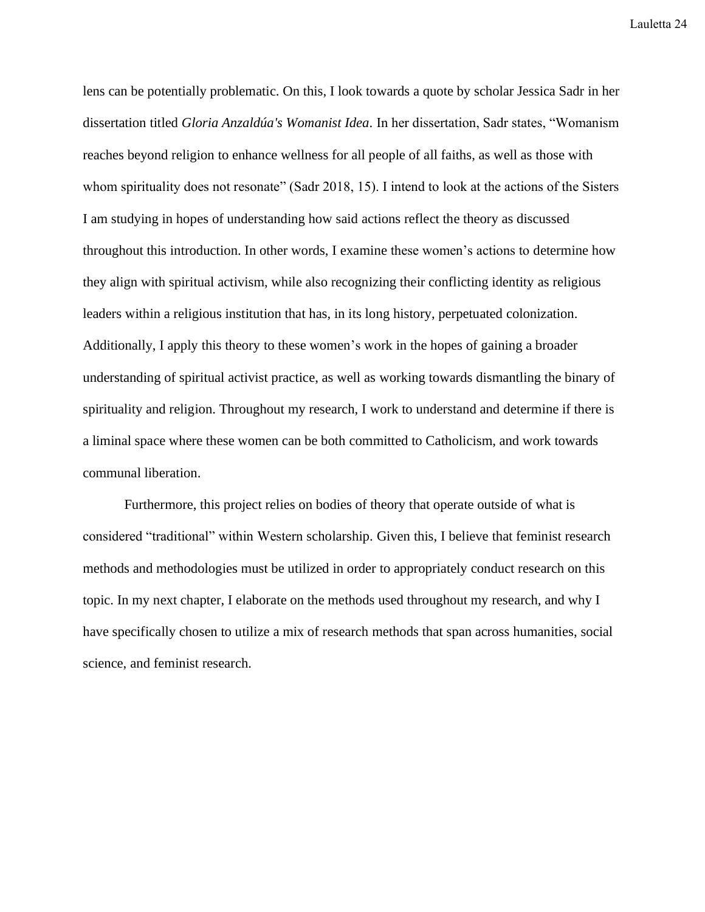lens can be potentially problematic. On this, I look towards a quote by scholar Jessica Sadr in her dissertation titled *Gloria Anzaldúa's Womanist Idea*. In her dissertation, Sadr states, "Womanism reaches beyond religion to enhance wellness for all people of all faiths, as well as those with whom spirituality does not resonate" (Sadr 2018, 15). I intend to look at the actions of the Sisters I am studying in hopes of understanding how said actions reflect the theory as discussed throughout this introduction. In other words, I examine these women's actions to determine how they align with spiritual activism, while also recognizing their conflicting identity as religious leaders within a religious institution that has, in its long history, perpetuated colonization. Additionally, I apply this theory to these women's work in the hopes of gaining a broader understanding of spiritual activist practice, as well as working towards dismantling the binary of spirituality and religion. Throughout my research, I work to understand and determine if there is a liminal space where these women can be both committed to Catholicism, and work towards communal liberation.

Furthermore, this project relies on bodies of theory that operate outside of what is considered "traditional" within Western scholarship. Given this, I believe that feminist research methods and methodologies must be utilized in order to appropriately conduct research on this topic. In my next chapter, I elaborate on the methods used throughout my research, and why I have specifically chosen to utilize a mix of research methods that span across humanities, social science, and feminist research.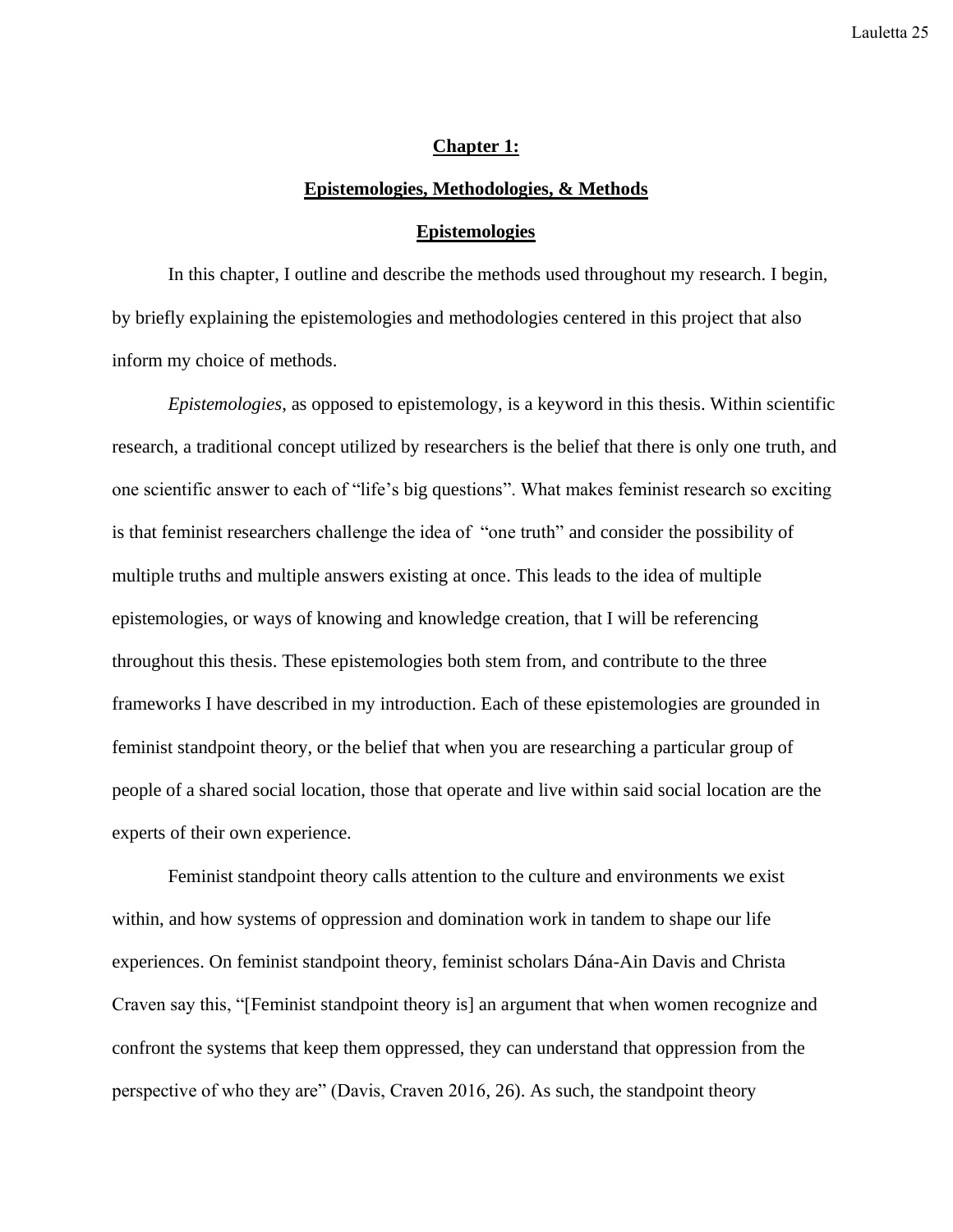## Chapter 1:

## Epistemologies, Methodologies, & Methods

### Epistemologies

In this chapter, I outline and describe the methods used throughout my research. I begin, by briefly explaining the epistemologies and methodologies centered in this project that also inform my choice of methods.

*Epistemologies*, as opposed to epistemology, is a keyword in this thesis. Within scientific research, a traditional concept utilized by researchers is the belief that there is only one truth, and one scientific answer to each of "life's big questions". What makes feminist research so exciting is that feminist researchers challenge the idea of "one truth" and consider the possibility of multiple truths and multiple answers existing at once. This leads to the idea of multiple epistemologies, or ways of knowing and knowledge creation, that I will be referencing throughout this thesis. These epistemologies both stem from, and contribute to the three frameworks I have described in my introduction. Each of these epistemologies are grounded in feminist standpoint theory, or the belief that when you are researching a particular group of people of a shared social location, those that operate and live within said social location are the experts of their own experience.

Feminist standpoint theory calls attention to the culture and environments we exist within, and how systems of oppression and domination work in tandem to shape our life experiences. On feminist standpoint theory, feminist scholars Dána-Ain Davis and Christa Craven say this, "[Feminist standpoint theory is] an argument that when women recognize and confront the systems that keep them oppressed, they can understand that oppression from the perspective of who they are" (Davis, Craven 2016, 26). As such, the standpoint theory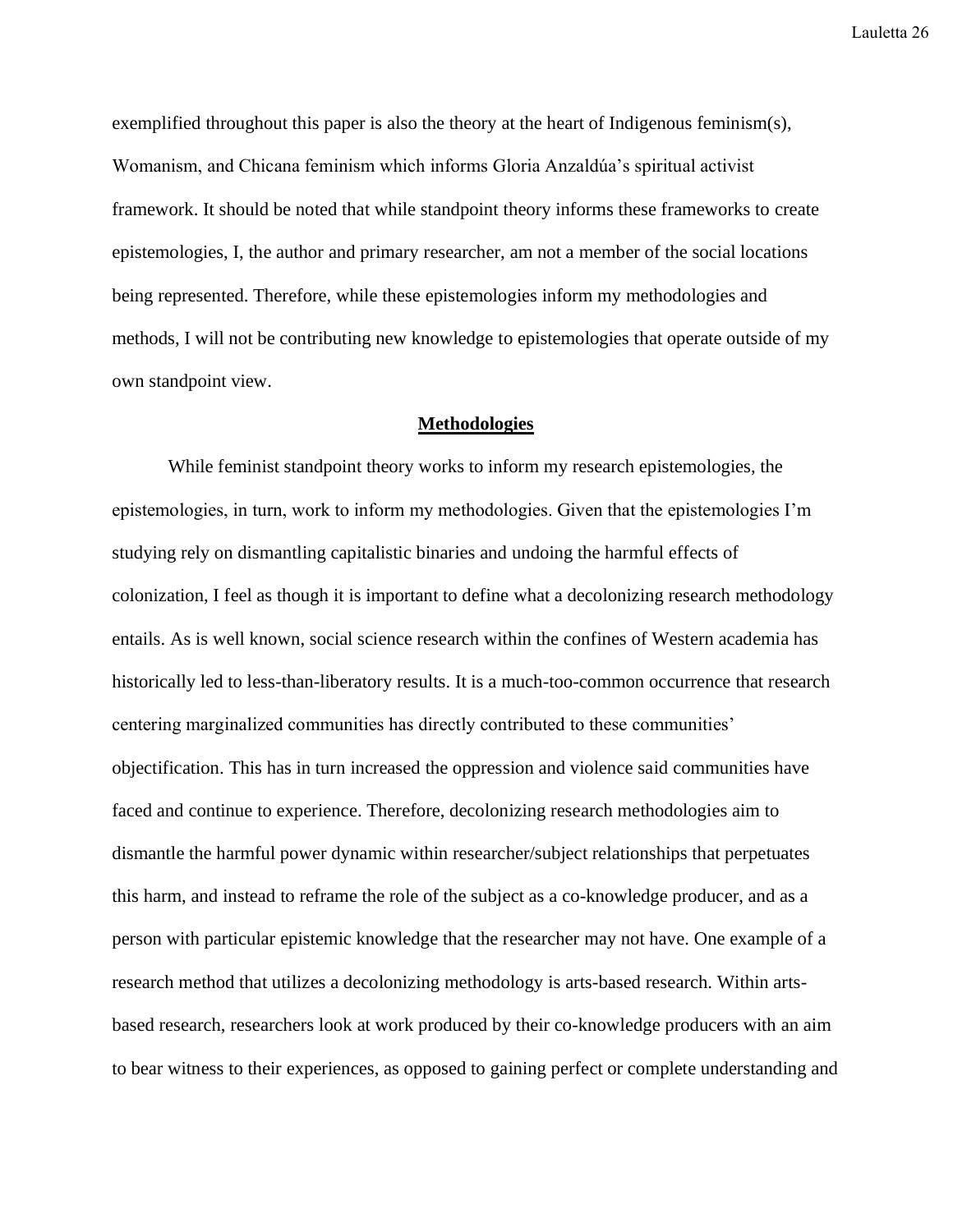exemplified throughout this paper is also the theory at the heart of Indigenous feminism(s), Womanism, and Chicana feminism which informs Gloria Anzaldúa's spiritual activist framework. It should be noted that while standpoint theory informs these frameworks to create epistemologies, I, the author and primary researcher, am not a member of the social locations being represented. Therefore, while these epistemologies inform my methodologies and methods, I will not be contributing new knowledge to epistemologies that operate outside of my own standpoint view.

## Methodologies

While feminist standpoint theory works to inform my research epistemologies, the epistemologies, in turn, work to inform my methodologies. Given that the epistemologies I'm studying rely on dismantling capitalistic binaries and undoing the harmful effects of colonization, I feel as though it is important to define what a decolonizing research methodology entails. As is well known, social science research within the confines of Western academia has historically led to less-than-liberatory results. It is a much-too-common occurrence that research centering marginalized communities has directly contributed to these communities' objectification. This has in turn increased the oppression and violence said communities have faced and continue to experience. Therefore, decolonizing research methodologies aim to dismantle the harmful power dynamic within researcher/subject relationships that perpetuates this harm, and instead to reframe the role of the subject as a co-knowledge producer, and as a person with particular epistemic knowledge that the researcher may not have. One example of a research method that utilizes a decolonizing methodology is arts-based research. Within arts-based research, researchers look at work produced by their co-knowledge producers with an aim to bear witness to their experiences, as opposed to gaining perfect or complete understanding and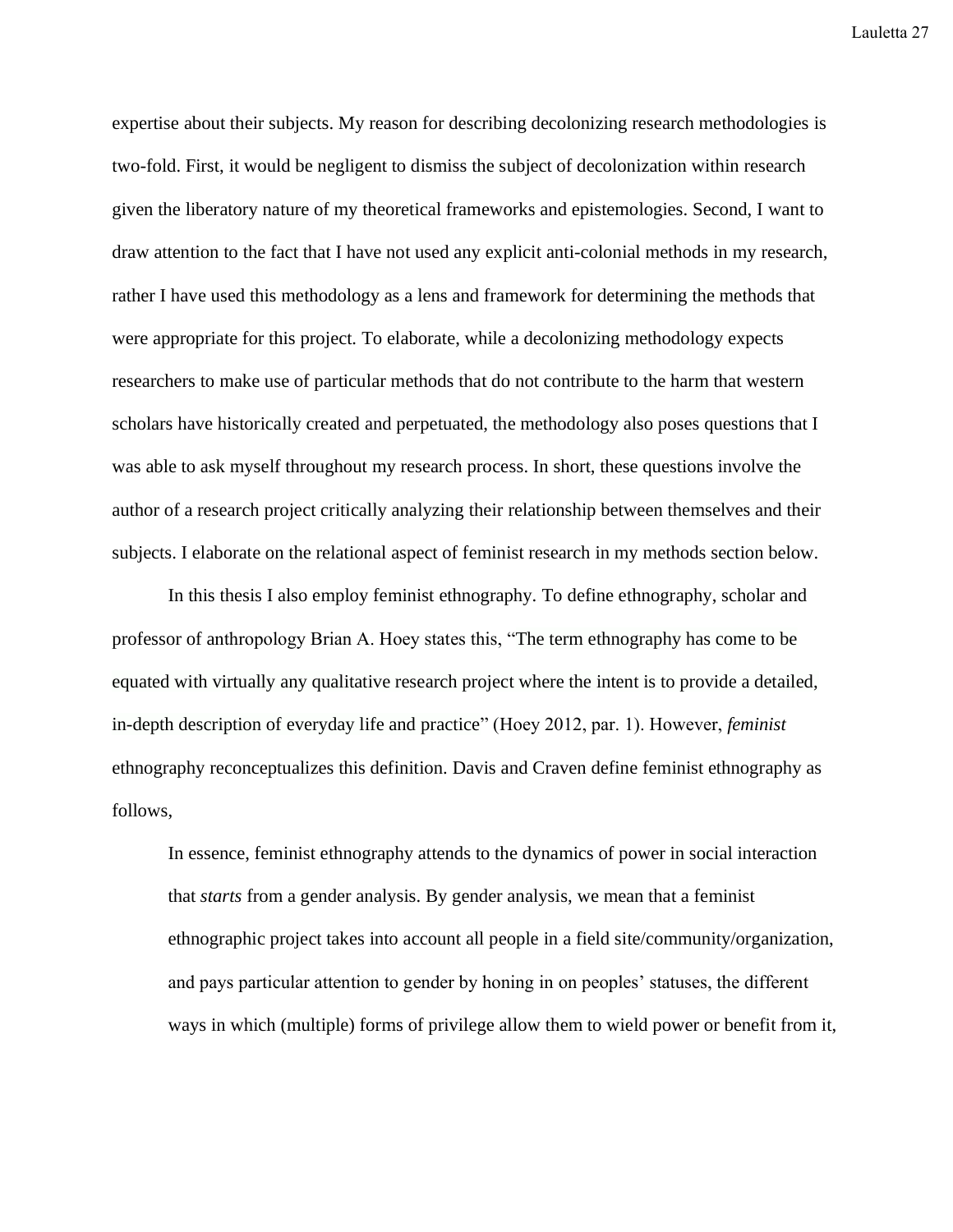expertise about their subjects. My reason for describing decolonizing research methodologies is two-fold. First, it would be negligent to dismiss the subject of decolonization within research given the liberatory nature of my theoretical frameworks and epistemologies. Second, I want to draw attention to the fact that I have not used any explicit anti-colonial methods in my research, rather I have used this methodology as a lens and framework for determining the methods that were appropriate for this project. To elaborate, while a decolonizing methodology expects researchers to make use of particular methods that do not contribute to the harm that western scholars have historically created and perpetuated, the methodology also poses questions that I was able to ask myself throughout my research process. In short, these questions involve the author of a research project critically analyzing their relationship between themselves and their subjects. I elaborate on the relational aspect of feminist research in my methods section below.

In this thesis I also employ feminist ethnography. To define ethnography, scholar and professor of anthropology Brian A. Hoey states this, "The term ethnography has come to be equated with virtually any qualitative research project where the intent is to provide a detailed, in-depth description of everyday life and practice" (Hoey 2012, par. 1). However, *feminist* ethnography reconceptualizes this definition. Davis and Craven define feminist ethnography as follows,

> In essence, feminist ethnography attends to the dynamics of power in social interaction that *starts* from a gender analysis. By gender analysis, we mean that a feminist ethnographic project takes into account all people in a field site/community/organization, and pays particular attention to gender by honing in on peoples' statuses, the different ways in which (multiple) forms of privilege allow them to wield power or benefit from it,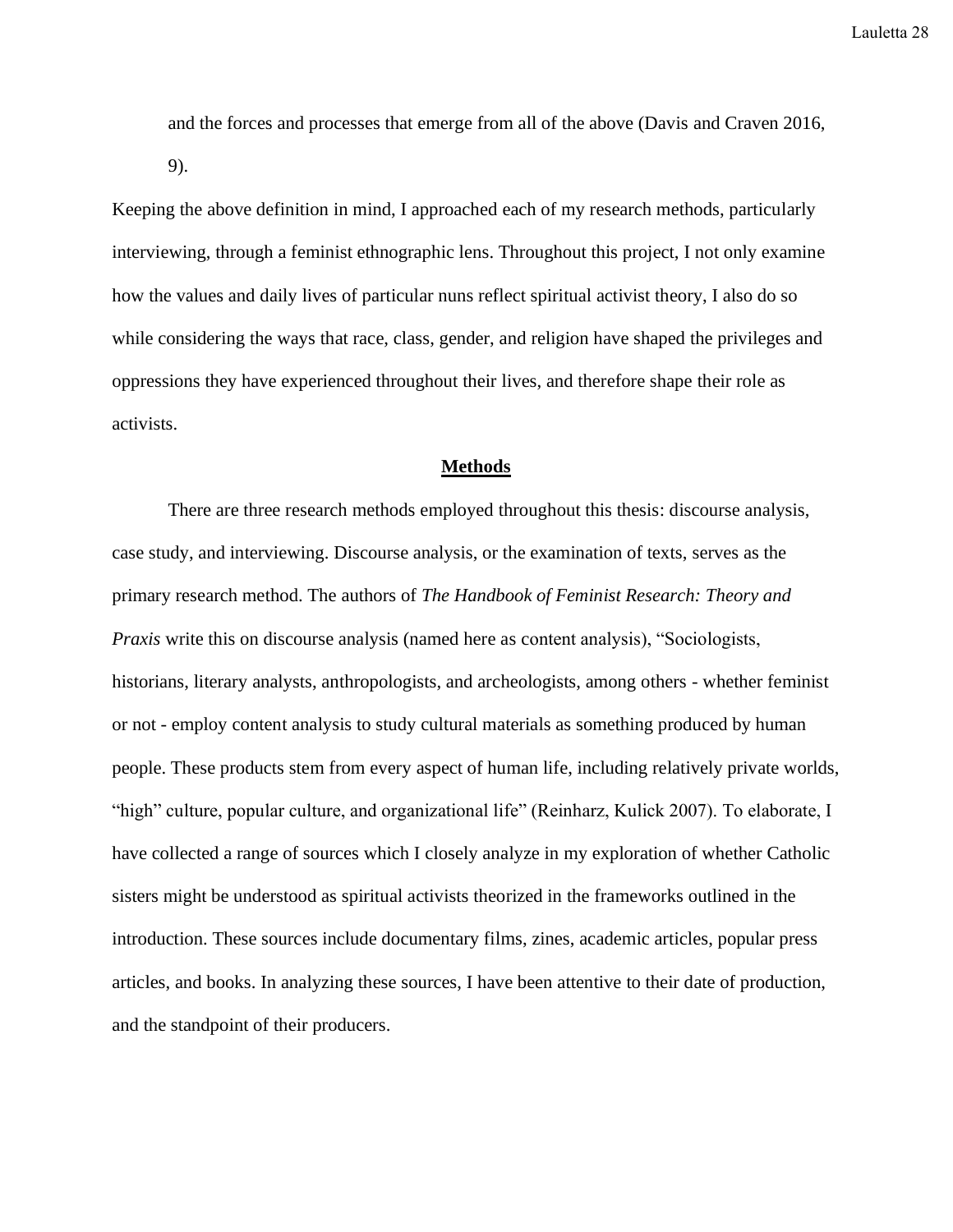and the forces and processes that emerge from all of the above (Davis and Craven 2016, 9).

Keeping the above definition in mind, I approached each of my research methods, particularly interviewing, through a feminist ethnographic lens. Throughout this project, I not only examine how the values and daily lives of particular nuns reflect spiritual activist theory, I also do so while considering the ways that race, class, gender, and religion have shaped the privileges and oppressions they have experienced throughout their lives, and therefore shape their role as activists.

## **Methods**

There are three research methods employed throughout this thesis: discourse analysis, case study, and interviewing. Discourse analysis, or the examination of texts, serves as the primary research method. The authors of *The Handbook of Feminist Research: Theory and Praxis* write this on discourse analysis (named here as content analysis), "Sociologists, historians, literary analysts, anthropologists, and archeologists, among others - whether feminist or not - employ content analysis to study cultural materials as something produced by human people. These products stem from every aspect of human life, including relatively private worlds, "high" culture, popular culture, and organizational life" (Reinharz, Kulick 2007). To elaborate, I have collected a range of sources which I closely analyze in my exploration of whether Catholic sisters might be understood as spiritual activists theorized in the frameworks outlined in the introduction. These sources include documentary films, zines, academic articles, popular press articles, and books. In analyzing these sources, I have been attentive to their date of production, and the standpoint of their producers.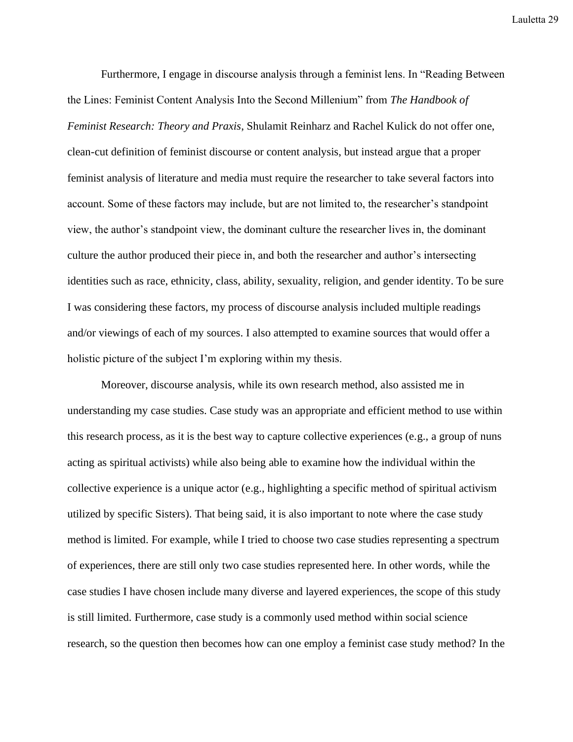Furthermore, I engage in discourse analysis through a feminist lens. In "Reading Between the Lines: Feminist Content Analysis Into the Second Millenium" from *The Handbook of Feminist Research: Theory and Praxis*, Shulamit Reinharz and Rachel Kulick do not offer one, clean-cut definition of feminist discourse or content analysis, but instead argue that a proper feminist analysis of literature and media must require the researcher to take several factors into account. Some of these factors may include, but are not limited to, the researcher's standpoint view, the author's standpoint view, the dominant culture the researcher lives in, the dominant culture the author produced their piece in, and both the researcher and author's intersecting identities such as race, ethnicity, class, ability, sexuality, religion, and gender identity. To be sure I was considering these factors, my process of discourse analysis included multiple readings and/or viewings of each of my sources. I also attempted to examine sources that would offer a holistic picture of the subject I'm exploring within my thesis.

Moreover, discourse analysis, while its own research method, also assisted me in understanding my case studies. Case study was an appropriate and efficient method to use within this research process, as it is the best way to capture collective experiences (e.g., a group of nuns acting as spiritual activists) while also being able to examine how the individual within the collective experience is a unique actor (e.g., highlighting a specific method of spiritual activism utilized by specific Sisters). That being said, it is also important to note where the case study method is limited. For example, while I tried to choose two case studies representing a spectrum of experiences, there are still only two case studies represented here. In other words, while the case studies I have chosen include many diverse and layered experiences, the scope of this study is still limited. Furthermore, case study is a commonly used method within social science research, so the question then becomes how can one employ a feminist case study method? In the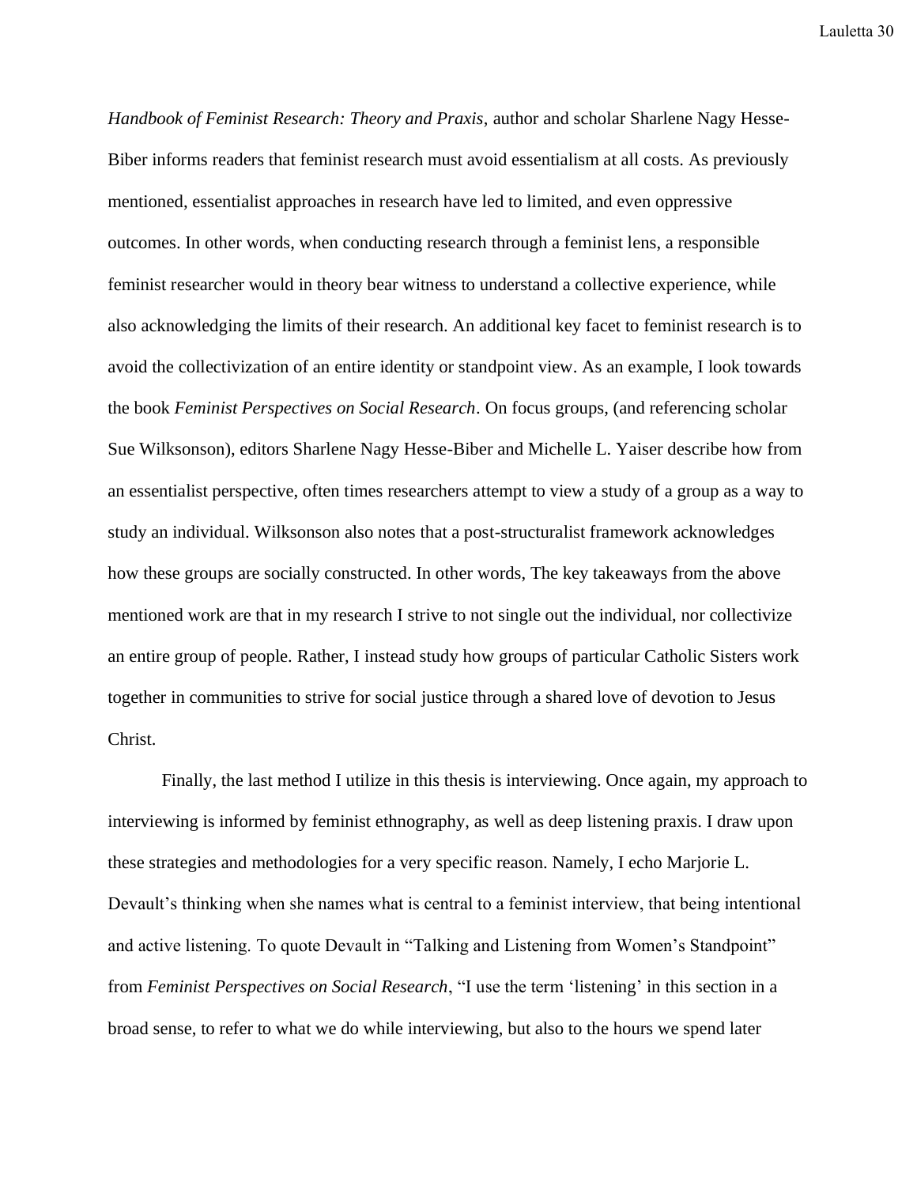*Handbook of Feminist Research: Theory and Praxis*, author and scholar Sharlene Nagy Hesse-Biber informs readers that feminist research must avoid essentialism at all costs. As previously mentioned, essentialist approaches in research have led to limited, and even oppressive outcomes. In other words, when conducting research through a feminist lens, a responsible feminist researcher would in theory bear witness to understand a collective experience, while also acknowledging the limits of their research. An additional key facet to feminist research is to avoid the collectivization of an entire identity or standpoint view. As an example, I look towards the book *Feminist Perspectives on Social Research*. On focus groups, (and referencing scholar Sue Wilksonson), editors Sharlene Nagy Hesse-Biber and Michelle L. Yaiser describe how from an essentialist perspective, often times researchers attempt to view a study of a group as a way to study an individual. Wilksonson also notes that a post-structuralist framework acknowledges how these groups are socially constructed. In other words, The key takeaways from the above mentioned work are that in my research I strive to not single out the individual, nor collectivize an entire group of people. Rather, I instead study how groups of particular Catholic Sisters work together in communities to strive for social justice through a shared love of devotion to Jesus Christ.

Finally, the last method I utilize in this thesis is interviewing. Once again, my approach to interviewing is informed by feminist ethnography, as well as deep listening praxis. I draw upon these strategies and methodologies for a very specific reason. Namely, I echo Marjorie L. Devault's thinking when she names what is central to a feminist interview, that being intentional and active listening. To quote Devault in "Talking and Listening from Women's Standpoint" from *Feminist Perspectives on Social Research*, "I use the term 'listening' in this section in a broad sense, to refer to what we do while interviewing, but also to the hours we spend later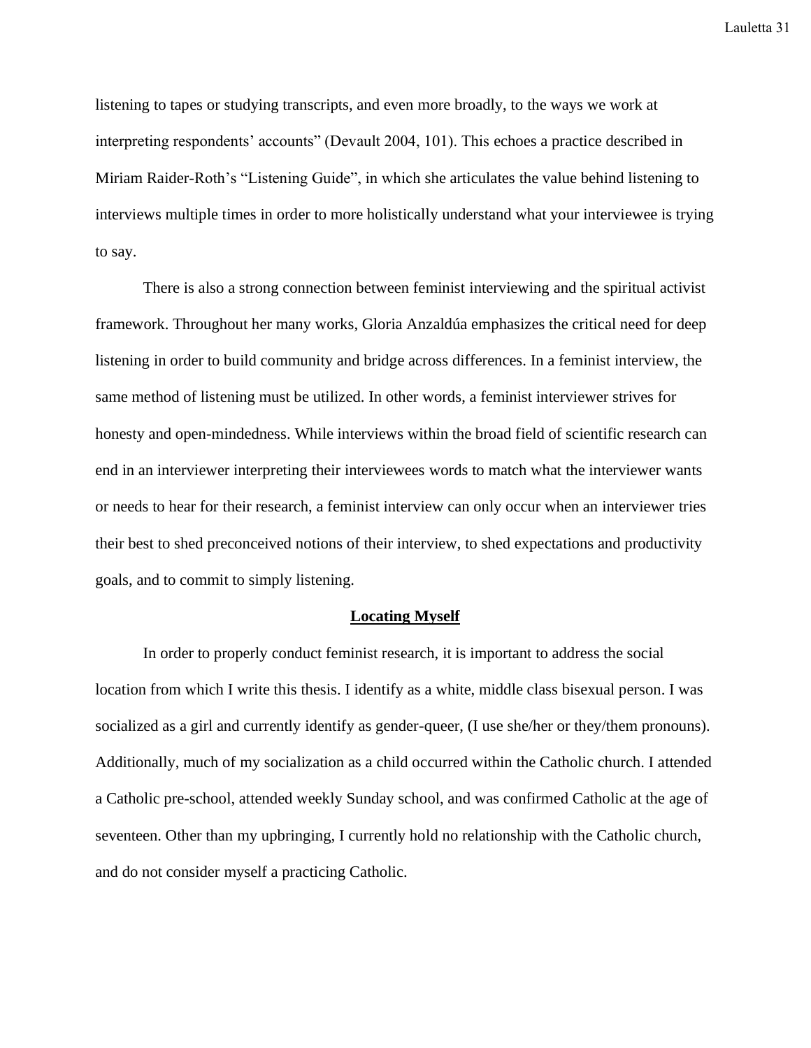listening to tapes or studying transcripts, and even more broadly, to the ways we work at interpreting respondents' accounts" (Devault 2004, 101). This echoes a practice described in Miriam Raider-Roth's "Listening Guide", in which she articulates the value behind listening to interviews multiple times in order to more holistically understand what your interviewee is trying to say.

There is also a strong connection between feminist interviewing and the spiritual activist framework. Throughout her many works, Gloria Anzaldúa emphasizes the critical need for deep listening in order to build community and bridge across differences. In a feminist interview, the same method of listening must be utilized. In other words, a feminist interviewer strives for honesty and open-mindedness. While interviews within the broad field of scientific research can end in an interviewer interpreting their interviewees words to match what the interviewer wants or needs to hear for their research, a feminist interview can only occur when an interviewer tries their best to shed preconceived notions of their interview, to shed expectations and productivity goals, and to commit to simply listening.

## Locating Myself

In order to properly conduct feminist research, it is important to address the social location from which I write this thesis. I identify as a white, middle class bisexual person. I was socialized as a girl and currently identify as gender-queer, (I use she/her or they/them pronouns). Additionally, much of my socialization as a child occurred within the Catholic church. I attended a Catholic pre-school, attended weekly Sunday school, and was confirmed Catholic at the age of seventeen. Other than my upbringing, I currently hold no relationship with the Catholic church, and do not consider myself a practicing Catholic.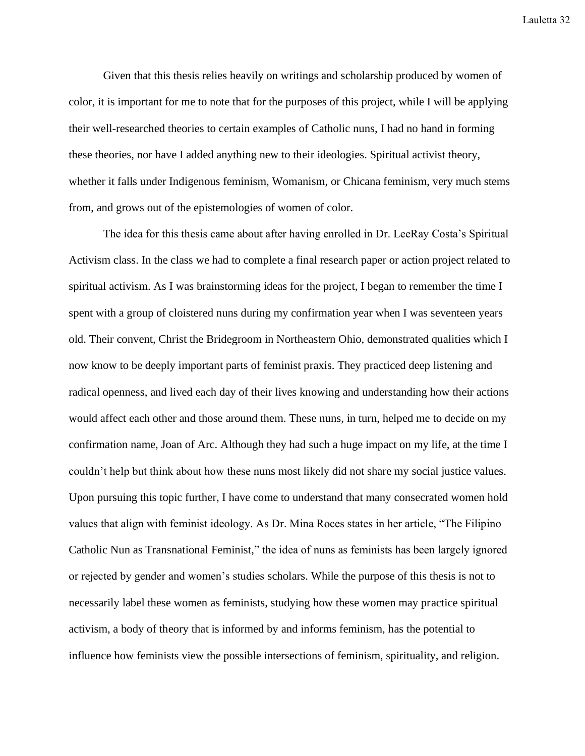Given that this thesis relies heavily on writings and scholarship produced by women of color, it is important for me to note that for the purposes of this project, while I will be applying their well-researched theories to certain examples of Catholic nuns, I had no hand in forming these theories, nor have I added anything new to their ideologies. Spiritual activist theory, whether it falls under Indigenous feminism, Womanism, or Chicana feminism, very much stems from, and grows out of the epistemologies of women of color.

The idea for this thesis came about after having enrolled in Dr. LeeRay Costa's Spiritual Activism class. In the class we had to complete a final research paper or action project related to spiritual activism. As I was brainstorming ideas for the project, I began to remember the time I spent with a group of cloistered nuns during my confirmation year when I was seventeen years old. Their convent, Christ the Bridegroom in Northeastern Ohio, demonstrated qualities which I now know to be deeply important parts of feminist praxis. They practiced deep listening and radical openness, and lived each day of their lives knowing and understanding how their actions would affect each other and those around them. These nuns, in turn, helped me to decide on my confirmation name, Joan of Arc. Although they had such a huge impact on my life, at the time I couldn't help but think about how these nuns most likely did not share my social justice values. Upon pursuing this topic further, I have come to understand that many consecrated women hold values that align with feminist ideology. As Dr. Mina Roces states in her article, "The Filipino Catholic Nun as Transnational Feminist," the idea of nuns as feminists has been largely ignored or rejected by gender and women's studies scholars. While the purpose of this thesis is not to necessarily label these women as feminists, studying how these women may practice spiritual activism, a body of theory that is informed by and informs feminism, has the potential to influence how feminists view the possible intersections of feminism, spirituality, and religion.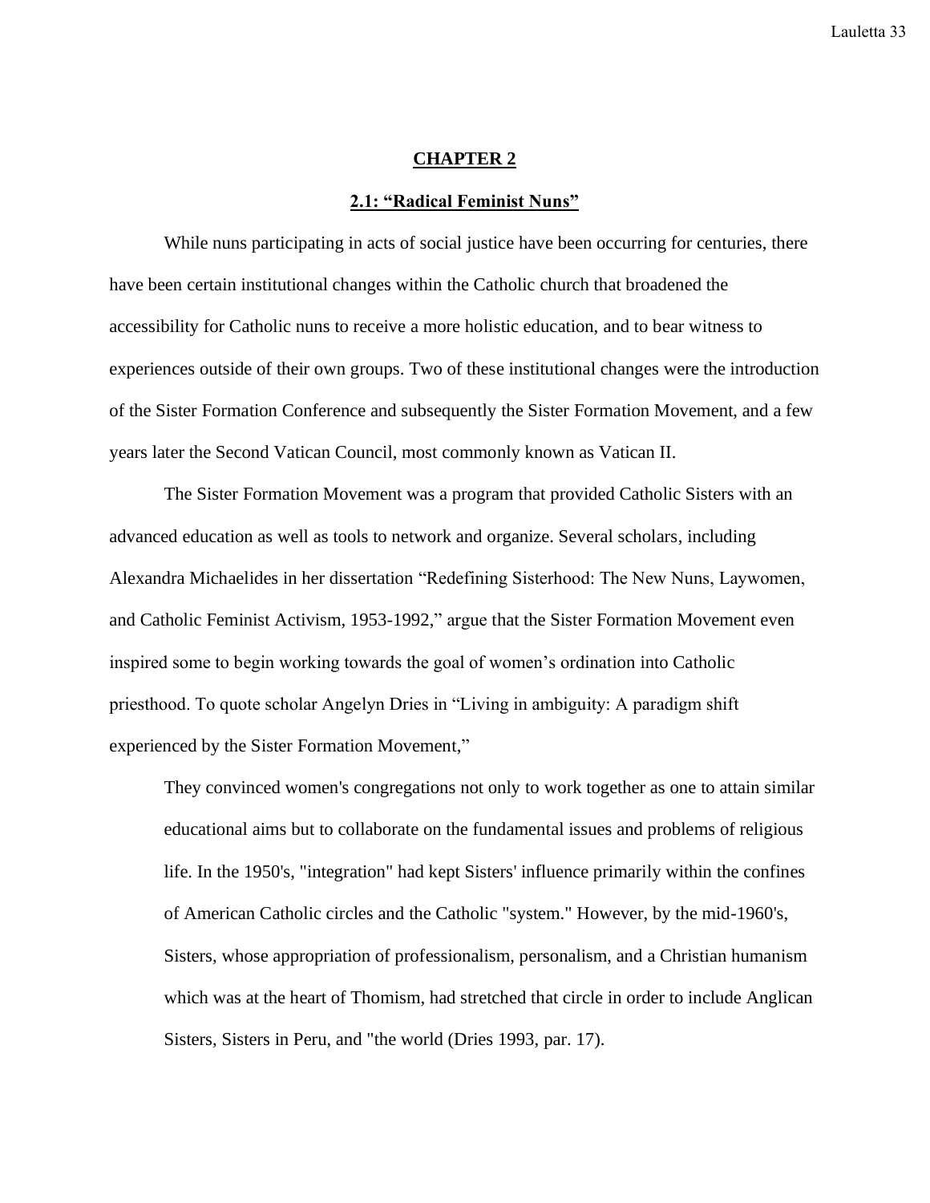# CHAPTER 2

## 2.1: "Radical Feminist Nuns"

While nuns participating in acts of social justice have been occurring for centuries, there have been certain institutional changes within the Catholic church that broadened the accessibility for Catholic nuns to receive a more holistic education, and to bear witness to experiences outside of their own groups. Two of these institutional changes were the introduction of the Sister Formation Conference and subsequently the Sister Formation Movement, and a few years later the Second Vatican Council, most commonly known as Vatican II.

The Sister Formation Movement was a program that provided Catholic Sisters with an advanced education as well as tools to network and organize. Several scholars, including Alexandra Michaelides in her dissertation "Redefining Sisterhood: The New Nuns, Laywomen, and Catholic Feminist Activism, 1953-1992," argue that the Sister Formation Movement even inspired some to begin working towards the goal of women's ordination into Catholic priesthood. To quote scholar Angelyn Dries in "Living in ambiguity: A paradigm shift experienced by the Sister Formation Movement,"

> They convinced women's congregations not only to work together as one to attain similar educational aims but to collaborate on the fundamental issues and problems of religious life. In the 1950's, "integration" had kept Sisters' influence primarily within the confines of American Catholic circles and the Catholic "system." However, by the mid-1960's, Sisters, whose appropriation of professionalism, personalism, and a Christian humanism which was at the heart of Thomism, had stretched that circle in order to include Anglican Sisters, Sisters in Peru, and "the world (Dries 1993, par. 17).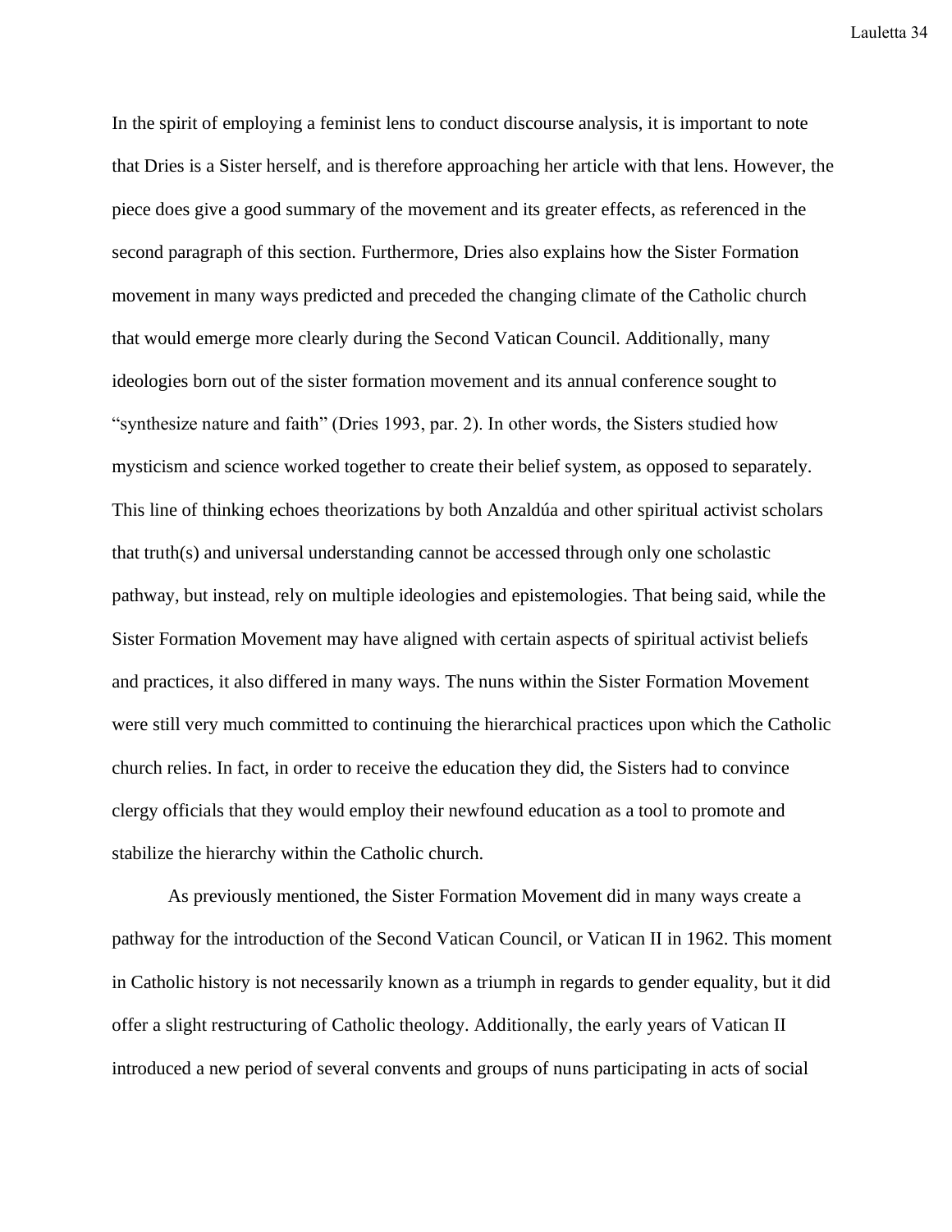In the spirit of employing a feminist lens to conduct discourse analysis, it is important to note that Dries is a Sister herself, and is therefore approaching her article with that lens. However, the piece does give a good summary of the movement and its greater effects, as referenced in the second paragraph of this section. Furthermore, Dries also explains how the Sister Formation movement in many ways predicted and preceded the changing climate of the Catholic church that would emerge more clearly during the Second Vatican Council. Additionally, many ideologies born out of the sister formation movement and its annual conference sought to "synthesize nature and faith" (Dries 1993, par. 2). In other words, the Sisters studied how mysticism and science worked together to create their belief system, as opposed to separately. This line of thinking echoes theorizations by both Anzaldúa and other spiritual activist scholars that truth(s) and universal understanding cannot be accessed through only one scholastic pathway, but instead, rely on multiple ideologies and epistemologies. That being said, while the Sister Formation Movement may have aligned with certain aspects of spiritual activist beliefs and practices, it also differed in many ways. The nuns within the Sister Formation Movement were still very much committed to continuing the hierarchical practices upon which the Catholic church relies. In fact, in order to receive the education they did, the Sisters had to convince clergy officials that they would employ their newfound education as a tool to promote and stabilize the hierarchy within the Catholic church.

As previously mentioned, the Sister Formation Movement did in many ways create a pathway for the introduction of the Second Vatican Council, or Vatican II in 1962. This moment in Catholic history is not necessarily known as a triumph in regards to gender equality, but it did offer a slight restructuring of Catholic theology. Additionally, the early years of Vatican II introduced a new period of several convents and groups of nuns participating in acts of social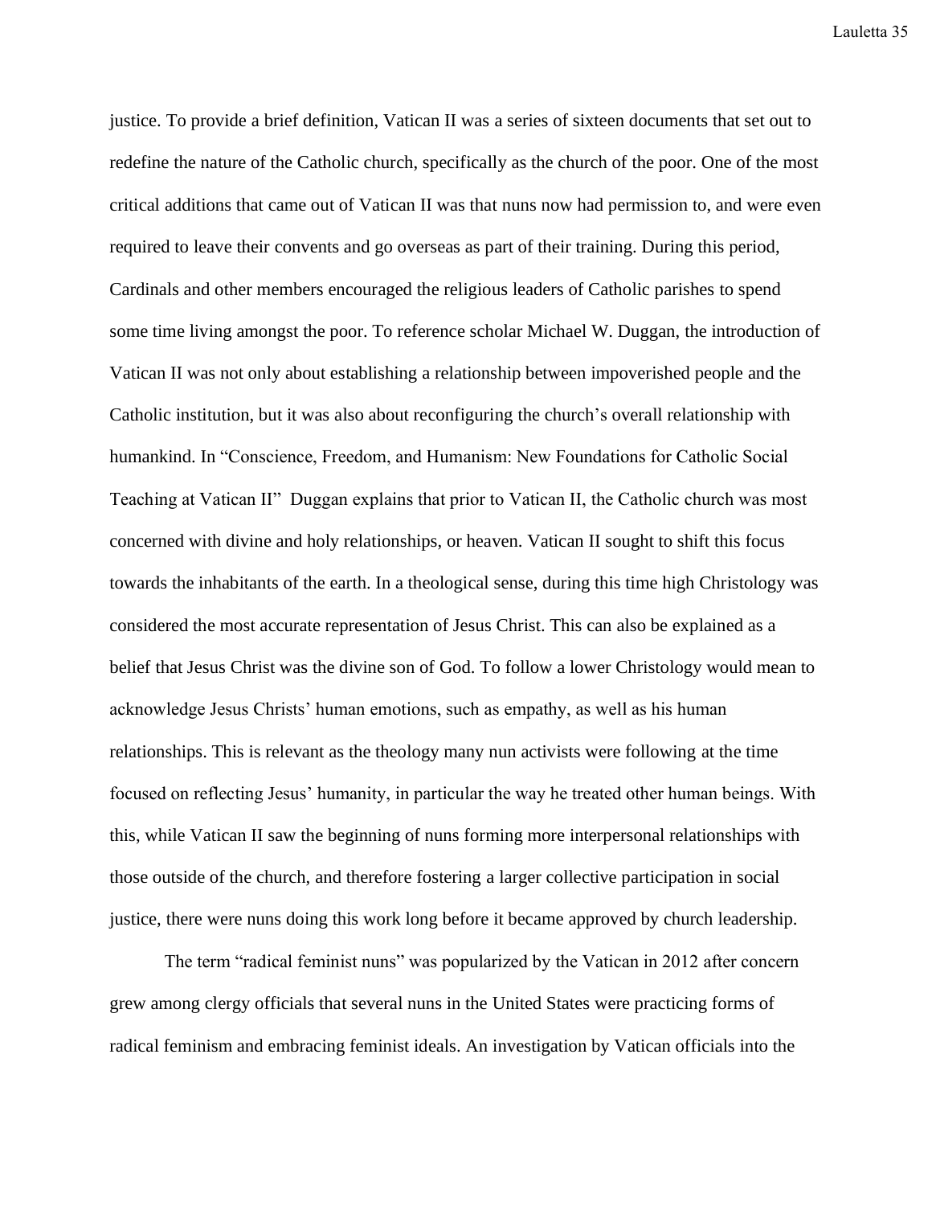justice. To provide a brief definition, Vatican II was a series of sixteen documents that set out to redefine the nature of the Catholic church, specifically as the church of the poor. One of the most critical additions that came out of Vatican II was that nuns now had permission to, and were even required to leave their convents and go overseas as part of their training. During this period, Cardinals and other members encouraged the religious leaders of Catholic parishes to spend some time living amongst the poor. To reference scholar Michael W. Duggan, the introduction of Vatican II was not only about establishing a relationship between impoverished people and the Catholic institution, but it was also about reconfiguring the church's overall relationship with humankind. In "Conscience, Freedom, and Humanism: New Foundations for Catholic Social Teaching at Vatican II" Duggan explains that prior to Vatican II, the Catholic church was most concerned with divine and holy relationships, or heaven. Vatican II sought to shift this focus towards the inhabitants of the earth. In a theological sense, during this time high Christology was considered the most accurate representation of Jesus Christ. This can also be explained as a belief that Jesus Christ was the divine son of God. To follow a lower Christology would mean to acknowledge Jesus Christs' human emotions, such as empathy, as well as his human relationships. This is relevant as the theology many nun activists were following at the time focused on reflecting Jesus' humanity, in particular the way he treated other human beings. With this, while Vatican II saw the beginning of nuns forming more interpersonal relationships with those outside of the church, and therefore fostering a larger collective participation in social justice, there were nuns doing this work long before it became approved by church leadership.

The term "radical feminist nuns" was popularized by the Vatican in 2012 after concern grew among clergy officials that several nuns in the United States were practicing forms of radical feminism and embracing feminist ideals. An investigation by Vatican officials into the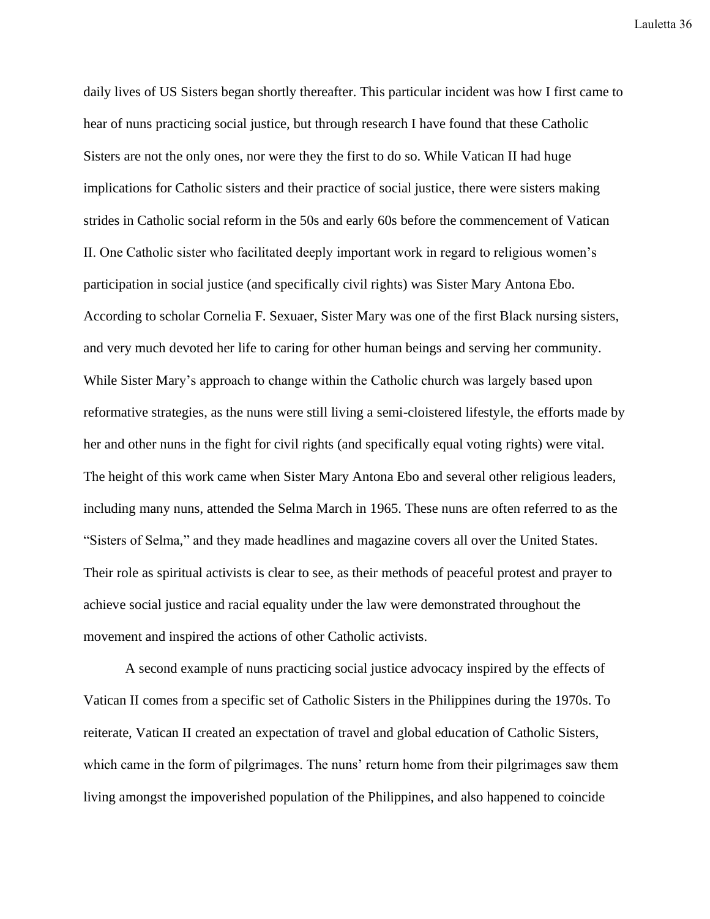daily lives of US Sisters began shortly thereafter. This particular incident was how I first came to hear of nuns practicing social justice, but through research I have found that these Catholic Sisters are not the only ones, nor were they the first to do so. While Vatican II had huge implications for Catholic sisters and their practice of social justice, there were sisters making strides in Catholic social reform in the 50s and early 60s before the commencement of Vatican II. One Catholic sister who facilitated deeply important work in regard to religious women's participation in social justice (and specifically civil rights) was Sister Mary Antona Ebo. According to scholar Cornelia F. Sexuaer, Sister Mary was one of the first Black nursing sisters, and very much devoted her life to caring for other human beings and serving her community. While Sister Mary's approach to change within the Catholic church was largely based upon reformative strategies, as the nuns were still living a semi-cloistered lifestyle, the efforts made by her and other nuns in the fight for civil rights (and specifically equal voting rights) were vital. The height of this work came when Sister Mary Antona Ebo and several other religious leaders, including many nuns, attended the Selma March in 1965. These nuns are often referred to as the "Sisters of Selma," and they made headlines and magazine covers all over the United States. Their role as spiritual activists is clear to see, as their methods of peaceful protest and prayer to achieve social justice and racial equality under the law were demonstrated throughout the movement and inspired the actions of other Catholic activists.

A second example of nuns practicing social justice advocacy inspired by the effects of Vatican II comes from a specific set of Catholic Sisters in the Philippines during the 1970s. To reiterate, Vatican II created an expectation of travel and global education of Catholic Sisters, which came in the form of pilgrimages. The nuns' return home from their pilgrimages saw them living amongst the impoverished population of the Philippines, and also happened to coincide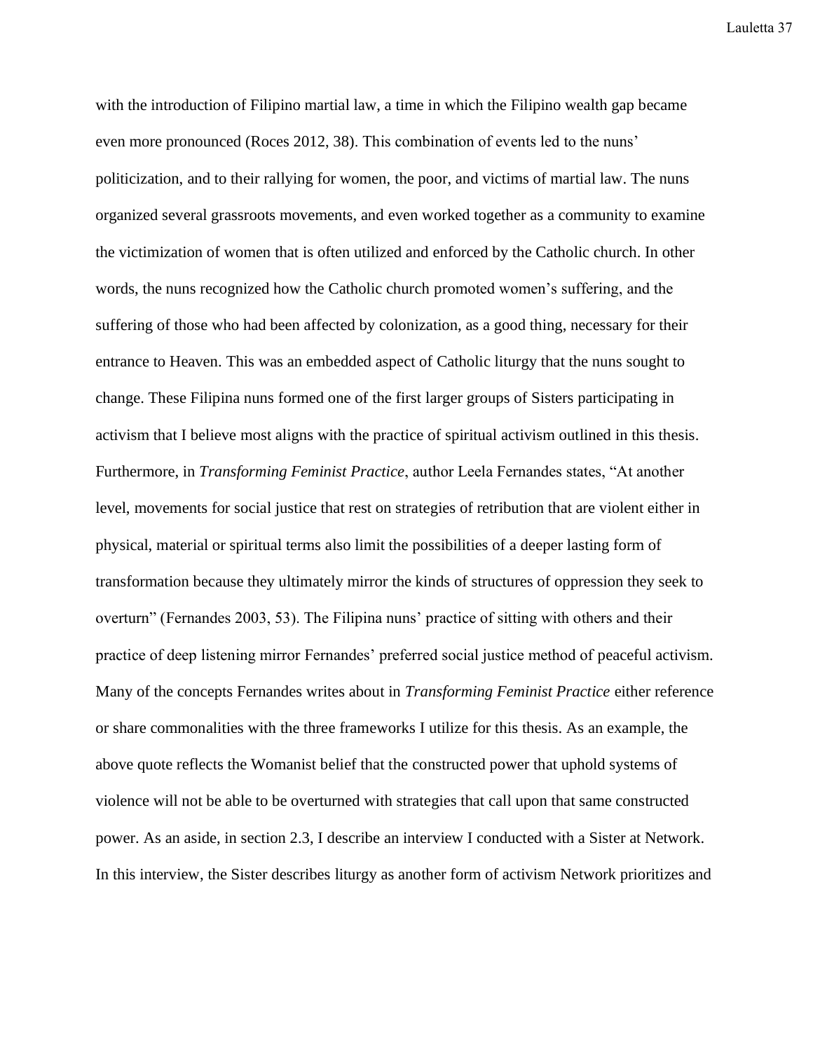with the introduction of Filipino martial law, a time in which the Filipino wealth gap became even more pronounced (Roces 2012, 38). This combination of events led to the nuns' politicization, and to their rallying for women, the poor, and victims of martial law. The nuns organized several grassroots movements, and even worked together as a community to examine the victimization of women that is often utilized and enforced by the Catholic church. In other words, the nuns recognized how the Catholic church promoted women's suffering, and the suffering of those who had been affected by colonization, as a good thing, necessary for their entrance to Heaven. This was an embedded aspect of Catholic liturgy that the nuns sought to change. These Filipina nuns formed one of the first larger groups of Sisters participating in activism that I believe most aligns with the practice of spiritual activism outlined in this thesis. Furthermore, in *Transforming Feminist Practice*, author Leela Fernandes states, "At another level, movements for social justice that rest on strategies of retribution that are violent either in physical, material or spiritual terms also limit the possibilities of a deeper lasting form of transformation because they ultimately mirror the kinds of structures of oppression they seek to overturn" (Fernandes 2003, 53). The Filipina nuns' practice of sitting with others and their practice of deep listening mirror Fernandes' preferred social justice method of peaceful activism. Many of the concepts Fernandes writes about in *Transforming Feminist Practice* either reference or share commonalities with the three frameworks I utilize for this thesis. As an example, the above quote reflects the Womanist belief that the constructed power that uphold systems of violence will not be able to be overturned with strategies that call upon that same constructed power. As an aside, in section 2.3, I describe an interview I conducted with a Sister at Network. In this interview, the Sister describes liturgy as another form of activism Network prioritizes and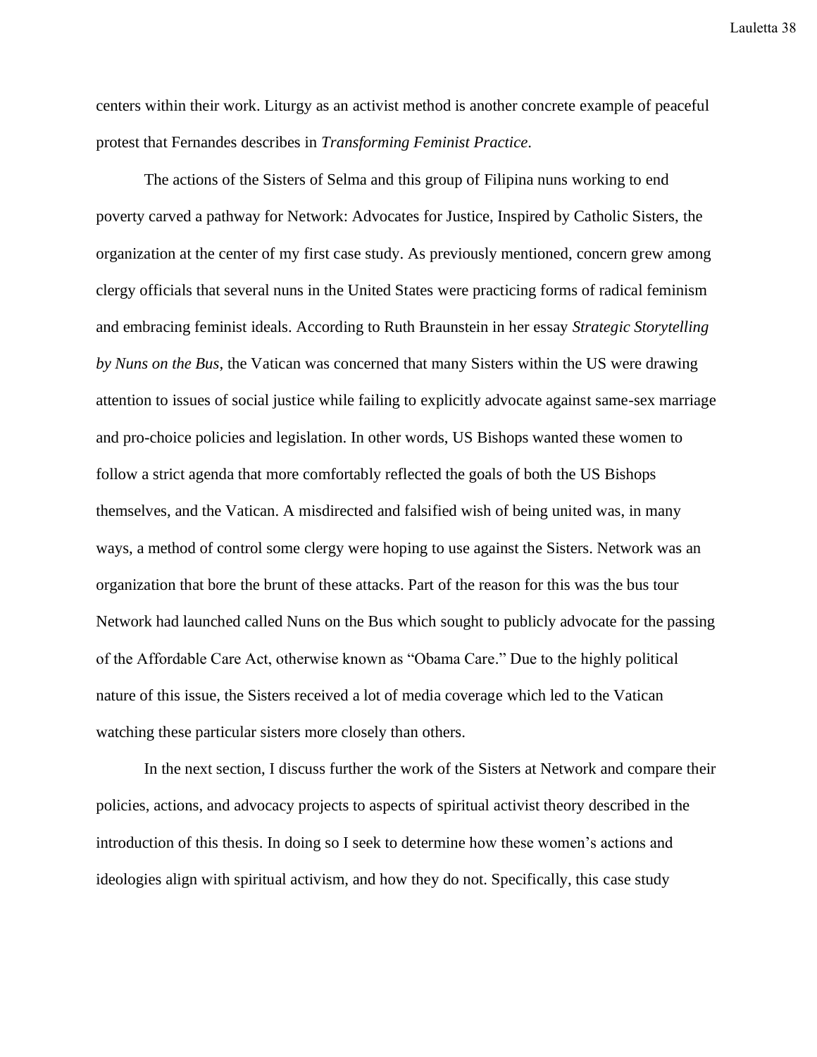centers within their work. Liturgy as an activist method is another concrete example of peaceful protest that Fernandes describes in *Transforming Feminist Practice*.

The actions of the Sisters of Selma and this group of Filipina nuns working to end poverty carved a pathway for Network: Advocates for Justice, Inspired by Catholic Sisters, the organization at the center of my first case study. As previously mentioned, concern grew among clergy officials that several nuns in the United States were practicing forms of radical feminism and embracing feminist ideals. According to Ruth Braunstein in her essay *Strategic Storytelling by Nuns on the Bus*, the Vatican was concerned that many Sisters within the US were drawing attention to issues of social justice while failing to explicitly advocate against same-sex marriage and pro-choice policies and legislation. In other words, US Bishops wanted these women to follow a strict agenda that more comfortably reflected the goals of both the US Bishops themselves, and the Vatican. A misdirected and falsified wish of being united was, in many ways, a method of control some clergy were hoping to use against the Sisters. Network was an organization that bore the brunt of these attacks. Part of the reason for this was the bus tour Network had launched called Nuns on the Bus which sought to publicly advocate for the passing of the Affordable Care Act, otherwise known as "Obama Care." Due to the highly political nature of this issue, the Sisters received a lot of media coverage which led to the Vatican watching these particular sisters more closely than others.

In the next section, I discuss further the work of the Sisters at Network and compare their policies, actions, and advocacy projects to aspects of spiritual activist theory described in the introduction of this thesis. In doing so I seek to determine how these women's actions and ideologies align with spiritual activism, and how they do not. Specifically, this case study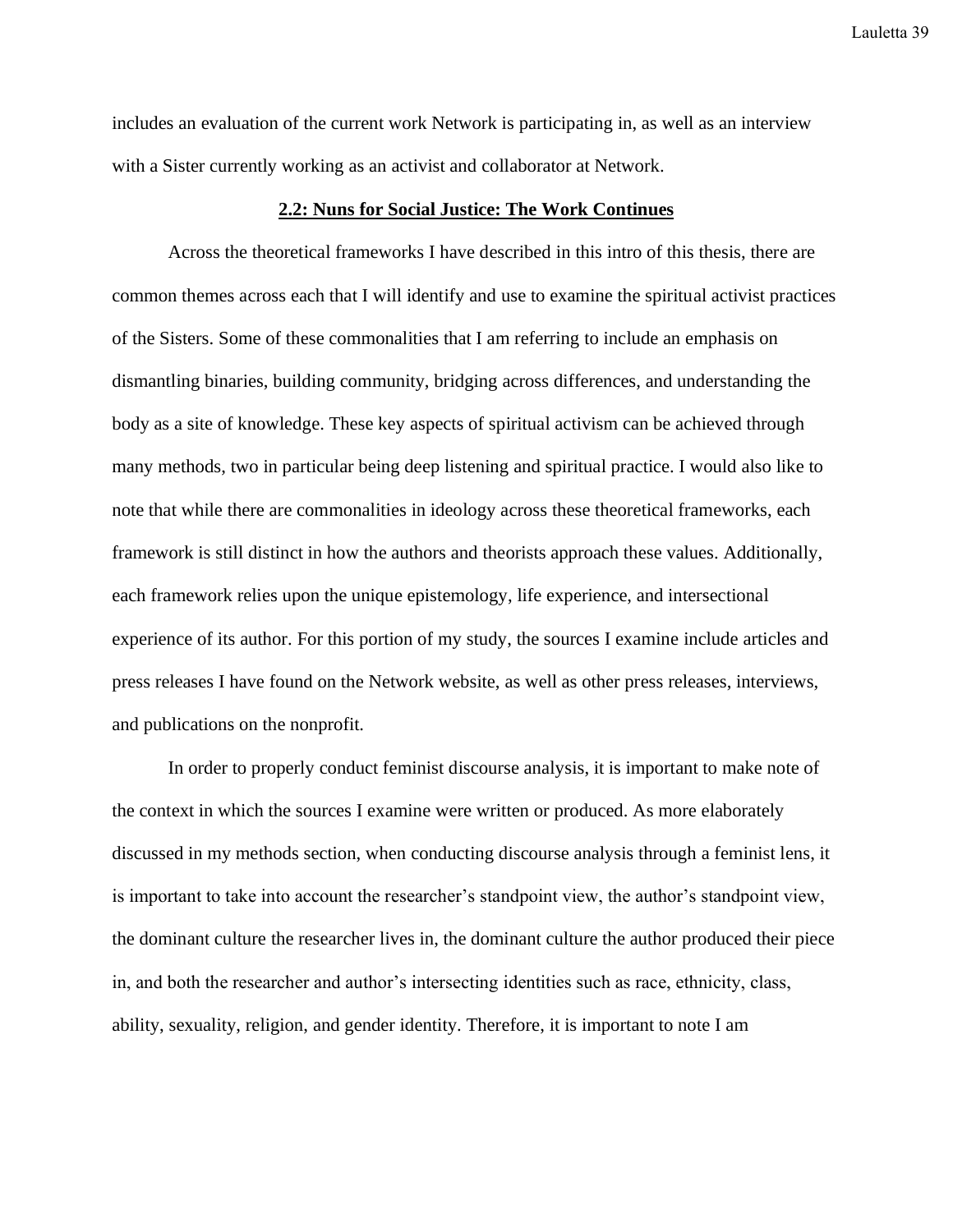includes an evaluation of the current work Network is participating in, as well as an interview with a Sister currently working as an activist and collaborator at Network.

## 2.2: Nuns for Social Justice: The Work Continues

Across the theoretical frameworks I have described in this intro of this thesis, there are common themes across each that I will identify and use to examine the spiritual activist practices of the Sisters. Some of these commonalities that I am referring to include an emphasis on dismantling binaries, building community, bridging across differences, and understanding the body as a site of knowledge. These key aspects of spiritual activism can be achieved through many methods, two in particular being deep listening and spiritual practice. I would also like to note that while there are commonalities in ideology across these theoretical frameworks, each framework is still distinct in how the authors and theorists approach these values. Additionally, each framework relies upon the unique epistemology, life experience, and intersectional experience of its author. For this portion of my study, the sources I examine include articles and press releases I have found on the Network website, as well as other press releases, interviews, and publications on the nonprofit.

In order to properly conduct feminist discourse analysis, it is important to make note of the context in which the sources I examine were written or produced. As more elaborately discussed in my methods section, when conducting discourse analysis through a feminist lens, it is important to take into account the researcher's standpoint view, the author's standpoint view, the dominant culture the researcher lives in, the dominant culture the author produced their piece in, and both the researcher and author's intersecting identities such as race, ethnicity, class, ability, sexuality, religion, and gender identity. Therefore, it is important to note I am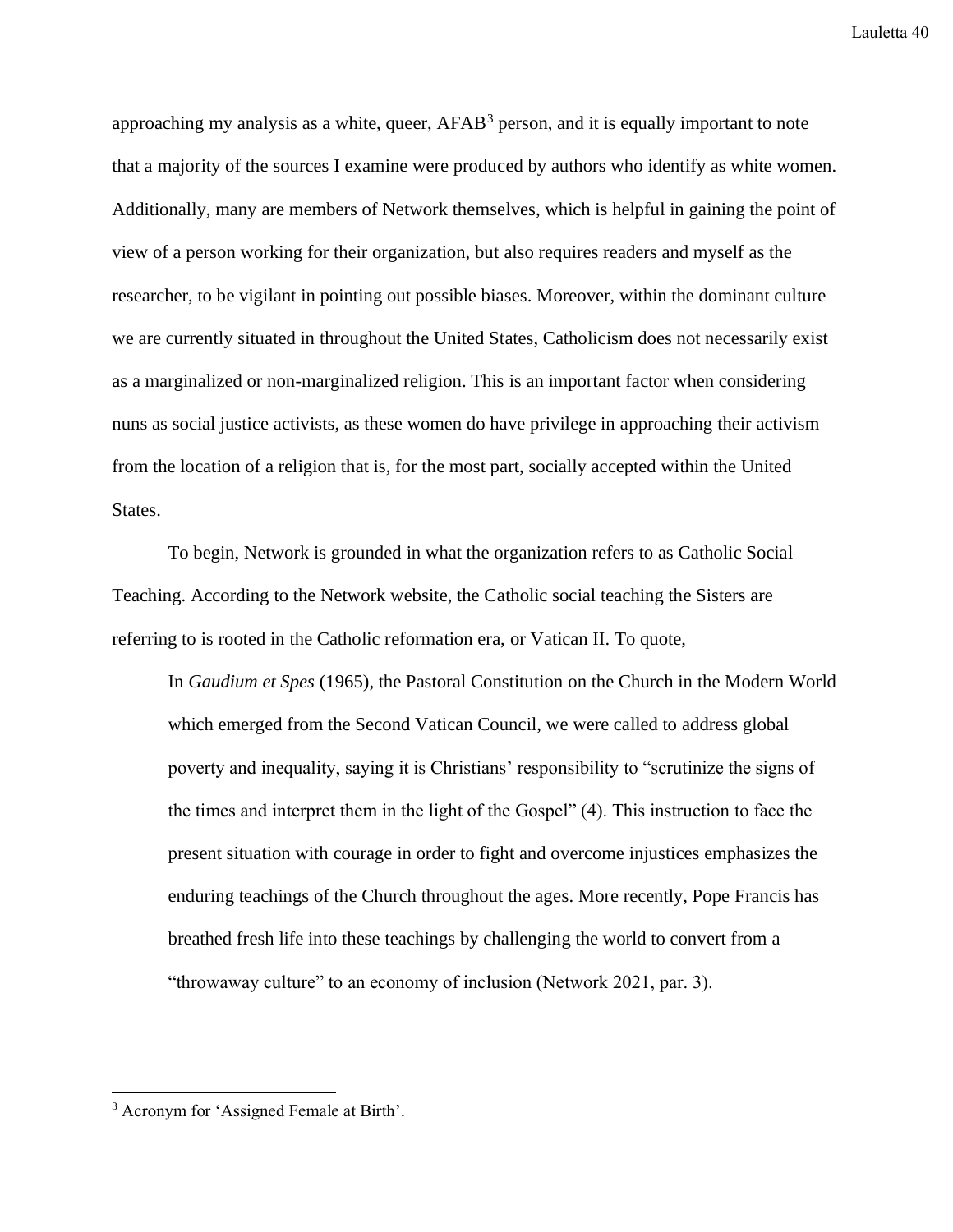approaching my analysis as a white, queer, AFAB[3] person, and it is equally important to note that a majority of the sources I examine were produced by authors who identify as white women. Additionally, many are members of Network themselves, which is helpful in gaining the point of view of a person working for their organization, but also requires readers and myself as the researcher, to be vigilant in pointing out possible biases. Moreover, within the dominant culture we are currently situated in throughout the United States, Catholicism does not necessarily exist as a marginalized or non-marginalized religion. This is an important factor when considering nuns as social justice activists, as these women do have privilege in approaching their activism from the location of a religion that is, for the most part, socially accepted within the United States.

To begin, Network is grounded in what the organization refers to as Catholic Social Teaching. According to the Network website, the Catholic social teaching the Sisters are referring to is rooted in the Catholic reformation era, or Vatican II. To quote,

> In *Gaudium et Spes* (1965), the Pastoral Constitution on the Church in the Modern World which emerged from the Second Vatican Council, we were called to address global poverty and inequality, saying it is Christians' responsibility to "scrutinize the signs of the times and interpret them in the light of the Gospel" (4). This instruction to face the present situation with courage in order to fight and overcome injustices emphasizes the enduring teachings of the Church throughout the ages. More recently, Pope Francis has breathed fresh life into these teachings by challenging the world to convert from a "throwaway culture" to an economy of inclusion (Network 2021, par. 3).

[3] Acronym for 'Assigned Female at Birth'.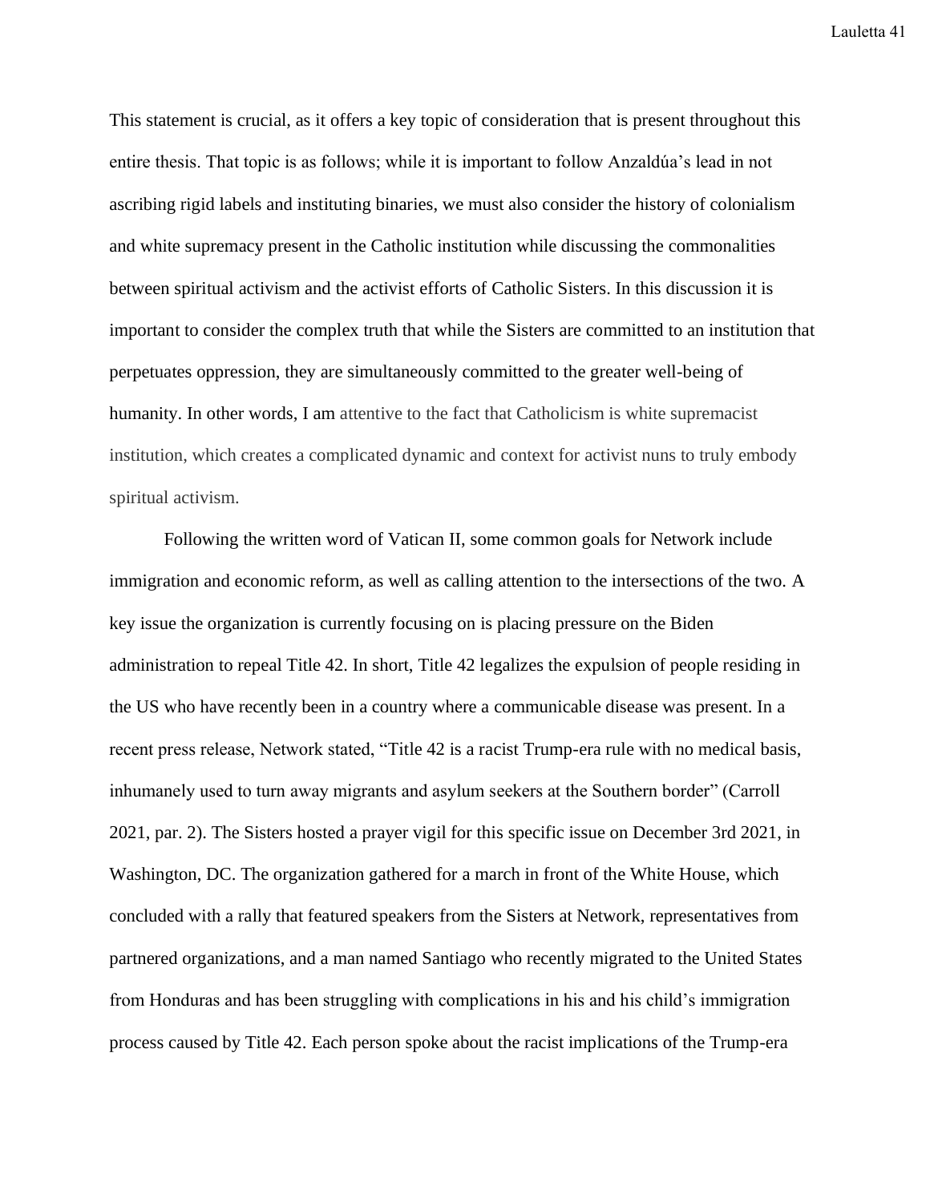This statement is crucial, as it offers a key topic of consideration that is present throughout this entire thesis. That topic is as follows; while it is important to follow Anzaldúa's lead in not ascribing rigid labels and instituting binaries, we must also consider the history of colonialism and white supremacy present in the Catholic institution while discussing the commonalities between spiritual activism and the activist efforts of Catholic Sisters. In this discussion it is important to consider the complex truth that while the Sisters are committed to an institution that perpetuates oppression, they are simultaneously committed to the greater well-being of humanity. In other words, I am attentive to the fact that Catholicism is white supremacist institution, which creates a complicated dynamic and context for activist nuns to truly embody spiritual activism.

Following the written word of Vatican II, some common goals for Network include immigration and economic reform, as well as calling attention to the intersections of the two. A key issue the organization is currently focusing on is placing pressure on the Biden administration to repeal Title 42. In short, Title 42 legalizes the expulsion of people residing in the US who have recently been in a country where a communicable disease was present. In a recent press release, Network stated, "Title 42 is a racist Trump-era rule with no medical basis, inhumanely used to turn away migrants and asylum seekers at the Southern border" (Carroll 2021, par. 2). The Sisters hosted a prayer vigil for this specific issue on December 3rd 2021, in Washington, DC. The organization gathered for a march in front of the White House, which concluded with a rally that featured speakers from the Sisters at Network, representatives from partnered organizations, and a man named Santiago who recently migrated to the United States from Honduras and has been struggling with complications in his and his child's immigration process caused by Title 42. Each person spoke about the racist implications of the Trump-era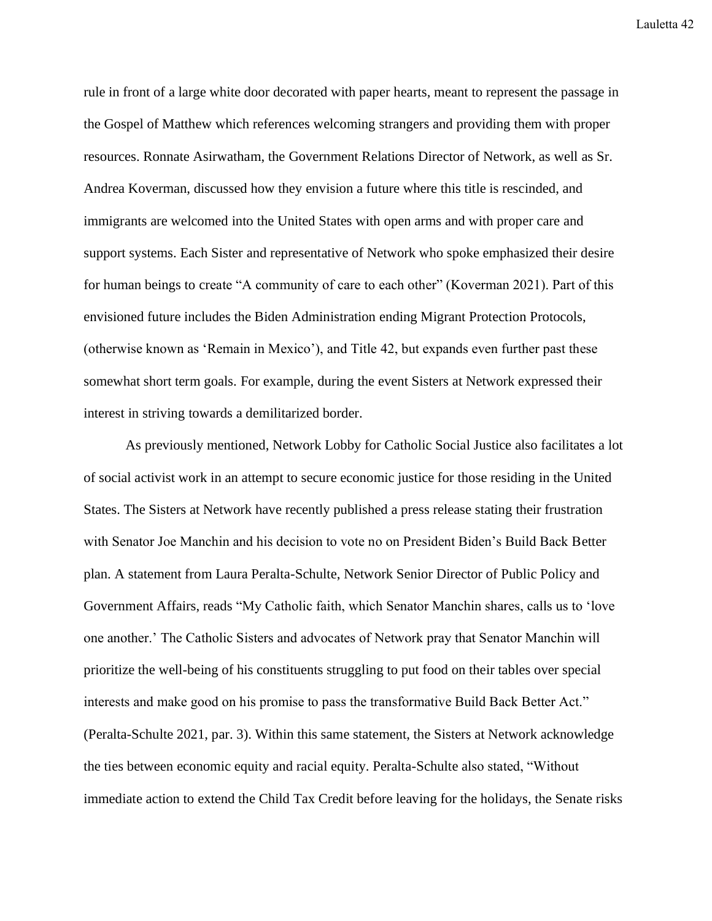rule in front of a large white door decorated with paper hearts, meant to represent the passage in the Gospel of Matthew which references welcoming strangers and providing them with proper resources. Ronnate Asirwatham, the Government Relations Director of Network, as well as Sr. Andrea Koverman, discussed how they envision a future where this title is rescinded, and immigrants are welcomed into the United States with open arms and with proper care and support systems. Each Sister and representative of Network who spoke emphasized their desire for human beings to create "A community of care to each other" (Koverman 2021). Part of this envisioned future includes the Biden Administration ending Migrant Protection Protocols, (otherwise known as 'Remain in Mexico'), and Title 42, but expands even further past these somewhat short term goals. For example, during the event Sisters at Network expressed their interest in striving towards a demilitarized border.

As previously mentioned, Network Lobby for Catholic Social Justice also facilitates a lot of social activist work in an attempt to secure economic justice for those residing in the United States. The Sisters at Network have recently published a press release stating their frustration with Senator Joe Manchin and his decision to vote no on President Biden's Build Back Better plan. A statement from Laura Peralta-Schulte, Network Senior Director of Public Policy and Government Affairs, reads "My Catholic faith, which Senator Manchin shares, calls us to 'love one another.' The Catholic Sisters and advocates of Network pray that Senator Manchin will prioritize the well-being of his constituents struggling to put food on their tables over special interests and make good on his promise to pass the transformative Build Back Better Act." (Peralta-Schulte 2021, par. 3). Within this same statement, the Sisters at Network acknowledge the ties between economic equity and racial equity. Peralta-Schulte also stated, "Without immediate action to extend the Child Tax Credit before leaving for the holidays, the Senate risks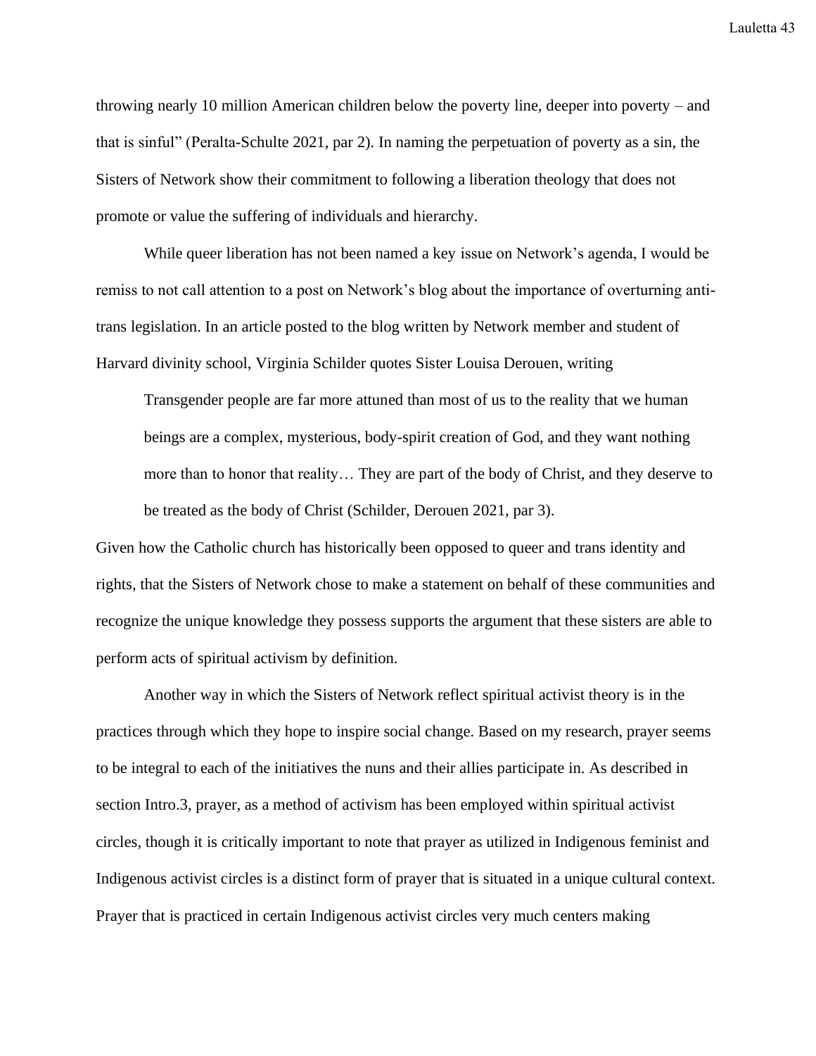throwing nearly 10 million American children below the poverty line, deeper into poverty – and that is sinful" (Peralta-Schulte 2021, par 2). In naming the perpetuation of poverty as a sin, the Sisters of Network show their commitment to following a liberation theology that does not promote or value the suffering of individuals and hierarchy.

While queer liberation has not been named a key issue on Network's agenda, I would be remiss to not call attention to a post on Network's blog about the importance of overturning anti-trans legislation. In an article posted to the blog written by Network member and student of Harvard divinity school, Virginia Schilder quotes Sister Louisa Derouen, writing

> Transgender people are far more attuned than most of us to the reality that we human beings are a complex, mysterious, body-spirit creation of God, and they want nothing more than to honor that reality… They are part of the body of Christ, and they deserve to be treated as the body of Christ (Schilder, Derouen 2021, par 3).

Given how the Catholic church has historically been opposed to queer and trans identity and rights, that the Sisters of Network chose to make a statement on behalf of these communities and recognize the unique knowledge they possess supports the argument that these sisters are able to perform acts of spiritual activism by definition.

Another way in which the Sisters of Network reflect spiritual activist theory is in the practices through which they hope to inspire social change. Based on my research, prayer seems to be integral to each of the initiatives the nuns and their allies participate in. As described in section Intro.3, prayer, as a method of activism has been employed within spiritual activist circles, though it is critically important to note that prayer as utilized in Indigenous feminist and Indigenous activist circles is a distinct form of prayer that is situated in a unique cultural context. Prayer that is practiced in certain Indigenous activist circles very much centers making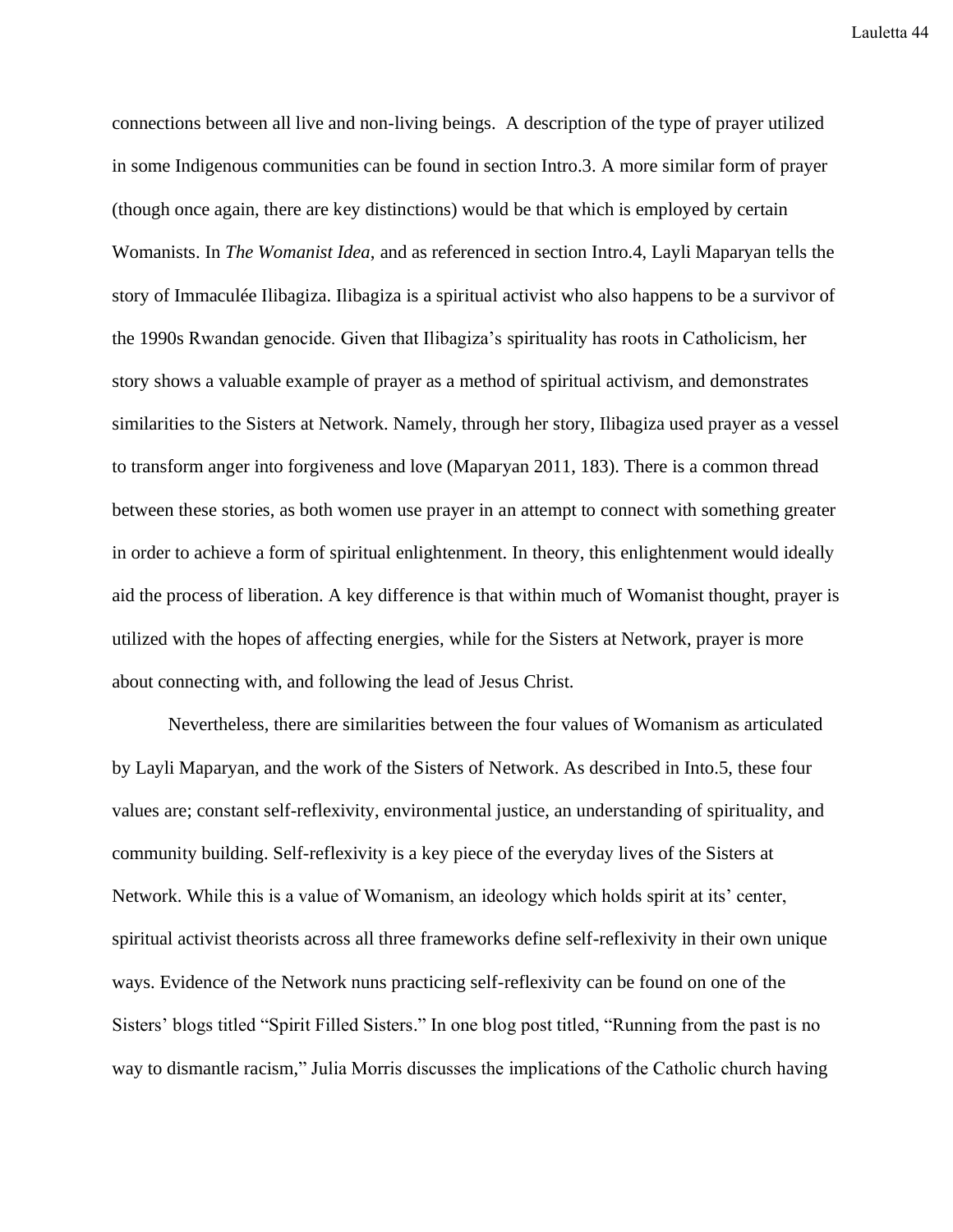connections between all live and non-living beings. A description of the type of prayer utilized in some Indigenous communities can be found in section Intro.3. A more similar form of prayer (though once again, there are key distinctions) would be that which is employed by certain Womanists. In *The Womanist Idea*, and as referenced in section Intro.4, Layli Maparyan tells the story of Immaculée Ilibagiza. Ilibagiza is a spiritual activist who also happens to be a survivor of the 1990s Rwandan genocide. Given that Ilibagiza's spirituality has roots in Catholicism, her story shows a valuable example of prayer as a method of spiritual activism, and demonstrates similarities to the Sisters at Network. Namely, through her story, Ilibagiza used prayer as a vessel to transform anger into forgiveness and love (Maparyan 2011, 183). There is a common thread between these stories, as both women use prayer in an attempt to connect with something greater in order to achieve a form of spiritual enlightenment. In theory, this enlightenment would ideally aid the process of liberation. A key difference is that within much of Womanist thought, prayer is utilized with the hopes of affecting energies, while for the Sisters at Network, prayer is more about connecting with, and following the lead of Jesus Christ.

Nevertheless, there are similarities between the four values of Womanism as articulated by Layli Maparyan, and the work of the Sisters of Network. As described in Into.5, these four values are; constant self-reflexivity, environmental justice, an understanding of spirituality, and community building. Self-reflexivity is a key piece of the everyday lives of the Sisters at Network. While this is a value of Womanism, an ideology which holds spirit at its' center, spiritual activist theorists across all three frameworks define self-reflexivity in their own unique ways. Evidence of the Network nuns practicing self-reflexivity can be found on one of the Sisters' blogs titled "Spirit Filled Sisters." In one blog post titled, "Running from the past is no way to dismantle racism," Julia Morris discusses the implications of the Catholic church having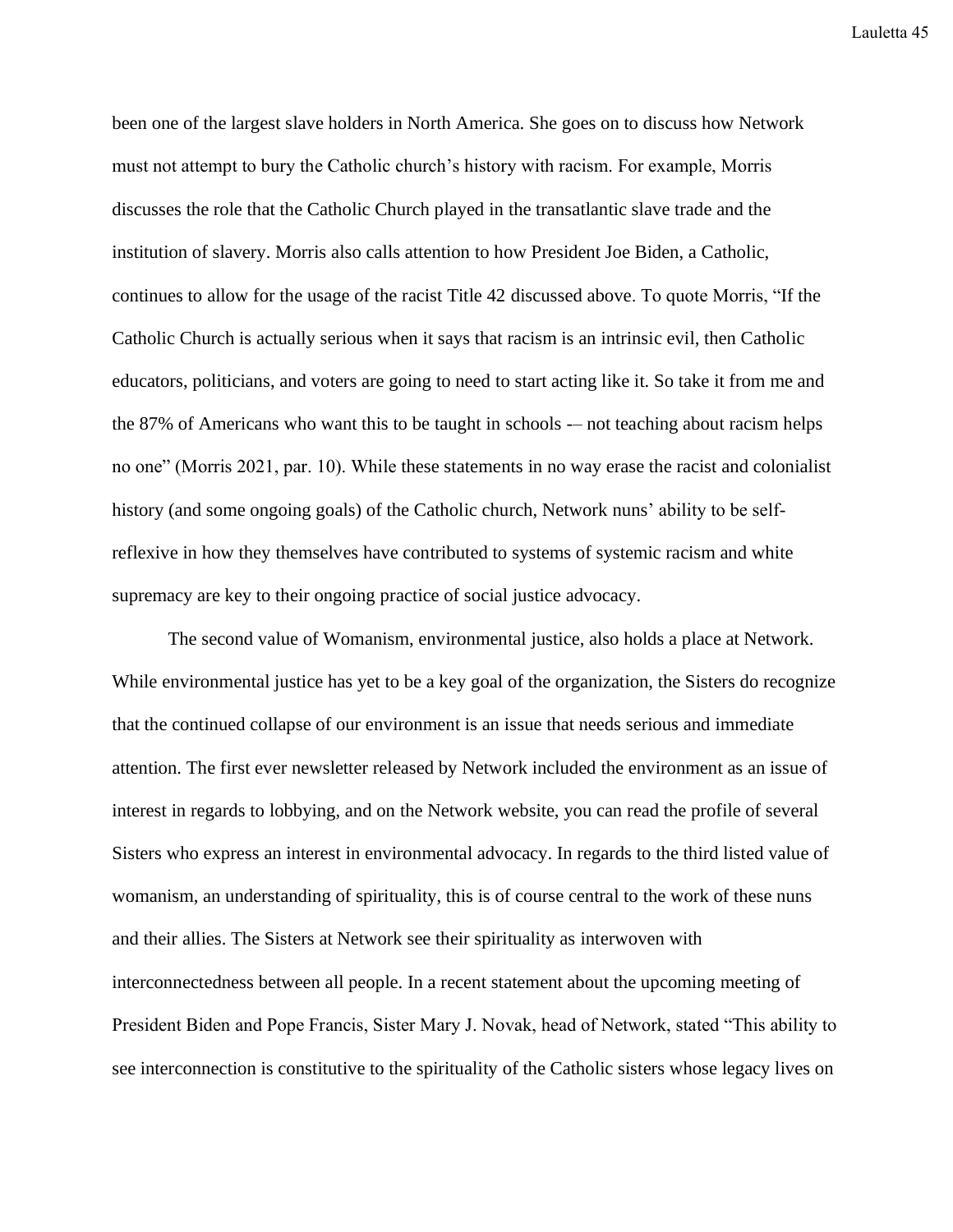been one of the largest slave holders in North America. She goes on to discuss how Network must not attempt to bury the Catholic church's history with racism. For example, Morris discusses the role that the Catholic Church played in the transatlantic slave trade and the institution of slavery. Morris also calls attention to how President Joe Biden, a Catholic, continues to allow for the usage of the racist Title 42 discussed above. To quote Morris, "If the Catholic Church is actually serious when it says that racism is an intrinsic evil, then Catholic educators, politicians, and voters are going to need to start acting like it. So take it from me and the 87% of Americans who want this to be taught in schools -– not teaching about racism helps no one" (Morris 2021, par. 10). While these statements in no way erase the racist and colonialist history (and some ongoing goals) of the Catholic church, Network nuns' ability to be self-reflexive in how they themselves have contributed to systems of systemic racism and white supremacy are key to their ongoing practice of social justice advocacy.

The second value of Womanism, environmental justice, also holds a place at Network. While environmental justice has yet to be a key goal of the organization, the Sisters do recognize that the continued collapse of our environment is an issue that needs serious and immediate attention. The first ever newsletter released by Network included the environment as an issue of interest in regards to lobbying, and on the Network website, you can read the profile of several Sisters who express an interest in environmental advocacy. In regards to the third listed value of womanism, an understanding of spirituality, this is of course central to the work of these nuns and their allies. The Sisters at Network see their spirituality as interwoven with interconnectedness between all people. In a recent statement about the upcoming meeting of President Biden and Pope Francis, Sister Mary J. Novak, head of Network, stated "This ability to see interconnection is constitutive to the spirituality of the Catholic sisters whose legacy lives on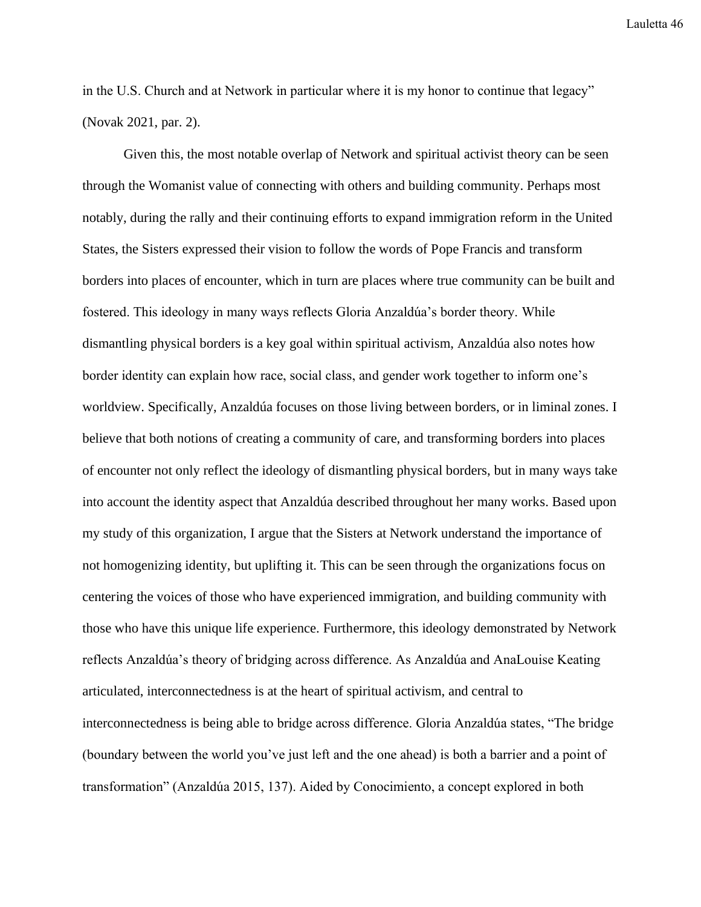in the U.S. Church and at Network in particular where it is my honor to continue that legacy" (Novak 2021, par. 2).

Given this, the most notable overlap of Network and spiritual activist theory can be seen through the Womanist value of connecting with others and building community. Perhaps most notably, during the rally and their continuing efforts to expand immigration reform in the United States, the Sisters expressed their vision to follow the words of Pope Francis and transform borders into places of encounter, which in turn are places where true community can be built and fostered. This ideology in many ways reflects Gloria Anzaldúa's border theory. While dismantling physical borders is a key goal within spiritual activism, Anzaldúa also notes how border identity can explain how race, social class, and gender work together to inform one's worldview. Specifically, Anzaldúa focuses on those living between borders, or in liminal zones. I believe that both notions of creating a community of care, and transforming borders into places of encounter not only reflect the ideology of dismantling physical borders, but in many ways take into account the identity aspect that Anzaldúa described throughout her many works. Based upon my study of this organization, I argue that the Sisters at Network understand the importance of not homogenizing identity, but uplifting it. This can be seen through the organizations focus on centering the voices of those who have experienced immigration, and building community with those who have this unique life experience. Furthermore, this ideology demonstrated by Network reflects Anzaldúa's theory of bridging across difference. As Anzaldúa and AnaLouise Keating articulated, interconnectedness is at the heart of spiritual activism, and central to interconnectedness is being able to bridge across difference. Gloria Anzaldúa states, "The bridge (boundary between the world you've just left and the one ahead) is both a barrier and a point of transformation" (Anzaldúa 2015, 137). Aided by Conocimiento, a concept explored in both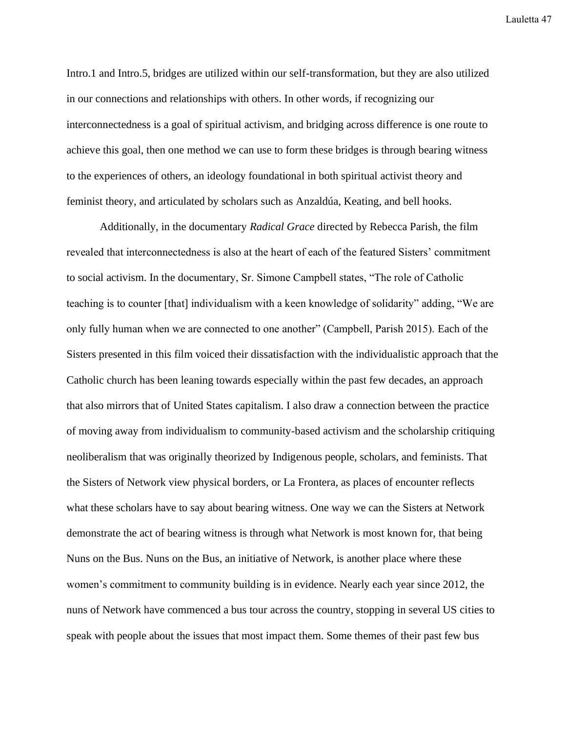Intro.1 and Intro.5, bridges are utilized within our self-transformation, but they are also utilized in our connections and relationships with others. In other words, if recognizing our interconnectedness is a goal of spiritual activism, and bridging across difference is one route to achieve this goal, then one method we can use to form these bridges is through bearing witness to the experiences of others, an ideology foundational in both spiritual activist theory and feminist theory, and articulated by scholars such as Anzaldúa, Keating, and bell hooks.

Additionally, in the documentary *Radical Grace* directed by Rebecca Parish, the film revealed that interconnectedness is also at the heart of each of the featured Sisters' commitment to social activism. In the documentary, Sr. Simone Campbell states, "The role of Catholic teaching is to counter [that] individualism with a keen knowledge of solidarity" adding, "We are only fully human when we are connected to one another" (Campbell, Parish 2015). Each of the Sisters presented in this film voiced their dissatisfaction with the individualistic approach that the Catholic church has been leaning towards especially within the past few decades, an approach that also mirrors that of United States capitalism. I also draw a connection between the practice of moving away from individualism to community-based activism and the scholarship critiquing neoliberalism that was originally theorized by Indigenous people, scholars, and feminists. That the Sisters of Network view physical borders, or La Frontera, as places of encounter reflects what these scholars have to say about bearing witness. One way we can the Sisters at Network demonstrate the act of bearing witness is through what Network is most known for, that being Nuns on the Bus. Nuns on the Bus, an initiative of Network, is another place where these women's commitment to community building is in evidence. Nearly each year since 2012, the nuns of Network have commenced a bus tour across the country, stopping in several US cities to speak with people about the issues that most impact them. Some themes of their past few bus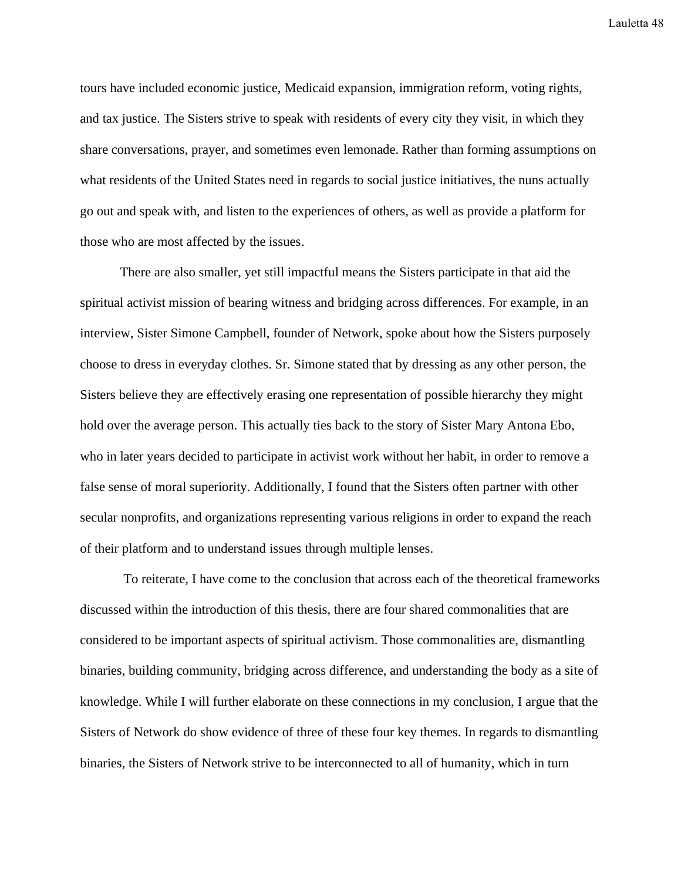tours have included economic justice, Medicaid expansion, immigration reform, voting rights, and tax justice. The Sisters strive to speak with residents of every city they visit, in which they share conversations, prayer, and sometimes even lemonade. Rather than forming assumptions on what residents of the United States need in regards to social justice initiatives, the nuns actually go out and speak with, and listen to the experiences of others, as well as provide a platform for those who are most affected by the issues.

There are also smaller, yet still impactful means the Sisters participate in that aid the spiritual activist mission of bearing witness and bridging across differences. For example, in an interview, Sister Simone Campbell, founder of Network, spoke about how the Sisters purposely choose to dress in everyday clothes. Sr. Simone stated that by dressing as any other person, the Sisters believe they are effectively erasing one representation of possible hierarchy they might hold over the average person. This actually ties back to the story of Sister Mary Antona Ebo, who in later years decided to participate in activist work without her habit, in order to remove a false sense of moral superiority. Additionally, I found that the Sisters often partner with other secular nonprofits, and organizations representing various religions in order to expand the reach of their platform and to understand issues through multiple lenses.

To reiterate, I have come to the conclusion that across each of the theoretical frameworks discussed within the introduction of this thesis, there are four shared commonalities that are considered to be important aspects of spiritual activism. Those commonalities are, dismantling binaries, building community, bridging across difference, and understanding the body as a site of knowledge. While I will further elaborate on these connections in my conclusion, I argue that the Sisters of Network do show evidence of three of these four key themes. In regards to dismantling binaries, the Sisters of Network strive to be interconnected to all of humanity, which in turn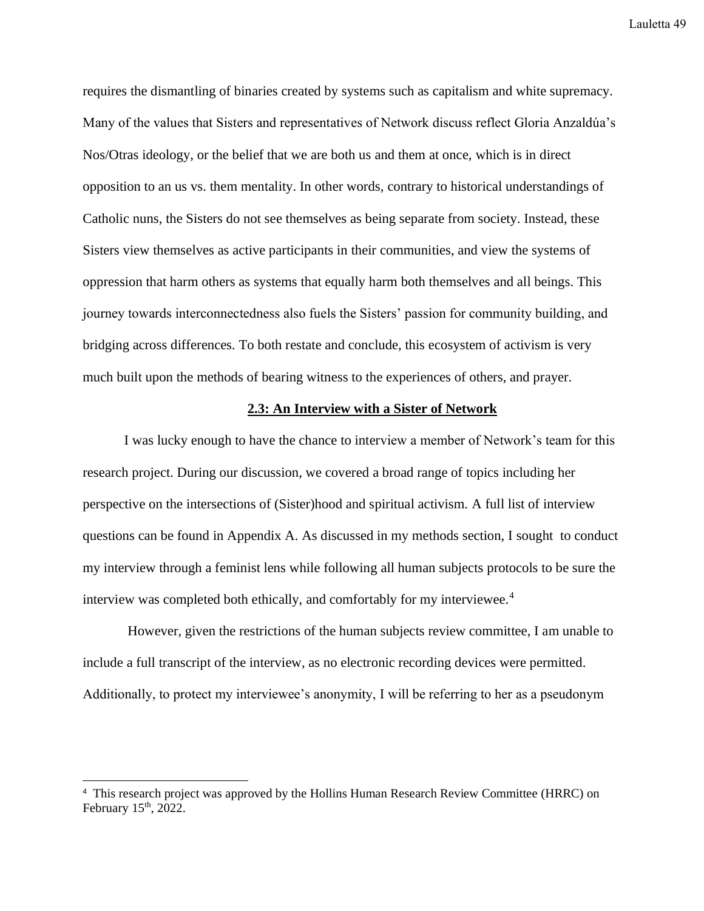requires the dismantling of binaries created by systems such as capitalism and white supremacy. Many of the values that Sisters and representatives of Network discuss reflect Gloria Anzaldúa's Nos/Otras ideology, or the belief that we are both us and them at once, which is in direct opposition to an us vs. them mentality. In other words, contrary to historical understandings of Catholic nuns, the Sisters do not see themselves as being separate from society. Instead, these Sisters view themselves as active participants in their communities, and view the systems of oppression that harm others as systems that equally harm both themselves and all beings. This journey towards interconnectedness also fuels the Sisters' passion for community building, and bridging across differences. To both restate and conclude, this ecosystem of activism is very much built upon the methods of bearing witness to the experiences of others, and prayer.

## 2.3: An Interview with a Sister of Network

I was lucky enough to have the chance to interview a member of Network's team for this research project. During our discussion, we covered a broad range of topics including her perspective on the intersections of (Sister)hood and spiritual activism. A full list of interview questions can be found in Appendix A. As discussed in my methods section, I sought to conduct my interview through a feminist lens while following all human subjects protocols to be sure the interview was completed both ethically, and comfortably for my interviewee.[4]

However, given the restrictions of the human subjects review committee, I am unable to include a full transcript of the interview, as no electronic recording devices were permitted. Additionally, to protect my interviewee's anonymity, I will be referring to her as a pseudonym

[4] This research project was approved by the Hollins Human Research Review Committee (HRRC) on February 15th, 2022.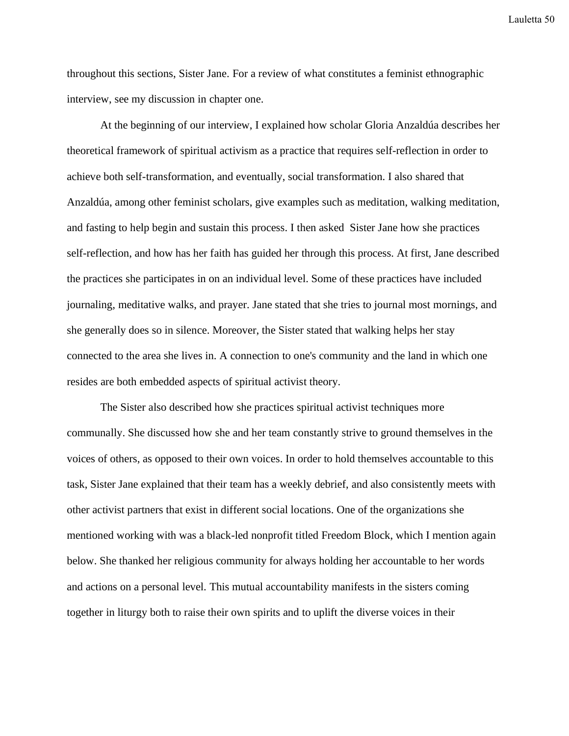throughout this sections, Sister Jane. For a review of what constitutes a feminist ethnographic interview, see my discussion in chapter one.

At the beginning of our interview, I explained how scholar Gloria Anzaldúa describes her theoretical framework of spiritual activism as a practice that requires self-reflection in order to achieve both self-transformation, and eventually, social transformation. I also shared that Anzaldúa, among other feminist scholars, give examples such as meditation, walking meditation, and fasting to help begin and sustain this process. I then asked  Sister Jane how she practices self-reflection, and how has her faith has guided her through this process. At first, Jane described the practices she participates in on an individual level. Some of these practices have included journaling, meditative walks, and prayer. Jane stated that she tries to journal most mornings, and she generally does so in silence. Moreover, the Sister stated that walking helps her stay connected to the area she lives in. A connection to one's community and the land in which one resides are both embedded aspects of spiritual activist theory.

The Sister also described how she practices spiritual activist techniques more communally. She discussed how she and her team constantly strive to ground themselves in the voices of others, as opposed to their own voices. In order to hold themselves accountable to this task, Sister Jane explained that their team has a weekly debrief, and also consistently meets with other activist partners that exist in different social locations. One of the organizations she mentioned working with was a black-led nonprofit titled Freedom Block, which I mention again below. She thanked her religious community for always holding her accountable to her words and actions on a personal level. This mutual accountability manifests in the sisters coming together in liturgy both to raise their own spirits and to uplift the diverse voices in their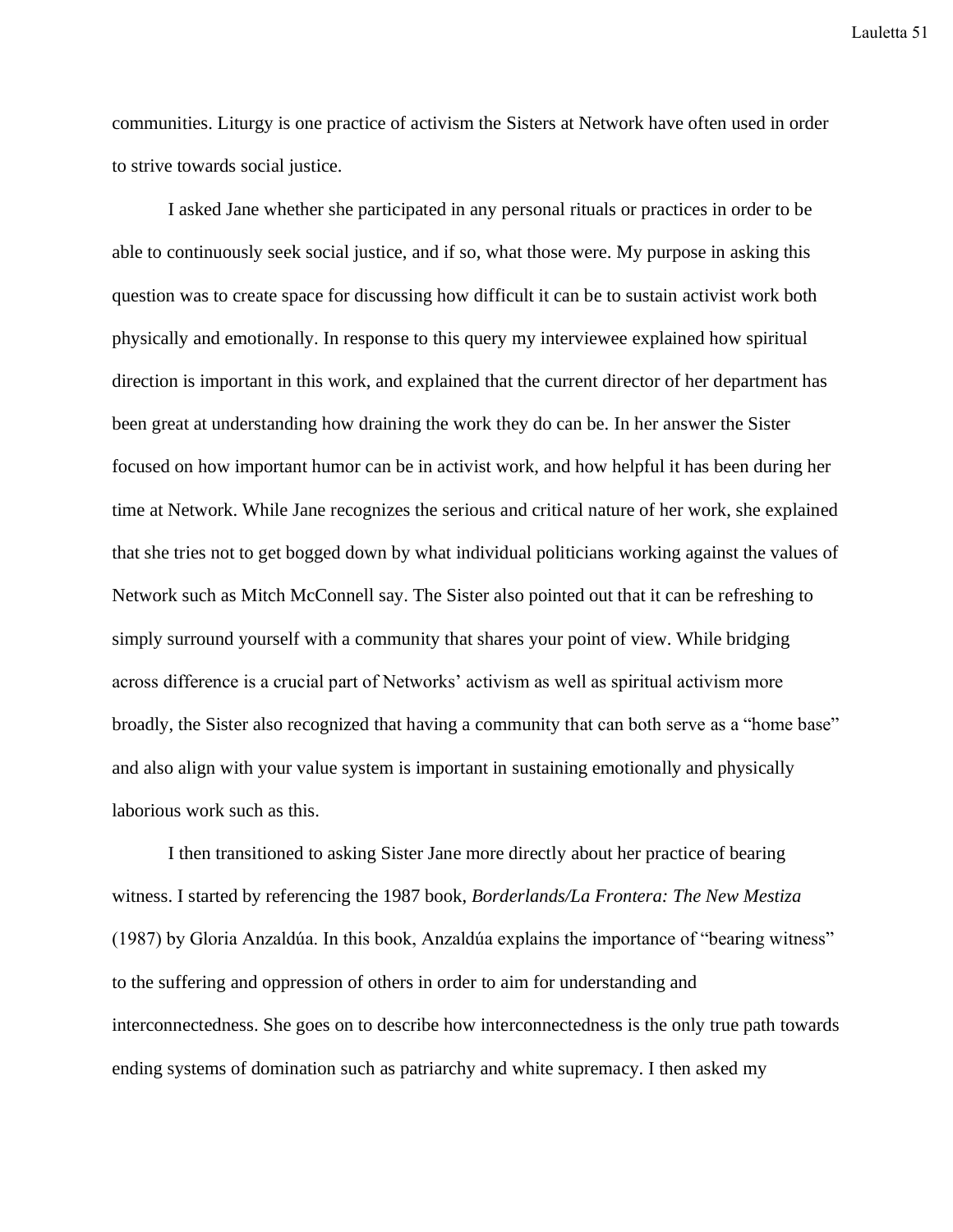communities. Liturgy is one practice of activism the Sisters at Network have often used in order to strive towards social justice.

I asked Jane whether she participated in any personal rituals or practices in order to be able to continuously seek social justice, and if so, what those were. My purpose in asking this question was to create space for discussing how difficult it can be to sustain activist work both physically and emotionally. In response to this query my interviewee explained how spiritual direction is important in this work, and explained that the current director of her department has been great at understanding how draining the work they do can be. In her answer the Sister focused on how important humor can be in activist work, and how helpful it has been during her time at Network. While Jane recognizes the serious and critical nature of her work, she explained that she tries not to get bogged down by what individual politicians working against the values of Network such as Mitch McConnell say. The Sister also pointed out that it can be refreshing to simply surround yourself with a community that shares your point of view. While bridging across difference is a crucial part of Networks' activism as well as spiritual activism more broadly, the Sister also recognized that having a community that can both serve as a "home base" and also align with your value system is important in sustaining emotionally and physically laborious work such as this.

I then transitioned to asking Sister Jane more directly about her practice of bearing witness. I started by referencing the 1987 book, *Borderlands/La Frontera: The New Mestiza* (1987) by Gloria Anzaldúa. In this book, Anzaldúa explains the importance of "bearing witness" to the suffering and oppression of others in order to aim for understanding and interconnectedness. She goes on to describe how interconnectedness is the only true path towards ending systems of domination such as patriarchy and white supremacy. I then asked my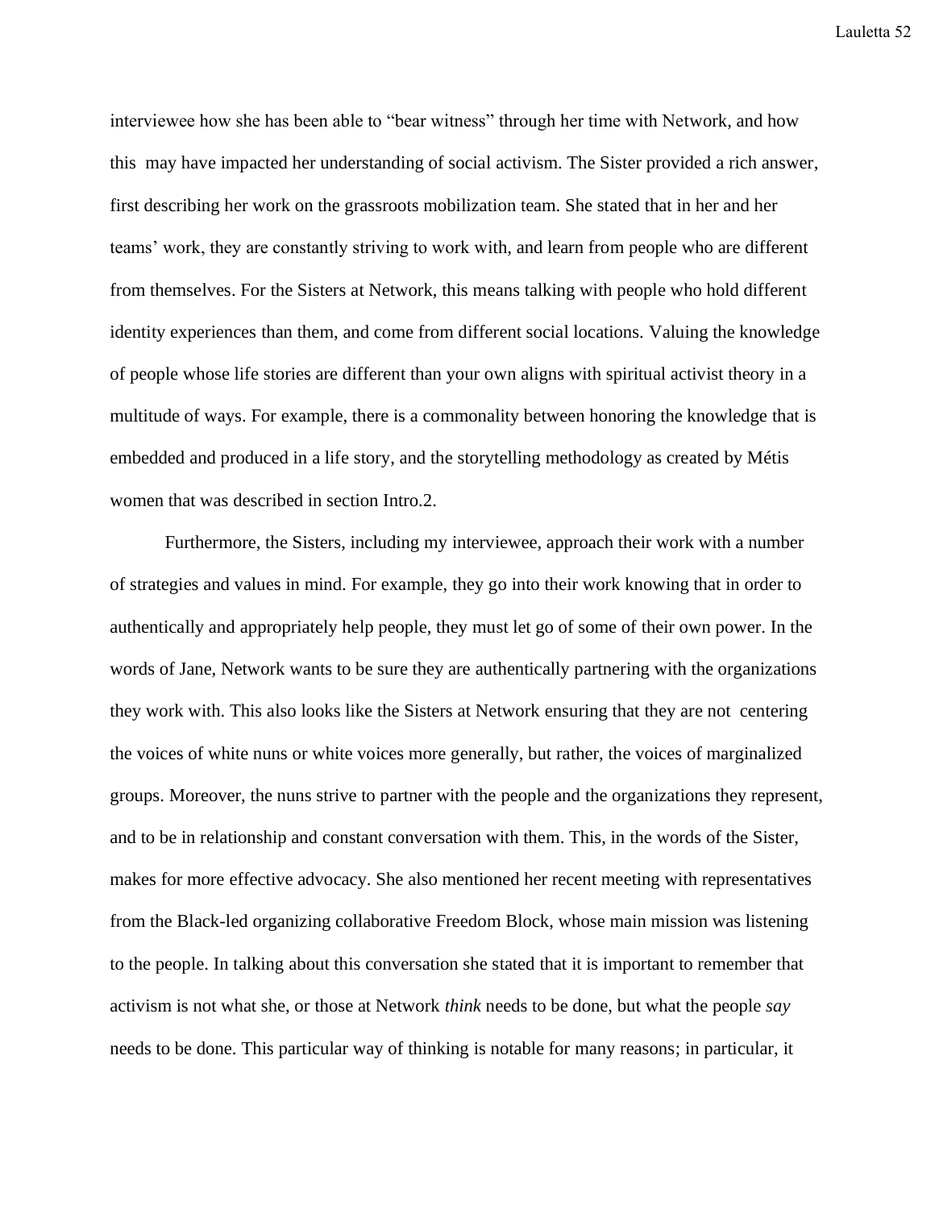interviewee how she has been able to "bear witness" through her time with Network, and how this may have impacted her understanding of social activism. The Sister provided a rich answer, first describing her work on the grassroots mobilization team. She stated that in her and her teams' work, they are constantly striving to work with, and learn from people who are different from themselves. For the Sisters at Network, this means talking with people who hold different identity experiences than them, and come from different social locations. Valuing the knowledge of people whose life stories are different than your own aligns with spiritual activist theory in a multitude of ways. For example, there is a commonality between honoring the knowledge that is embedded and produced in a life story, and the storytelling methodology as created by Métis women that was described in section Intro.2.

Furthermore, the Sisters, including my interviewee, approach their work with a number of strategies and values in mind. For example, they go into their work knowing that in order to authentically and appropriately help people, they must let go of some of their own power. In the words of Jane, Network wants to be sure they are authentically partnering with the organizations they work with. This also looks like the Sisters at Network ensuring that they are not centering the voices of white nuns or white voices more generally, but rather, the voices of marginalized groups. Moreover, the nuns strive to partner with the people and the organizations they represent, and to be in relationship and constant conversation with them. This, in the words of the Sister, makes for more effective advocacy. She also mentioned her recent meeting with representatives from the Black-led organizing collaborative Freedom Block, whose main mission was listening to the people. In talking about this conversation she stated that it is important to remember that activism is not what she, or those at Network *think* needs to be done, but what the people *say* needs to be done. This particular way of thinking is notable for many reasons; in particular, it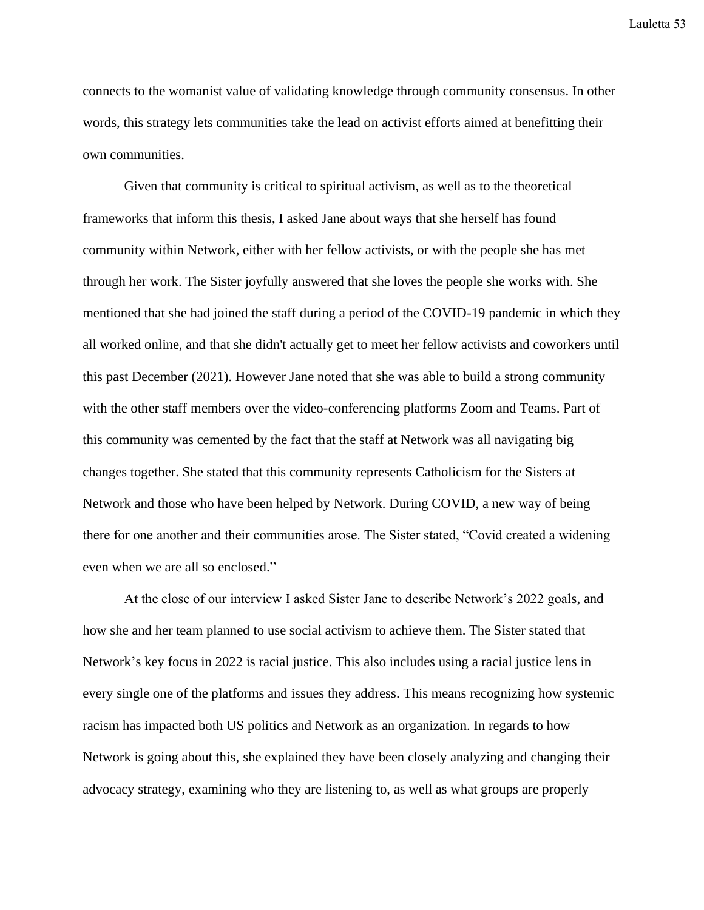connects to the womanist value of validating knowledge through community consensus. In other words, this strategy lets communities take the lead on activist efforts aimed at benefitting their own communities.

Given that community is critical to spiritual activism, as well as to the theoretical frameworks that inform this thesis, I asked Jane about ways that she herself has found community within Network, either with her fellow activists, or with the people she has met through her work. The Sister joyfully answered that she loves the people she works with. She mentioned that she had joined the staff during a period of the COVID-19 pandemic in which they all worked online, and that she didn't actually get to meet her fellow activists and coworkers until this past December (2021). However Jane noted that she was able to build a strong community with the other staff members over the video-conferencing platforms Zoom and Teams. Part of this community was cemented by the fact that the staff at Network was all navigating big changes together. She stated that this community represents Catholicism for the Sisters at Network and those who have been helped by Network. During COVID, a new way of being there for one another and their communities arose. The Sister stated, "Covid created a widening even when we are all so enclosed."

At the close of our interview I asked Sister Jane to describe Network's 2022 goals, and how she and her team planned to use social activism to achieve them. The Sister stated that Network's key focus in 2022 is racial justice. This also includes using a racial justice lens in every single one of the platforms and issues they address. This means recognizing how systemic racism has impacted both US politics and Network as an organization. In regards to how Network is going about this, she explained they have been closely analyzing and changing their advocacy strategy, examining who they are listening to, as well as what groups are properly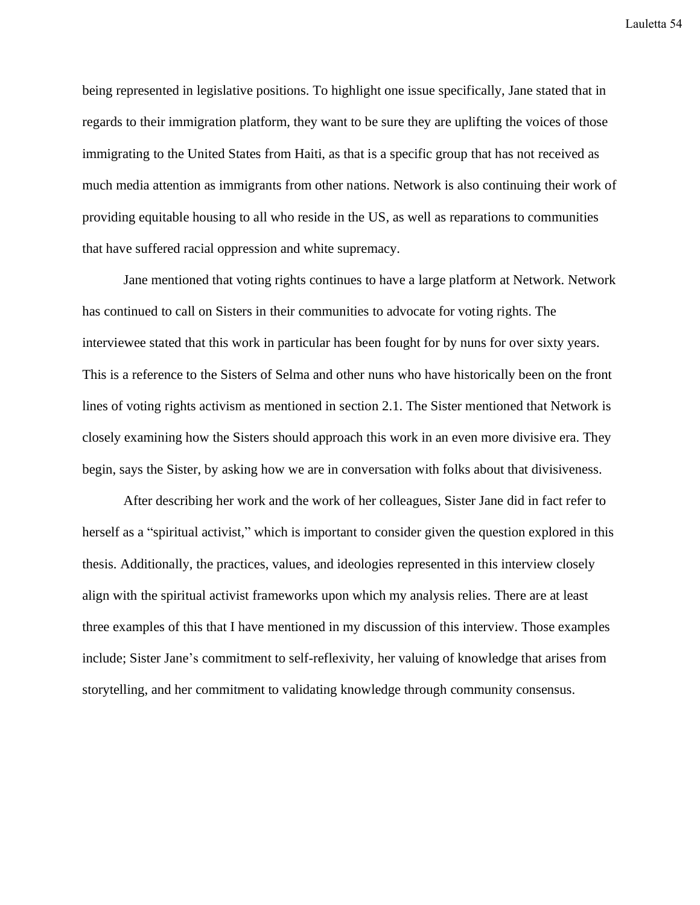being represented in legislative positions. To highlight one issue specifically, Jane stated that in regards to their immigration platform, they want to be sure they are uplifting the voices of those immigrating to the United States from Haiti, as that is a specific group that has not received as much media attention as immigrants from other nations. Network is also continuing their work of providing equitable housing to all who reside in the US, as well as reparations to communities that have suffered racial oppression and white supremacy.

Jane mentioned that voting rights continues to have a large platform at Network. Network has continued to call on Sisters in their communities to advocate for voting rights. The interviewee stated that this work in particular has been fought for by nuns for over sixty years. This is a reference to the Sisters of Selma and other nuns who have historically been on the front lines of voting rights activism as mentioned in section 2.1. The Sister mentioned that Network is closely examining how the Sisters should approach this work in an even more divisive era. They begin, says the Sister, by asking how we are in conversation with folks about that divisiveness.

After describing her work and the work of her colleagues, Sister Jane did in fact refer to herself as a "spiritual activist," which is important to consider given the question explored in this thesis. Additionally, the practices, values, and ideologies represented in this interview closely align with the spiritual activist frameworks upon which my analysis relies. There are at least three examples of this that I have mentioned in my discussion of this interview. Those examples include; Sister Jane's commitment to self-reflexivity, her valuing of knowledge that arises from storytelling, and her commitment to validating knowledge through community consensus.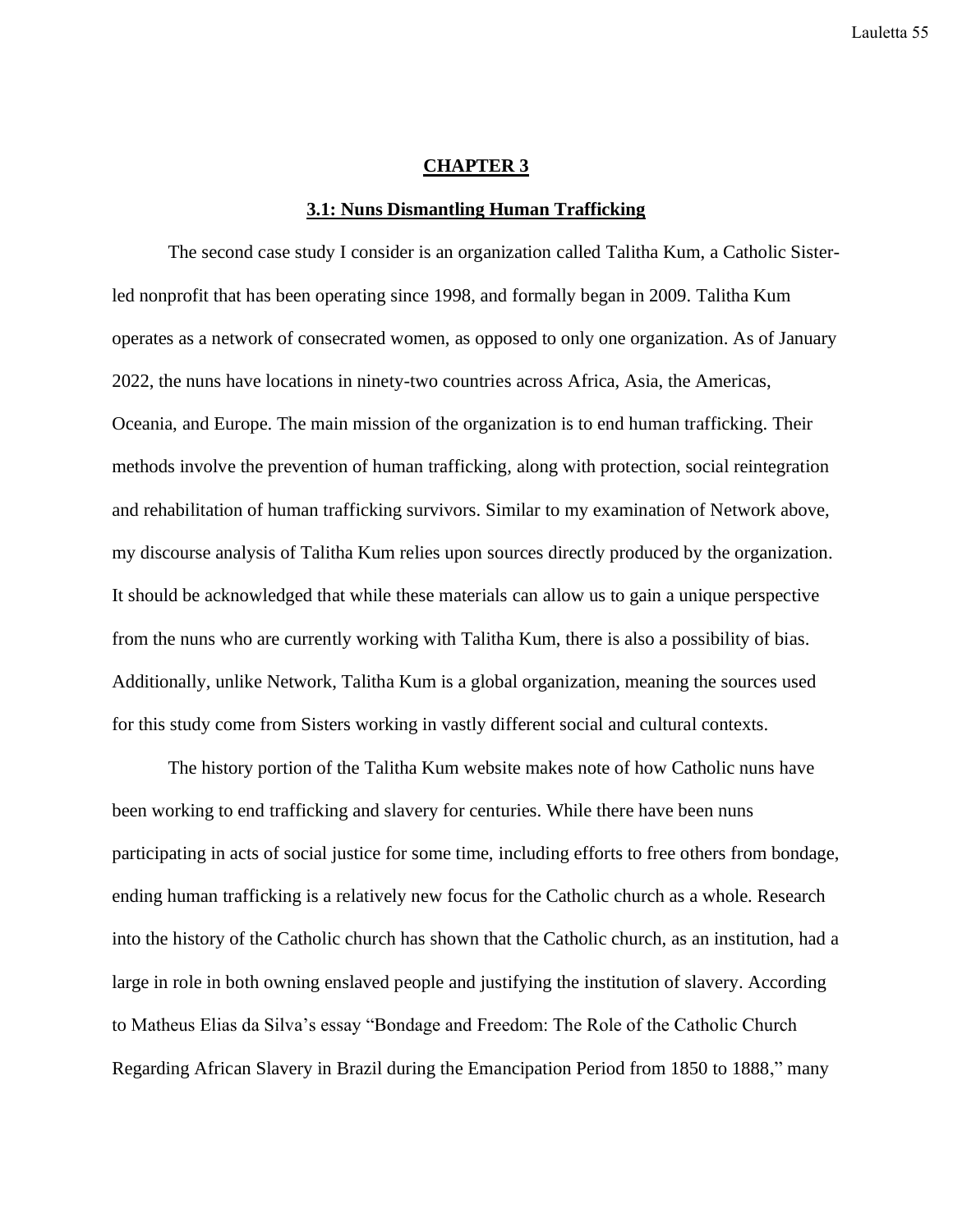# CHAPTER 3

## 3.1: Nuns Dismantling Human Trafficking

The second case study I consider is an organization called Talitha Kum, a Catholic Sister-led nonprofit that has been operating since 1998, and formally began in 2009. Talitha Kum operates as a network of consecrated women, as opposed to only one organization. As of January 2022, the nuns have locations in ninety-two countries across Africa, Asia, the Americas, Oceania, and Europe. The main mission of the organization is to end human trafficking. Their methods involve the prevention of human trafficking, along with protection, social reintegration and rehabilitation of human trafficking survivors. Similar to my examination of Network above, my discourse analysis of Talitha Kum relies upon sources directly produced by the organization. It should be acknowledged that while these materials can allow us to gain a unique perspective from the nuns who are currently working with Talitha Kum, there is also a possibility of bias. Additionally, unlike Network, Talitha Kum is a global organization, meaning the sources used for this study come from Sisters working in vastly different social and cultural contexts.

The history portion of the Talitha Kum website makes note of how Catholic nuns have been working to end trafficking and slavery for centuries. While there have been nuns participating in acts of social justice for some time, including efforts to free others from bondage, ending human trafficking is a relatively new focus for the Catholic church as a whole. Research into the history of the Catholic church has shown that the Catholic church, as an institution, had a large in role in both owning enslaved people and justifying the institution of slavery. According to Matheus Elias da Silva's essay "Bondage and Freedom: The Role of the Catholic Church Regarding African Slavery in Brazil during the Emancipation Period from 1850 to 1888," many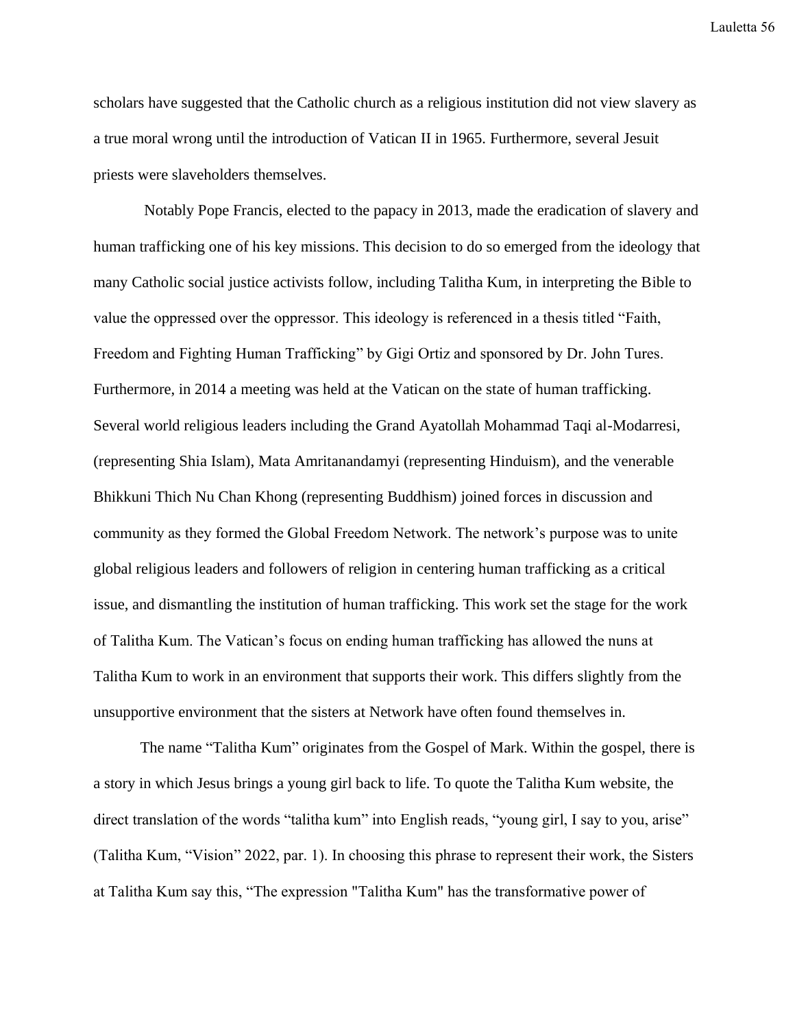scholars have suggested that the Catholic church as a religious institution did not view slavery as a true moral wrong until the introduction of Vatican II in 1965. Furthermore, several Jesuit priests were slaveholders themselves.

Notably Pope Francis, elected to the papacy in 2013, made the eradication of slavery and human trafficking one of his key missions. This decision to do so emerged from the ideology that many Catholic social justice activists follow, including Talitha Kum, in interpreting the Bible to value the oppressed over the oppressor. This ideology is referenced in a thesis titled "Faith, Freedom and Fighting Human Trafficking" by Gigi Ortiz and sponsored by Dr. John Tures. Furthermore, in 2014 a meeting was held at the Vatican on the state of human trafficking. Several world religious leaders including the Grand Ayatollah Mohammad Taqi al-Modarresi, (representing Shia Islam), Mata Amritanandamyi (representing Hinduism), and the venerable Bhikkuni Thich Nu Chan Khong (representing Buddhism) joined forces in discussion and community as they formed the Global Freedom Network. The network's purpose was to unite global religious leaders and followers of religion in centering human trafficking as a critical issue, and dismantling the institution of human trafficking. This work set the stage for the work of Talitha Kum. The Vatican's focus on ending human trafficking has allowed the nuns at Talitha Kum to work in an environment that supports their work. This differs slightly from the unsupportive environment that the sisters at Network have often found themselves in.

The name "Talitha Kum" originates from the Gospel of Mark. Within the gospel, there is a story in which Jesus brings a young girl back to life. To quote the Talitha Kum website, the direct translation of the words "talitha kum" into English reads, "young girl, I say to you, arise" (Talitha Kum, "Vision" 2022, par. 1). In choosing this phrase to represent their work, the Sisters at Talitha Kum say this, "The expression "Talitha Kum" has the transformative power of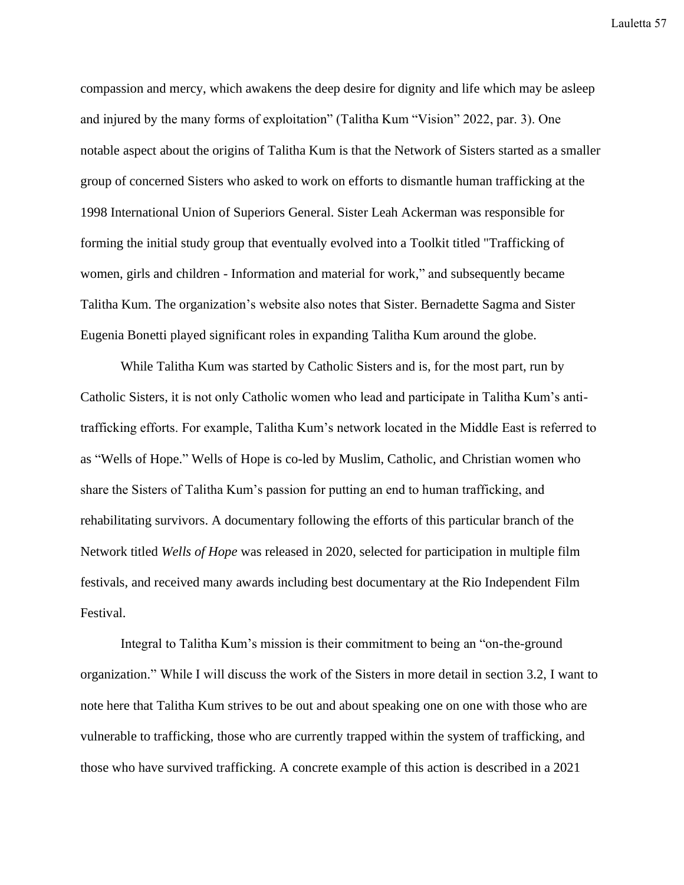compassion and mercy, which awakens the deep desire for dignity and life which may be asleep and injured by the many forms of exploitation" (Talitha Kum "Vision" 2022, par. 3). One notable aspect about the origins of Talitha Kum is that the Network of Sisters started as a smaller group of concerned Sisters who asked to work on efforts to dismantle human trafficking at the 1998 International Union of Superiors General. Sister Leah Ackerman was responsible for forming the initial study group that eventually evolved into a Toolkit titled "Trafficking of women, girls and children - Information and material for work," and subsequently became Talitha Kum. The organization's website also notes that Sister. Bernadette Sagma and Sister Eugenia Bonetti played significant roles in expanding Talitha Kum around the globe.

While Talitha Kum was started by Catholic Sisters and is, for the most part, run by Catholic Sisters, it is not only Catholic women who lead and participate in Talitha Kum's anti-trafficking efforts. For example, Talitha Kum's network located in the Middle East is referred to as "Wells of Hope." Wells of Hope is co-led by Muslim, Catholic, and Christian women who share the Sisters of Talitha Kum's passion for putting an end to human trafficking, and rehabilitating survivors. A documentary following the efforts of this particular branch of the Network titled *Wells of Hope* was released in 2020, selected for participation in multiple film festivals, and received many awards including best documentary at the Rio Independent Film Festival.

Integral to Talitha Kum's mission is their commitment to being an "on-the-ground organization." While I will discuss the work of the Sisters in more detail in section 3.2, I want to note here that Talitha Kum strives to be out and about speaking one on one with those who are vulnerable to trafficking, those who are currently trapped within the system of trafficking, and those who have survived trafficking. A concrete example of this action is described in a 2021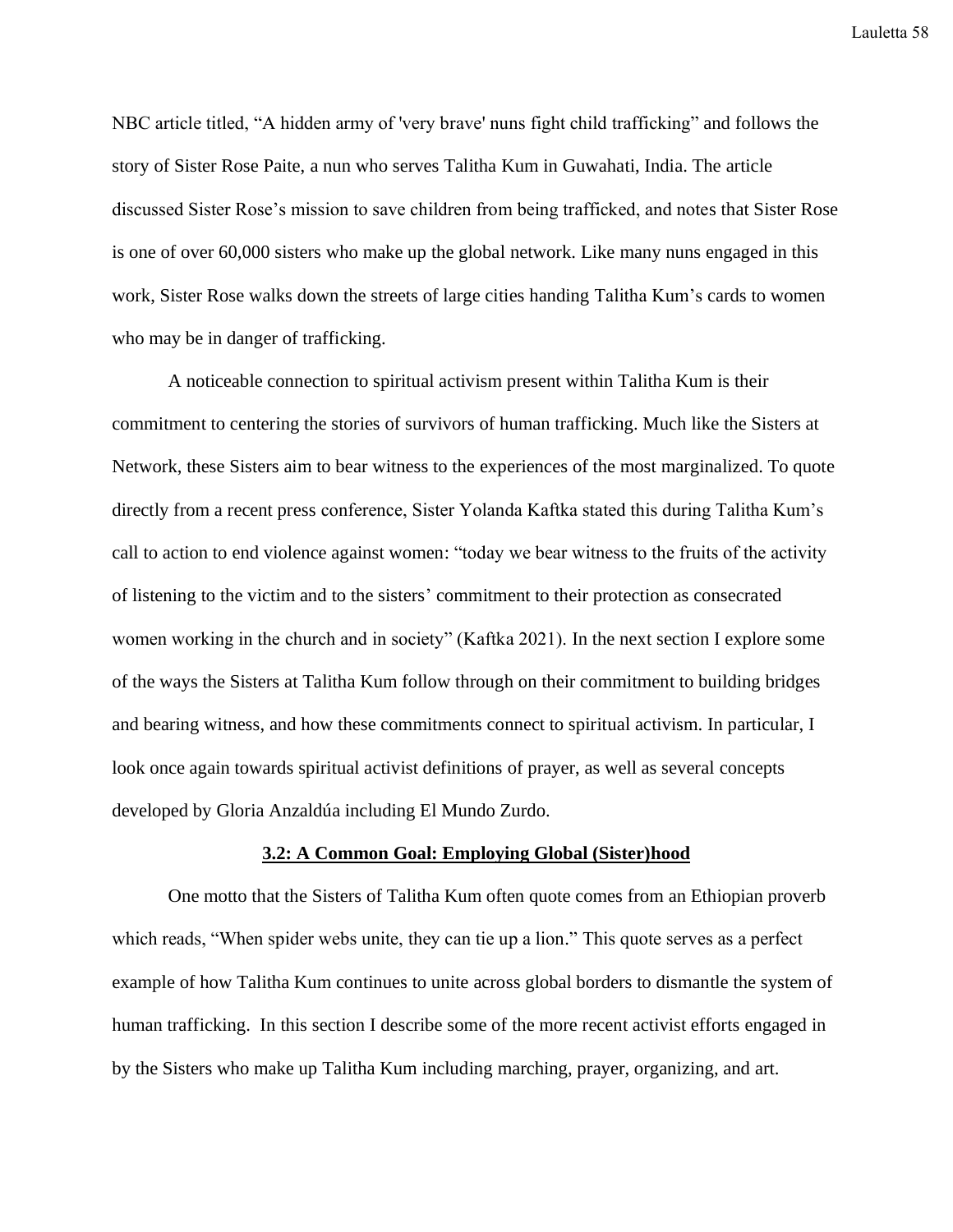NBC article titled, "A hidden army of 'very brave' nuns fight child trafficking" and follows the story of Sister Rose Paite, a nun who serves Talitha Kum in Guwahati, India. The article discussed Sister Rose's mission to save children from being trafficked, and notes that Sister Rose is one of over 60,000 sisters who make up the global network. Like many nuns engaged in this work, Sister Rose walks down the streets of large cities handing Talitha Kum's cards to women who may be in danger of trafficking.

A noticeable connection to spiritual activism present within Talitha Kum is their commitment to centering the stories of survivors of human trafficking. Much like the Sisters at Network, these Sisters aim to bear witness to the experiences of the most marginalized. To quote directly from a recent press conference, Sister Yolanda Kaftka stated this during Talitha Kum's call to action to end violence against women: "today we bear witness to the fruits of the activity of listening to the victim and to the sisters' commitment to their protection as consecrated women working in the church and in society" (Kaftka 2021). In the next section I explore some of the ways the Sisters at Talitha Kum follow through on their commitment to building bridges and bearing witness, and how these commitments connect to spiritual activism. In particular, I look once again towards spiritual activist definitions of prayer, as well as several concepts developed by Gloria Anzaldúa including El Mundo Zurdo.

### 3.2: A Common Goal: Employing Global (Sister)hood

One motto that the Sisters of Talitha Kum often quote comes from an Ethiopian proverb which reads, "When spider webs unite, they can tie up a lion." This quote serves as a perfect example of how Talitha Kum continues to unite across global borders to dismantle the system of human trafficking. In this section I describe some of the more recent activist efforts engaged in by the Sisters who make up Talitha Kum including marching, prayer, organizing, and art.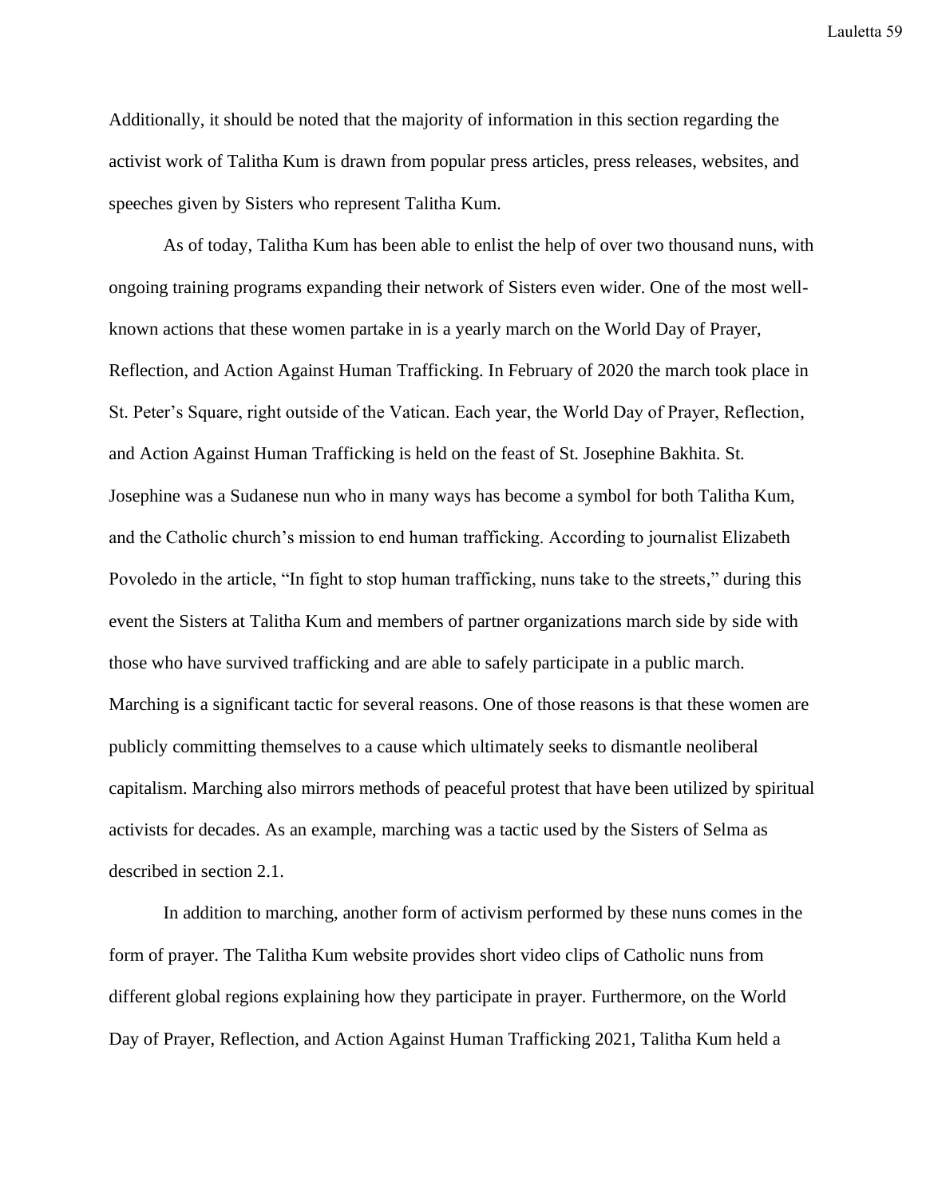Additionally, it should be noted that the majority of information in this section regarding the activist work of Talitha Kum is drawn from popular press articles, press releases, websites, and speeches given by Sisters who represent Talitha Kum.

As of today, Talitha Kum has been able to enlist the help of over two thousand nuns, with ongoing training programs expanding their network of Sisters even wider. One of the most well-known actions that these women partake in is a yearly march on the World Day of Prayer, Reflection, and Action Against Human Trafficking. In February of 2020 the march took place in St. Peter's Square, right outside of the Vatican. Each year, the World Day of Prayer, Reflection, and Action Against Human Trafficking is held on the feast of St. Josephine Bakhita. St. Josephine was a Sudanese nun who in many ways has become a symbol for both Talitha Kum, and the Catholic church's mission to end human trafficking. According to journalist Elizabeth Povoledo in the article, "In fight to stop human trafficking, nuns take to the streets," during this event the Sisters at Talitha Kum and members of partner organizations march side by side with those who have survived trafficking and are able to safely participate in a public march. Marching is a significant tactic for several reasons. One of those reasons is that these women are publicly committing themselves to a cause which ultimately seeks to dismantle neoliberal capitalism. Marching also mirrors methods of peaceful protest that have been utilized by spiritual activists for decades. As an example, marching was a tactic used by the Sisters of Selma as described in section 2.1.

In addition to marching, another form of activism performed by these nuns comes in the form of prayer. The Talitha Kum website provides short video clips of Catholic nuns from different global regions explaining how they participate in prayer. Furthermore, on the World Day of Prayer, Reflection, and Action Against Human Trafficking 2021, Talitha Kum held a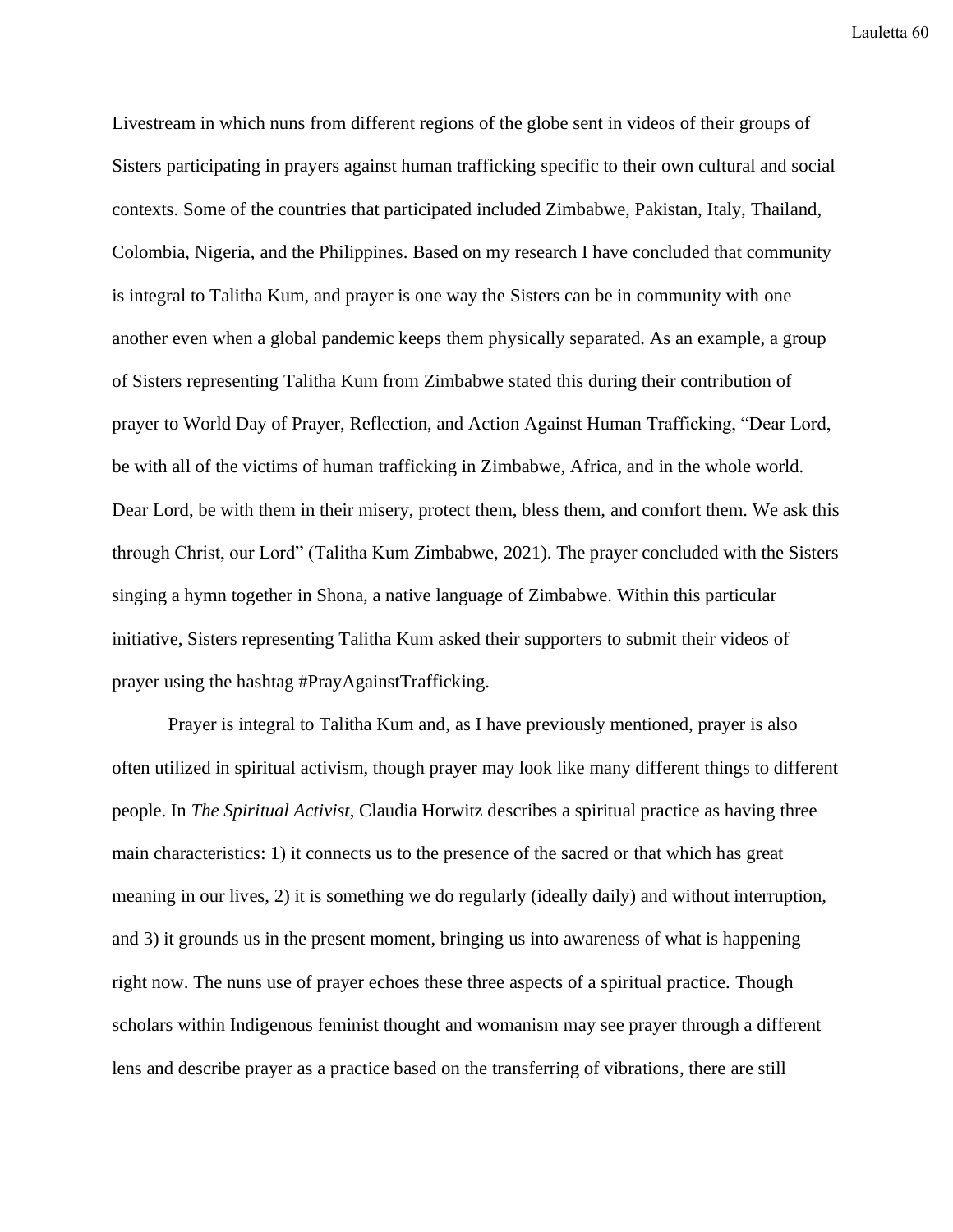Livestream in which nuns from different regions of the globe sent in videos of their groups of Sisters participating in prayers against human trafficking specific to their own cultural and social contexts. Some of the countries that participated included Zimbabwe, Pakistan, Italy, Thailand, Colombia, Nigeria, and the Philippines. Based on my research I have concluded that community is integral to Talitha Kum, and prayer is one way the Sisters can be in community with one another even when a global pandemic keeps them physically separated. As an example, a group of Sisters representing Talitha Kum from Zimbabwe stated this during their contribution of prayer to World Day of Prayer, Reflection, and Action Against Human Trafficking, "Dear Lord, be with all of the victims of human trafficking in Zimbabwe, Africa, and in the whole world. Dear Lord, be with them in their misery, protect them, bless them, and comfort them. We ask this through Christ, our Lord" (Talitha Kum Zimbabwe, 2021). The prayer concluded with the Sisters singing a hymn together in Shona, a native language of Zimbabwe. Within this particular initiative, Sisters representing Talitha Kum asked their supporters to submit their videos of prayer using the hashtag #PrayAgainstTrafficking.

Prayer is integral to Talitha Kum and, as I have previously mentioned, prayer is also often utilized in spiritual activism, though prayer may look like many different things to different people. In *The Spiritual Activist*, Claudia Horwitz describes a spiritual practice as having three main characteristics: 1) it connects us to the presence of the sacred or that which has great meaning in our lives, 2) it is something we do regularly (ideally daily) and without interruption, and 3) it grounds us in the present moment, bringing us into awareness of what is happening right now. The nuns use of prayer echoes these three aspects of a spiritual practice. Though scholars within Indigenous feminist thought and womanism may see prayer through a different lens and describe prayer as a practice based on the transferring of vibrations, there are still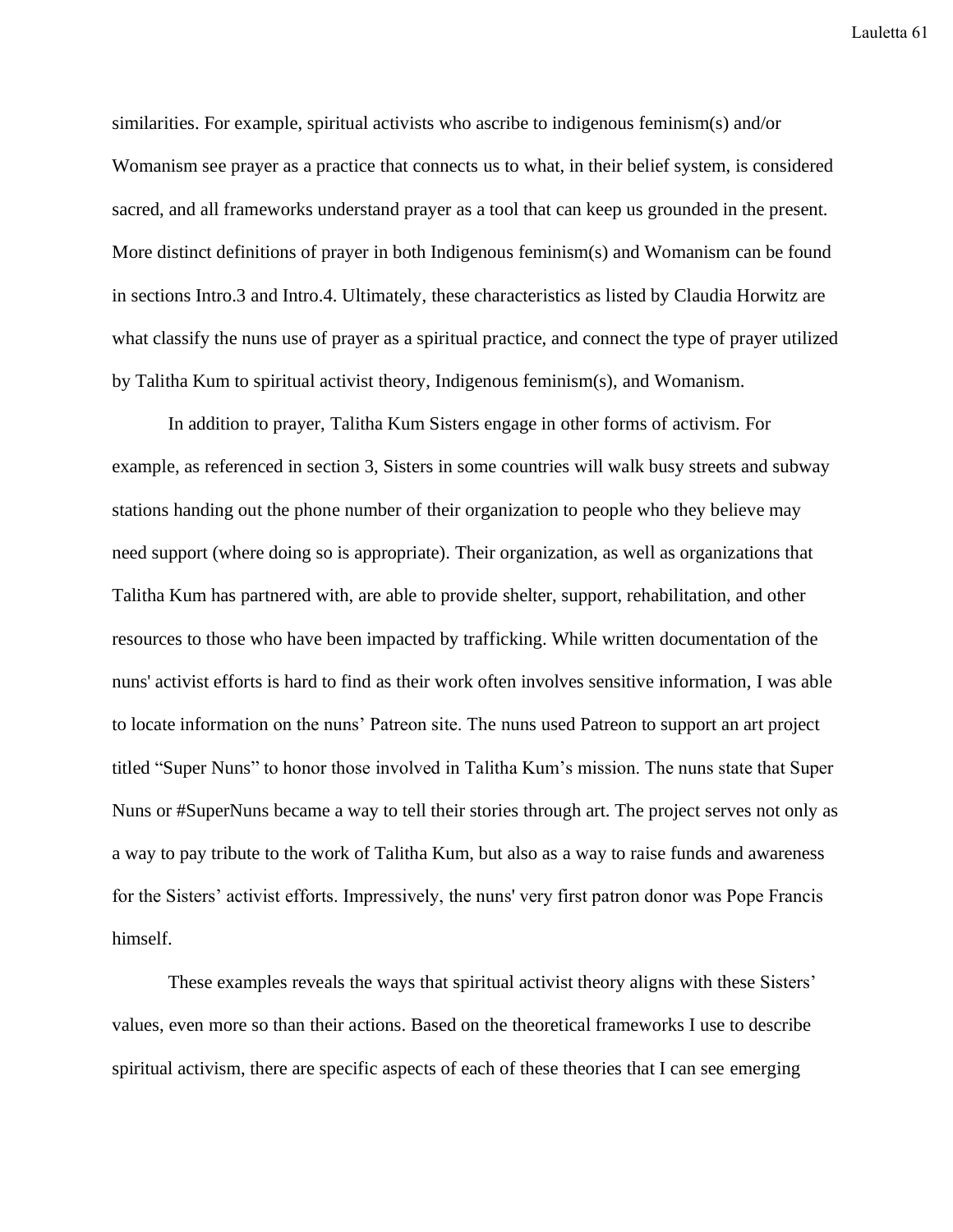similarities. For example, spiritual activists who ascribe to indigenous feminism(s) and/or Womanism see prayer as a practice that connects us to what, in their belief system, is considered sacred, and all frameworks understand prayer as a tool that can keep us grounded in the present. More distinct definitions of prayer in both Indigenous feminism(s) and Womanism can be found in sections Intro.3 and Intro.4. Ultimately, these characteristics as listed by Claudia Horwitz are what classify the nuns use of prayer as a spiritual practice, and connect the type of prayer utilized by Talitha Kum to spiritual activist theory, Indigenous feminism(s), and Womanism.

In addition to prayer, Talitha Kum Sisters engage in other forms of activism. For example, as referenced in section 3, Sisters in some countries will walk busy streets and subway stations handing out the phone number of their organization to people who they believe may need support (where doing so is appropriate). Their organization, as well as organizations that Talitha Kum has partnered with, are able to provide shelter, support, rehabilitation, and other resources to those who have been impacted by trafficking. While written documentation of the nuns' activist efforts is hard to find as their work often involves sensitive information, I was able to locate information on the nuns' Patreon site. The nuns used Patreon to support an art project titled "Super Nuns" to honor those involved in Talitha Kum's mission. The nuns state that Super Nuns or #SuperNuns became a way to tell their stories through art. The project serves not only as a way to pay tribute to the work of Talitha Kum, but also as a way to raise funds and awareness for the Sisters' activist efforts. Impressively, the nuns' very first patron donor was Pope Francis himself.

These examples reveals the ways that spiritual activist theory aligns with these Sisters' values, even more so than their actions. Based on the theoretical frameworks I use to describe spiritual activism, there are specific aspects of each of these theories that I can see emerging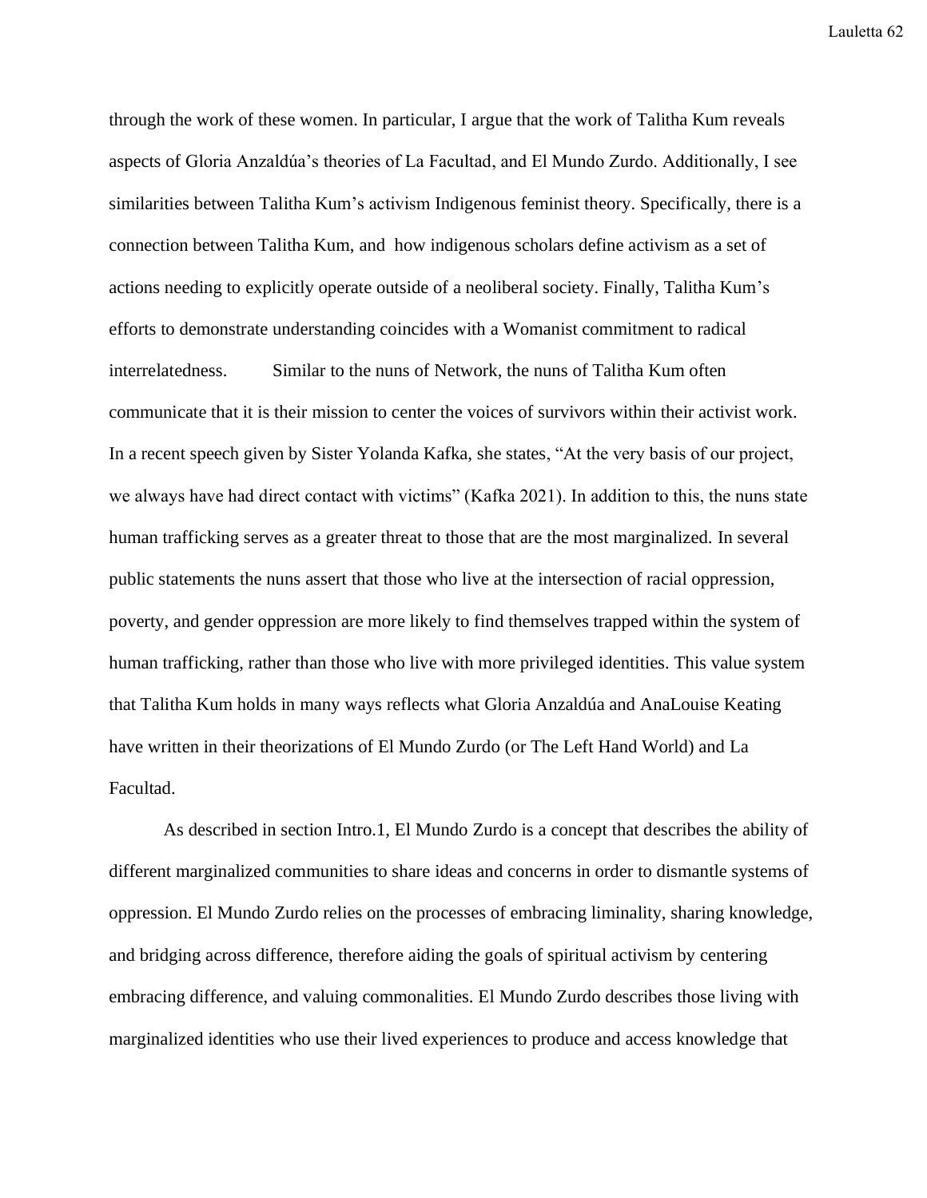through the work of these women. In particular, I argue that the work of Talitha Kum reveals aspects of Gloria Anzaldúa's theories of La Facultad, and El Mundo Zurdo. Additionally, I see similarities between Talitha Kum's activism Indigenous feminist theory. Specifically, there is a connection between Talitha Kum, and how indigenous scholars define activism as a set of actions needing to explicitly operate outside of a neoliberal society. Finally, Talitha Kum's efforts to demonstrate understanding coincides with a Womanist commitment to radical interrelatedness.

Similar to the nuns of Network, the nuns of Talitha Kum often communicate that it is their mission to center the voices of survivors within their activist work. In a recent speech given by Sister Yolanda Kafka, she states, "At the very basis of our project, we always have had direct contact with victims" (Kafka 2021). In addition to this, the nuns state human trafficking serves as a greater threat to those that are the most marginalized. In several public statements the nuns assert that those who live at the intersection of racial oppression, poverty, and gender oppression are more likely to find themselves trapped within the system of human trafficking, rather than those who live with more privileged identities. This value system that Talitha Kum holds in many ways reflects what Gloria Anzaldúa and AnaLouise Keating have written in their theorizations of El Mundo Zurdo (or The Left Hand World) and La Facultad.

As described in section Intro.1, El Mundo Zurdo is a concept that describes the ability of different marginalized communities to share ideas and concerns in order to dismantle systems of oppression. El Mundo Zurdo relies on the processes of embracing liminality, sharing knowledge, and bridging across difference, therefore aiding the goals of spiritual activism by centering embracing difference, and valuing commonalities. El Mundo Zurdo describes those living with marginalized identities who use their lived experiences to produce and access knowledge that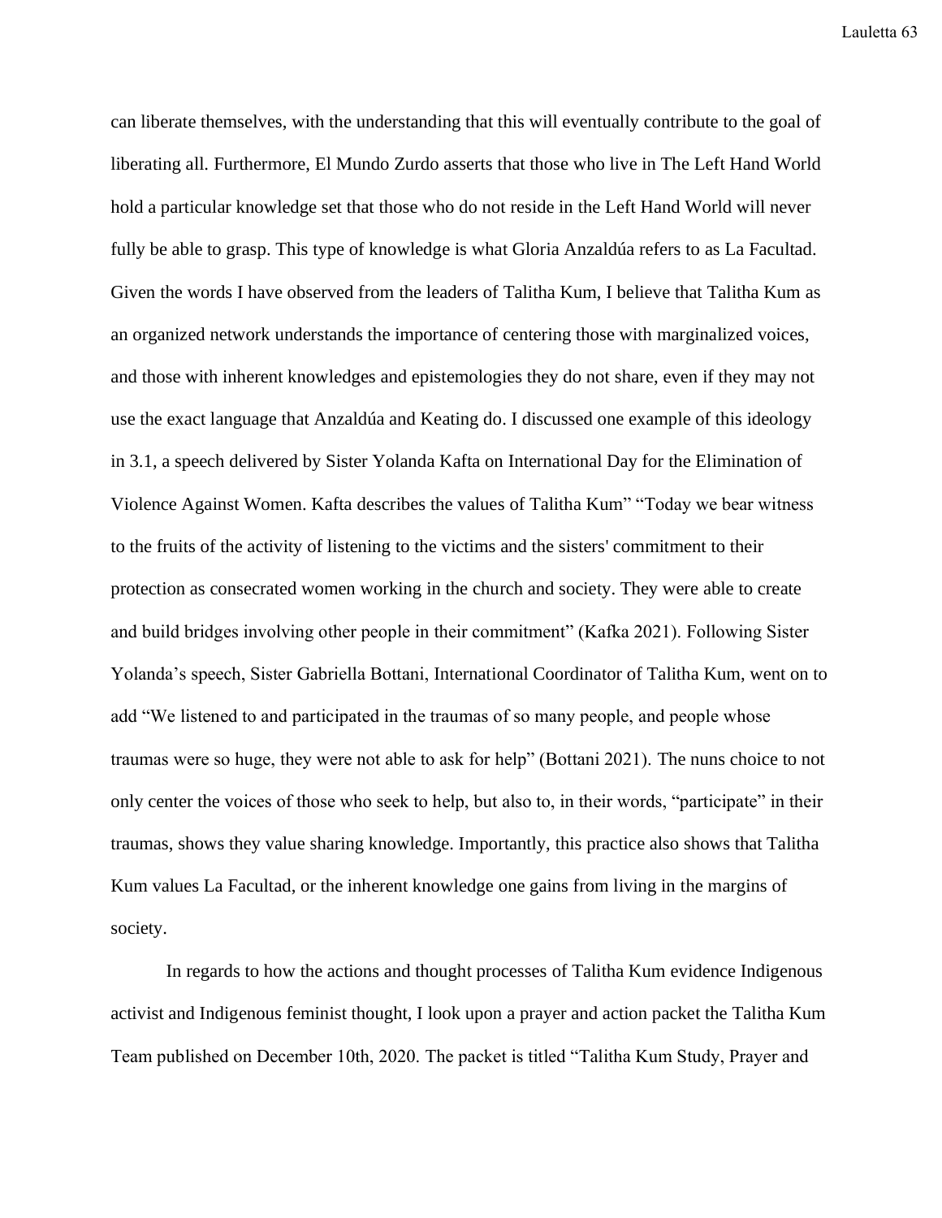can liberate themselves, with the understanding that this will eventually contribute to the goal of liberating all. Furthermore, El Mundo Zurdo asserts that those who live in The Left Hand World hold a particular knowledge set that those who do not reside in the Left Hand World will never fully be able to grasp. This type of knowledge is what Gloria Anzaldúa refers to as La Facultad. Given the words I have observed from the leaders of Talitha Kum, I believe that Talitha Kum as an organized network understands the importance of centering those with marginalized voices, and those with inherent knowledges and epistemologies they do not share, even if they may not use the exact language that Anzaldúa and Keating do. I discussed one example of this ideology in 3.1, a speech delivered by Sister Yolanda Kafta on International Day for the Elimination of Violence Against Women. Kafta describes the values of Talitha Kum" "Today we bear witness to the fruits of the activity of listening to the victims and the sisters' commitment to their protection as consecrated women working in the church and society. They were able to create and build bridges involving other people in their commitment" (Kafka 2021). Following Sister Yolanda's speech, Sister Gabriella Bottani, International Coordinator of Talitha Kum, went on to add "We listened to and participated in the traumas of so many people, and people whose traumas were so huge, they were not able to ask for help" (Bottani 2021). The nuns choice to not only center the voices of those who seek to help, but also to, in their words, "participate" in their traumas, shows they value sharing knowledge. Importantly, this practice also shows that Talitha Kum values La Facultad, or the inherent knowledge one gains from living in the margins of society.

In regards to how the actions and thought processes of Talitha Kum evidence Indigenous activist and Indigenous feminist thought, I look upon a prayer and action packet the Talitha Kum Team published on December 10th, 2020. The packet is titled "Talitha Kum Study, Prayer and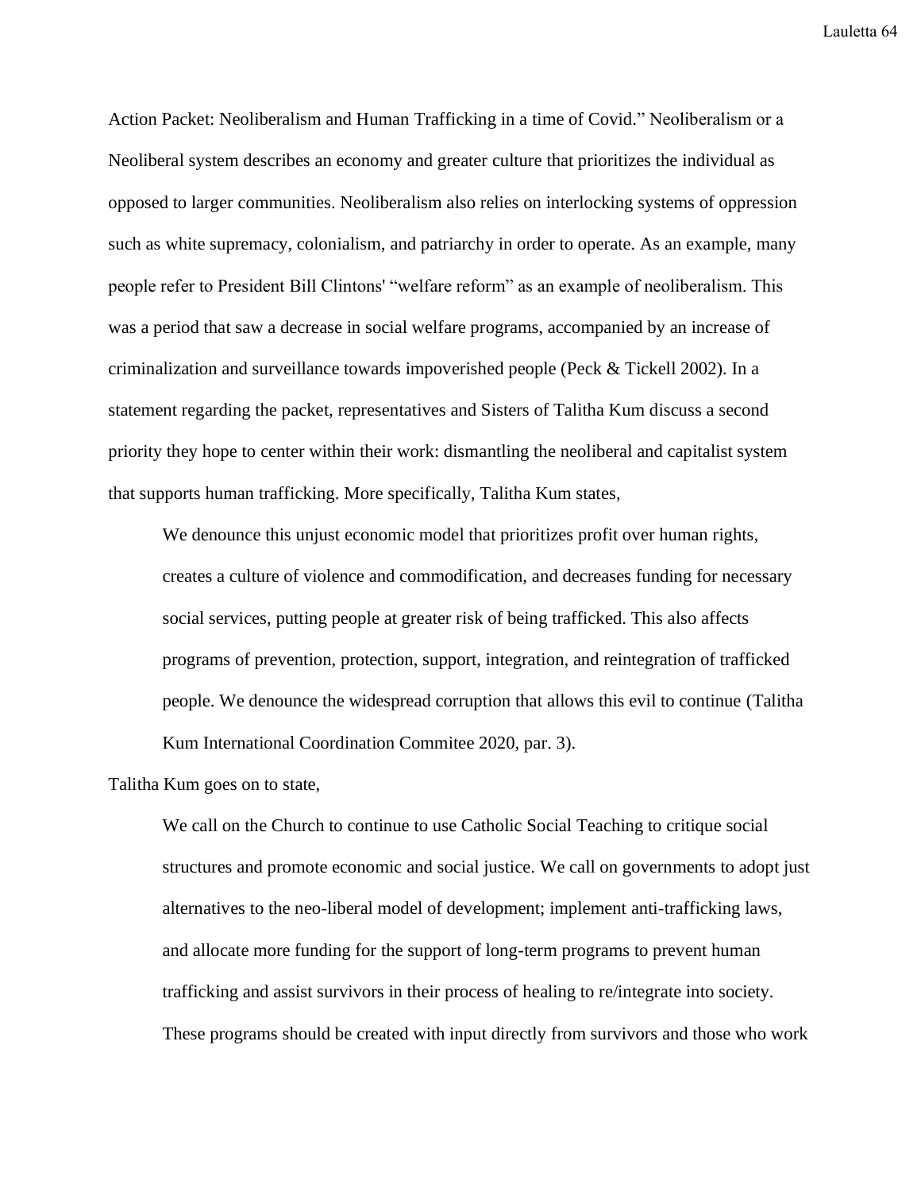Action Packet: Neoliberalism and Human Trafficking in a time of Covid." Neoliberalism or a Neoliberal system describes an economy and greater culture that prioritizes the individual as opposed to larger communities. Neoliberalism also relies on interlocking systems of oppression such as white supremacy, colonialism, and patriarchy in order to operate. As an example, many people refer to President Bill Clintons' "welfare reform" as an example of neoliberalism. This was a period that saw a decrease in social welfare programs, accompanied by an increase of criminalization and surveillance towards impoverished people (Peck & Tickell 2002). In a statement regarding the packet, representatives and Sisters of Talitha Kum discuss a second priority they hope to center within their work: dismantling the neoliberal and capitalist system that supports human trafficking. More specifically, Talitha Kum states,

> We denounce this unjust economic model that prioritizes profit over human rights, creates a culture of violence and commodification, and decreases funding for necessary social services, putting people at greater risk of being trafficked. This also affects programs of prevention, protection, support, integration, and reintegration of trafficked people. We denounce the widespread corruption that allows this evil to continue (Talitha Kum International Coordination Commitee 2020, par. 3).

Talitha Kum goes on to state,

> We call on the Church to continue to use Catholic Social Teaching to critique social structures and promote economic and social justice. We call on governments to adopt just alternatives to the neo-liberal model of development; implement anti-trafficking laws, and allocate more funding for the support of long-term programs to prevent human trafficking and assist survivors in their process of healing to re/integrate into society. These programs should be created with input directly from survivors and those who work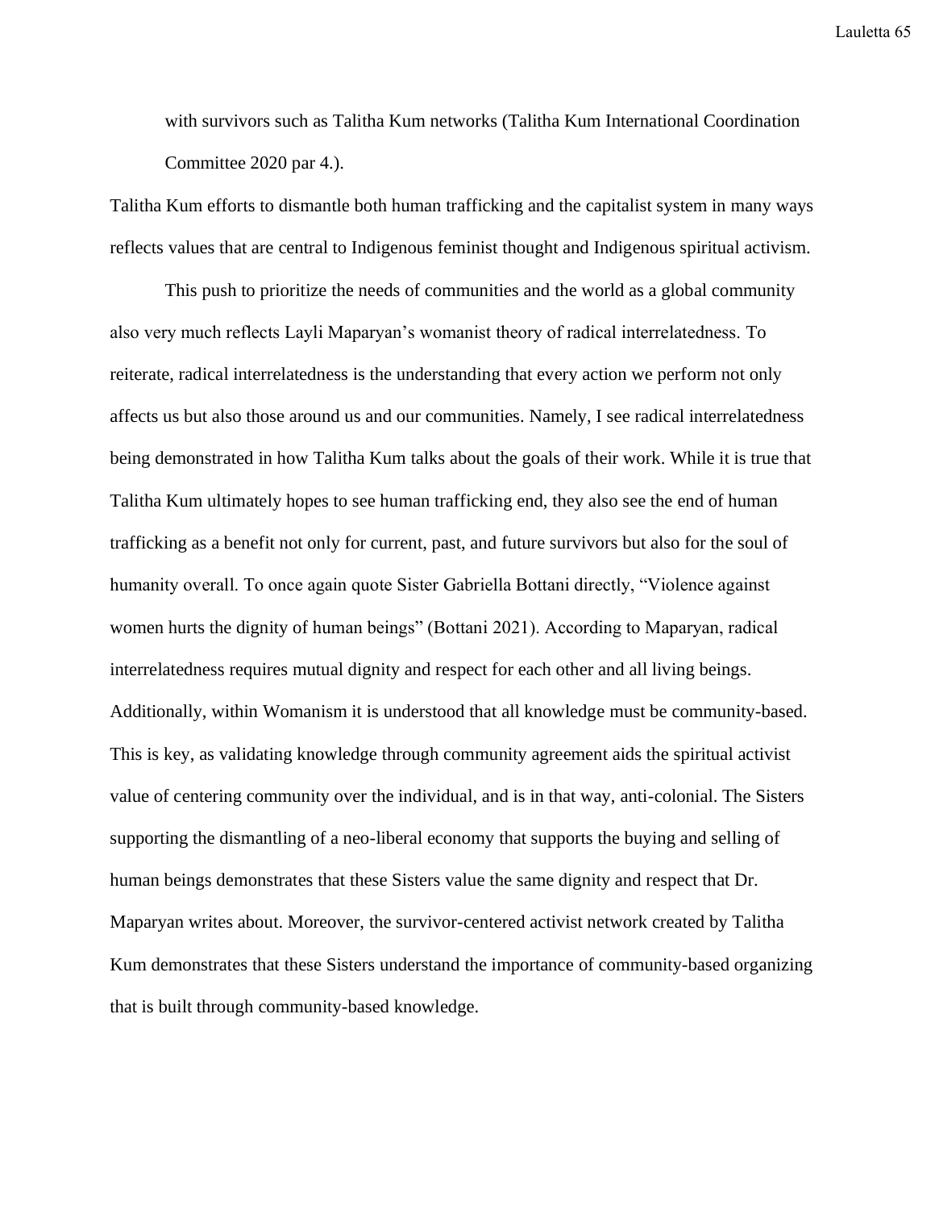with survivors such as Talitha Kum networks (Talitha Kum International Coordination Committee 2020 par 4.).

Talitha Kum efforts to dismantle both human trafficking and the capitalist system in many ways reflects values that are central to Indigenous feminist thought and Indigenous spiritual activism.

This push to prioritize the needs of communities and the world as a global community also very much reflects Layli Maparyan's womanist theory of radical interrelatedness. To reiterate, radical interrelatedness is the understanding that every action we perform not only affects us but also those around us and our communities. Namely, I see radical interrelatedness being demonstrated in how Talitha Kum talks about the goals of their work. While it is true that Talitha Kum ultimately hopes to see human trafficking end, they also see the end of human trafficking as a benefit not only for current, past, and future survivors but also for the soul of humanity overall. To once again quote Sister Gabriella Bottani directly, "Violence against women hurts the dignity of human beings" (Bottani 2021). According to Maparyan, radical interrelatedness requires mutual dignity and respect for each other and all living beings. Additionally, within Womanism it is understood that all knowledge must be community-based. This is key, as validating knowledge through community agreement aids the spiritual activist value of centering community over the individual, and is in that way, anti-colonial. The Sisters supporting the dismantling of a neo-liberal economy that supports the buying and selling of human beings demonstrates that these Sisters value the same dignity and respect that Dr. Maparyan writes about. Moreover, the survivor-centered activist network created by Talitha Kum demonstrates that these Sisters understand the importance of community-based organizing that is built through community-based knowledge.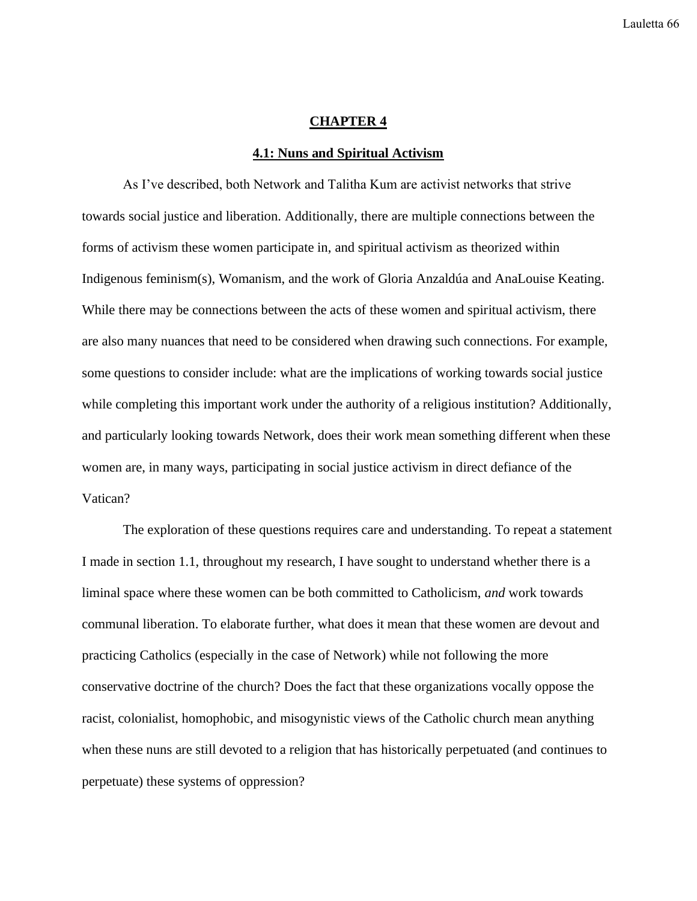# CHAPTER 4

## 4.1: Nuns and Spiritual Activism

As I've described, both Network and Talitha Kum are activist networks that strive towards social justice and liberation. Additionally, there are multiple connections between the forms of activism these women participate in, and spiritual activism as theorized within Indigenous feminism(s), Womanism, and the work of Gloria Anzaldúa and AnaLouise Keating. While there may be connections between the acts of these women and spiritual activism, there are also many nuances that need to be considered when drawing such connections. For example, some questions to consider include: what are the implications of working towards social justice while completing this important work under the authority of a religious institution? Additionally, and particularly looking towards Network, does their work mean something different when these women are, in many ways, participating in social justice activism in direct defiance of the Vatican?

The exploration of these questions requires care and understanding. To repeat a statement I made in section 1.1, throughout my research, I have sought to understand whether there is a liminal space where these women can be both committed to Catholicism, *and* work towards communal liberation. To elaborate further, what does it mean that these women are devout and practicing Catholics (especially in the case of Network) while not following the more conservative doctrine of the church? Does the fact that these organizations vocally oppose the racist, colonialist, homophobic, and misogynistic views of the Catholic church mean anything when these nuns are still devoted to a religion that has historically perpetuated (and continues to perpetuate) these systems of oppression?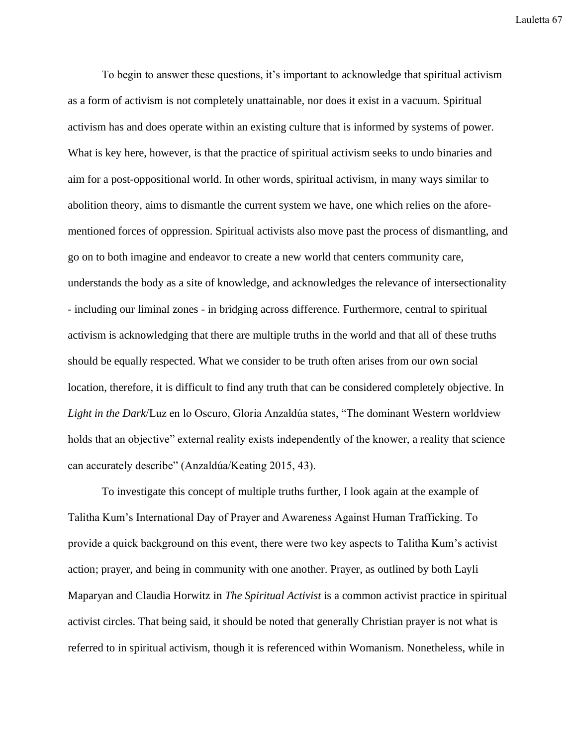To begin to answer these questions, it's important to acknowledge that spiritual activism as a form of activism is not completely unattainable, nor does it exist in a vacuum. Spiritual activism has and does operate within an existing culture that is informed by systems of power. What is key here, however, is that the practice of spiritual activism seeks to undo binaries and aim for a post-oppositional world. In other words, spiritual activism, in many ways similar to abolition theory, aims to dismantle the current system we have, one which relies on the afore-mentioned forces of oppression. Spiritual activists also move past the process of dismantling, and go on to both imagine and endeavor to create a new world that centers community care, understands the body as a site of knowledge, and acknowledges the relevance of intersectionality - including our liminal zones - in bridging across difference. Furthermore, central to spiritual activism is acknowledging that there are multiple truths in the world and that all of these truths should be equally respected. What we consider to be truth often arises from our own social location, therefore, it is difficult to find any truth that can be considered completely objective. In *Light in the Dark*/Luz en lo Oscuro, Gloria Anzaldúa states, "The dominant Western worldview holds that an objective" external reality exists independently of the knower, a reality that science can accurately describe" (Anzaldúa/Keating 2015, 43).

To investigate this concept of multiple truths further, I look again at the example of Talitha Kum's International Day of Prayer and Awareness Against Human Trafficking. To provide a quick background on this event, there were two key aspects to Talitha Kum's activist action; prayer, and being in community with one another. Prayer, as outlined by both Layli Maparyan and Claudia Horwitz in *The Spiritual Activist* is a common activist practice in spiritual activist circles. That being said, it should be noted that generally Christian prayer is not what is referred to in spiritual activism, though it is referenced within Womanism. Nonetheless, while in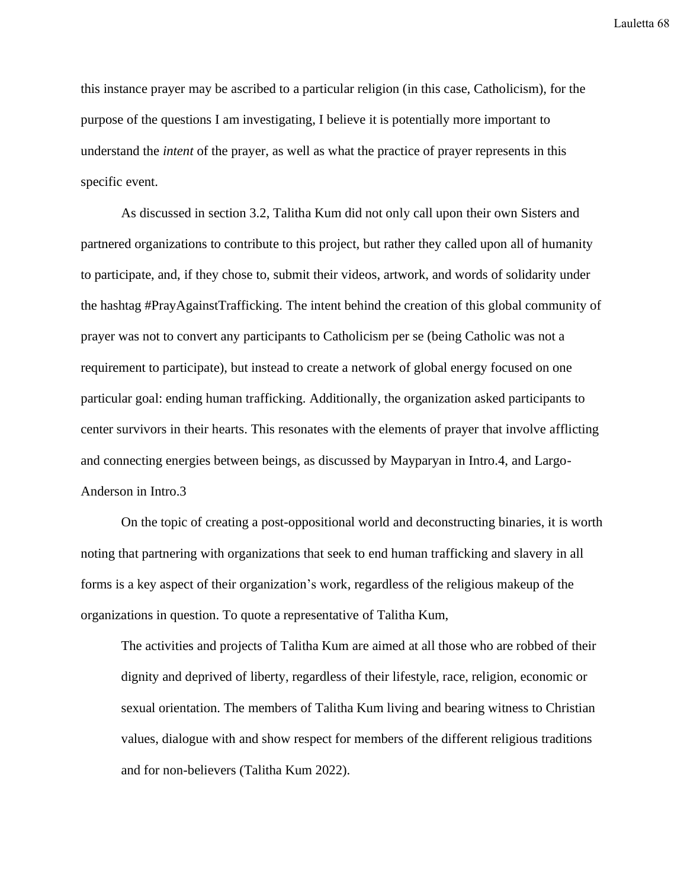this instance prayer may be ascribed to a particular religion (in this case, Catholicism), for the purpose of the questions I am investigating, I believe it is potentially more important to understand the *intent* of the prayer, as well as what the practice of prayer represents in this specific event.

As discussed in section 3.2, Talitha Kum did not only call upon their own Sisters and partnered organizations to contribute to this project, but rather they called upon all of humanity to participate, and, if they chose to, submit their videos, artwork, and words of solidarity under the hashtag #PrayAgainstTrafficking. The intent behind the creation of this global community of prayer was not to convert any participants to Catholicism per se (being Catholic was not a requirement to participate), but instead to create a network of global energy focused on one particular goal: ending human trafficking. Additionally, the organization asked participants to center survivors in their hearts. This resonates with the elements of prayer that involve afflicting and connecting energies between beings, as discussed by Mayparyan in Intro.4, and Largo-Anderson in Intro.3

On the topic of creating a post-oppositional world and deconstructing binaries, it is worth noting that partnering with organizations that seek to end human trafficking and slavery in all forms is a key aspect of their organization's work, regardless of the religious makeup of the organizations in question. To quote a representative of Talitha Kum,

> The activities and projects of Talitha Kum are aimed at all those who are robbed of their dignity and deprived of liberty, regardless of their lifestyle, race, religion, economic or sexual orientation. The members of Talitha Kum living and bearing witness to Christian values, dialogue with and show respect for members of the different religious traditions and for non-believers (Talitha Kum 2022).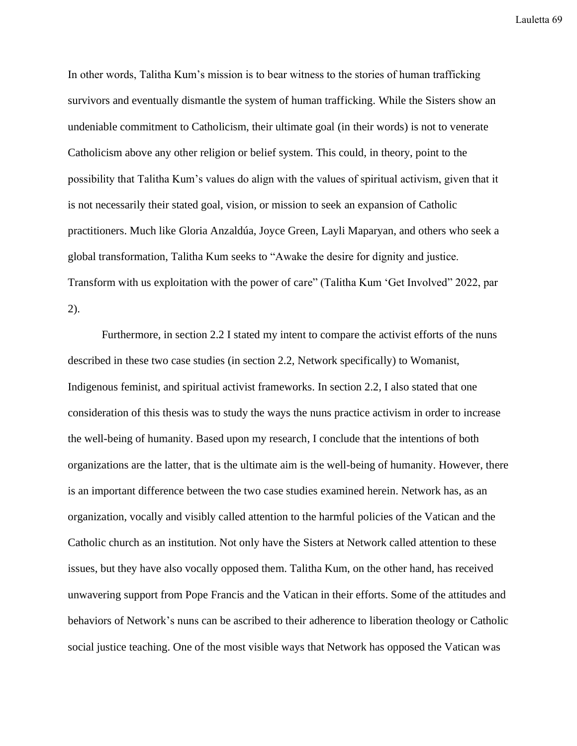In other words, Talitha Kum's mission is to bear witness to the stories of human trafficking survivors and eventually dismantle the system of human trafficking. While the Sisters show an undeniable commitment to Catholicism, their ultimate goal (in their words) is not to venerate Catholicism above any other religion or belief system. This could, in theory, point to the possibility that Talitha Kum's values do align with the values of spiritual activism, given that it is not necessarily their stated goal, vision, or mission to seek an expansion of Catholic practitioners. Much like Gloria Anzaldúa, Joyce Green, Layli Maparyan, and others who seek a global transformation, Talitha Kum seeks to "Awake the desire for dignity and justice. Transform with us exploitation with the power of care" (Talitha Kum 'Get Involved" 2022, par 2).

Furthermore, in section 2.2 I stated my intent to compare the activist efforts of the nuns described in these two case studies (in section 2.2, Network specifically) to Womanist, Indigenous feminist, and spiritual activist frameworks. In section 2.2, I also stated that one consideration of this thesis was to study the ways the nuns practice activism in order to increase the well-being of humanity. Based upon my research, I conclude that the intentions of both organizations are the latter, that is the ultimate aim is the well-being of humanity. However, there is an important difference between the two case studies examined herein. Network has, as an organization, vocally and visibly called attention to the harmful policies of the Vatican and the Catholic church as an institution. Not only have the Sisters at Network called attention to these issues, but they have also vocally opposed them. Talitha Kum, on the other hand, has received unwavering support from Pope Francis and the Vatican in their efforts. Some of the attitudes and behaviors of Network's nuns can be ascribed to their adherence to liberation theology or Catholic social justice teaching. One of the most visible ways that Network has opposed the Vatican was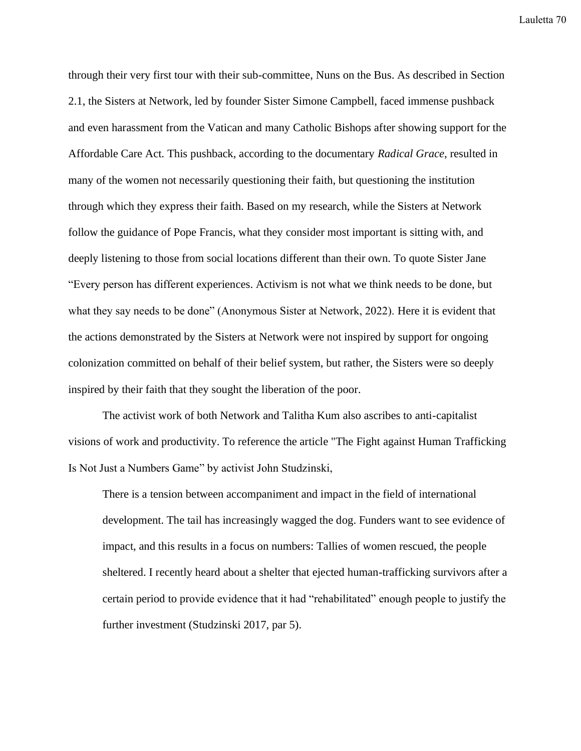through their very first tour with their sub-committee, Nuns on the Bus. As described in Section 2.1, the Sisters at Network, led by founder Sister Simone Campbell, faced immense pushback and even harassment from the Vatican and many Catholic Bishops after showing support for the Affordable Care Act. This pushback, according to the documentary *Radical Grace*, resulted in many of the women not necessarily questioning their faith, but questioning the institution through which they express their faith. Based on my research, while the Sisters at Network follow the guidance of Pope Francis, what they consider most important is sitting with, and deeply listening to those from social locations different than their own. To quote Sister Jane "Every person has different experiences. Activism is not what we think needs to be done, but what they say needs to be done" (Anonymous Sister at Network, 2022). Here it is evident that the actions demonstrated by the Sisters at Network were not inspired by support for ongoing colonization committed on behalf of their belief system, but rather, the Sisters were so deeply inspired by their faith that they sought the liberation of the poor.

The activist work of both Network and Talitha Kum also ascribes to anti-capitalist visions of work and productivity. To reference the article "The Fight against Human Trafficking Is Not Just a Numbers Game" by activist John Studzinski,

> There is a tension between accompaniment and impact in the field of international development. The tail has increasingly wagged the dog. Funders want to see evidence of impact, and this results in a focus on numbers: Tallies of women rescued, the people sheltered. I recently heard about a shelter that ejected human-trafficking survivors after a certain period to provide evidence that it had "rehabilitated" enough people to justify the further investment (Studzinski 2017, par 5).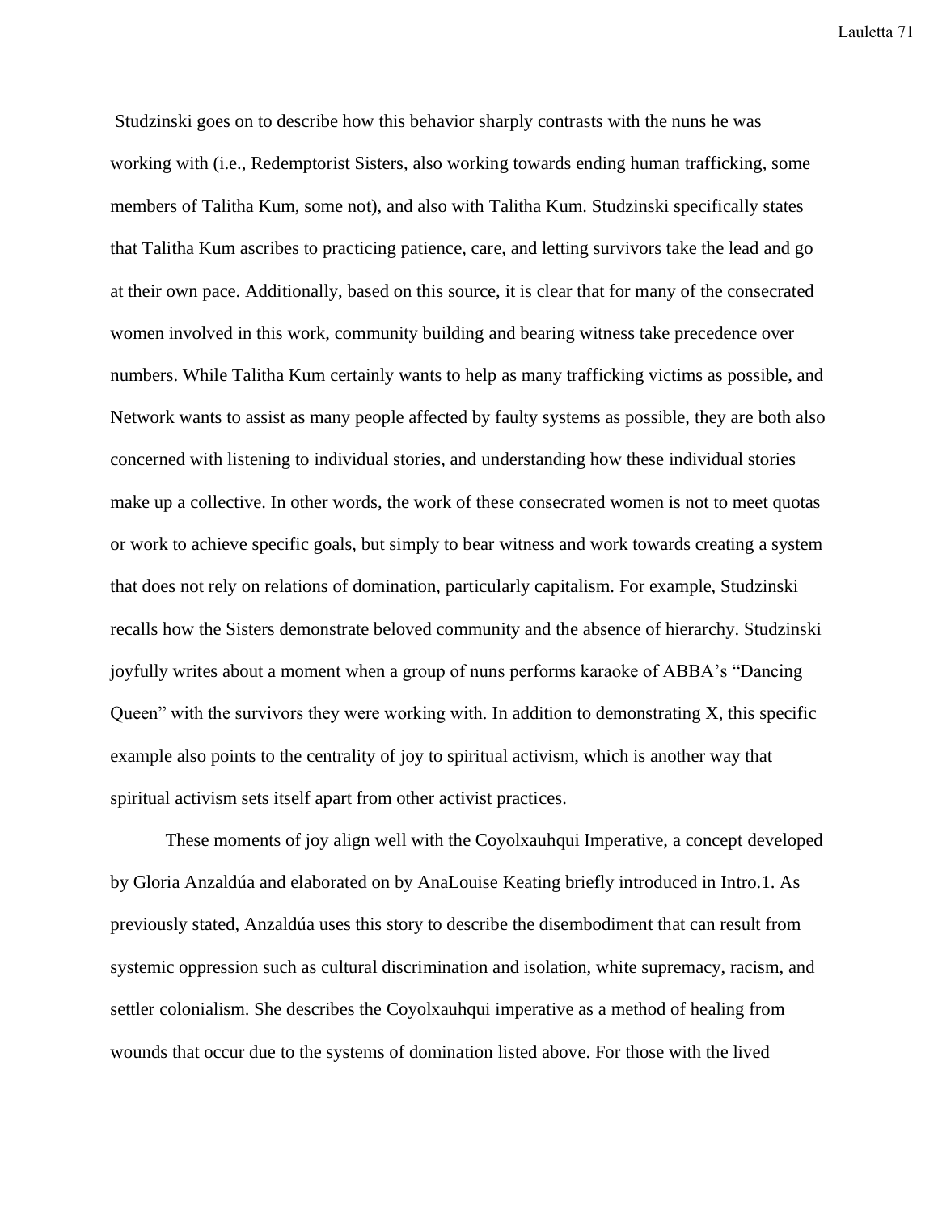Studzinski goes on to describe how this behavior sharply contrasts with the nuns he was working with (i.e., Redemptorist Sisters, also working towards ending human trafficking, some members of Talitha Kum, some not), and also with Talitha Kum. Studzinski specifically states that Talitha Kum ascribes to practicing patience, care, and letting survivors take the lead and go at their own pace. Additionally, based on this source, it is clear that for many of the consecrated women involved in this work, community building and bearing witness take precedence over numbers. While Talitha Kum certainly wants to help as many trafficking victims as possible, and Network wants to assist as many people affected by faulty systems as possible, they are both also concerned with listening to individual stories, and understanding how these individual stories make up a collective. In other words, the work of these consecrated women is not to meet quotas or work to achieve specific goals, but simply to bear witness and work towards creating a system that does not rely on relations of domination, particularly capitalism. For example, Studzinski recalls how the Sisters demonstrate beloved community and the absence of hierarchy. Studzinski joyfully writes about a moment when a group of nuns performs karaoke of ABBA's "Dancing Queen" with the survivors they were working with. In addition to demonstrating X, this specific example also points to the centrality of joy to spiritual activism, which is another way that spiritual activism sets itself apart from other activist practices.

These moments of joy align well with the Coyolxauhqui Imperative, a concept developed by Gloria Anzaldúa and elaborated on by AnaLouise Keating briefly introduced in Intro.1. As previously stated, Anzaldúa uses this story to describe the disembodiment that can result from systemic oppression such as cultural discrimination and isolation, white supremacy, racism, and settler colonialism. She describes the Coyolxauhqui imperative as a method of healing from wounds that occur due to the systems of domination listed above. For those with the lived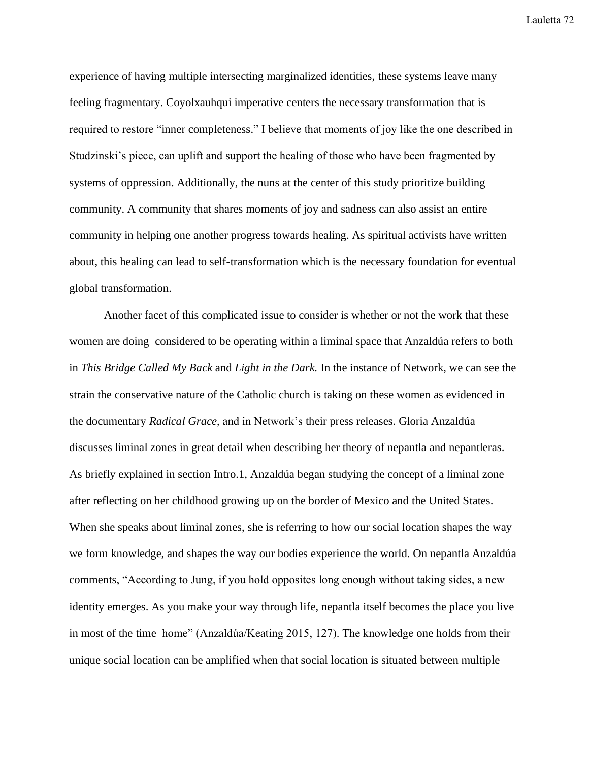experience of having multiple intersecting marginalized identities, these systems leave many feeling fragmentary. Coyolxauhqui imperative centers the necessary transformation that is required to restore "inner completeness." I believe that moments of joy like the one described in Studzinski's piece, can uplift and support the healing of those who have been fragmented by systems of oppression. Additionally, the nuns at the center of this study prioritize building community. A community that shares moments of joy and sadness can also assist an entire community in helping one another progress towards healing. As spiritual activists have written about, this healing can lead to self-transformation which is the necessary foundation for eventual global transformation.

Another facet of this complicated issue to consider is whether or not the work that these women are doing  considered to be operating within a liminal space that Anzaldúa refers to both in *This Bridge Called My Back* and *Light in the Dark.* In the instance of Network, we can see the strain the conservative nature of the Catholic church is taking on these women as evidenced in the documentary *Radical Grace*, and in Network's their press releases. Gloria Anzaldúa discusses liminal zones in great detail when describing her theory of nepantla and nepantleras. As briefly explained in section Intro.1, Anzaldúa began studying the concept of a liminal zone after reflecting on her childhood growing up on the border of Mexico and the United States. When she speaks about liminal zones, she is referring to how our social location shapes the way we form knowledge, and shapes the way our bodies experience the world. On nepantla Anzaldúa comments, "According to Jung, if you hold opposites long enough without taking sides, a new identity emerges. As you make your way through life, nepantla itself becomes the place you live in most of the time–home" (Anzaldúa/Keating 2015, 127). The knowledge one holds from their unique social location can be amplified when that social location is situated between multiple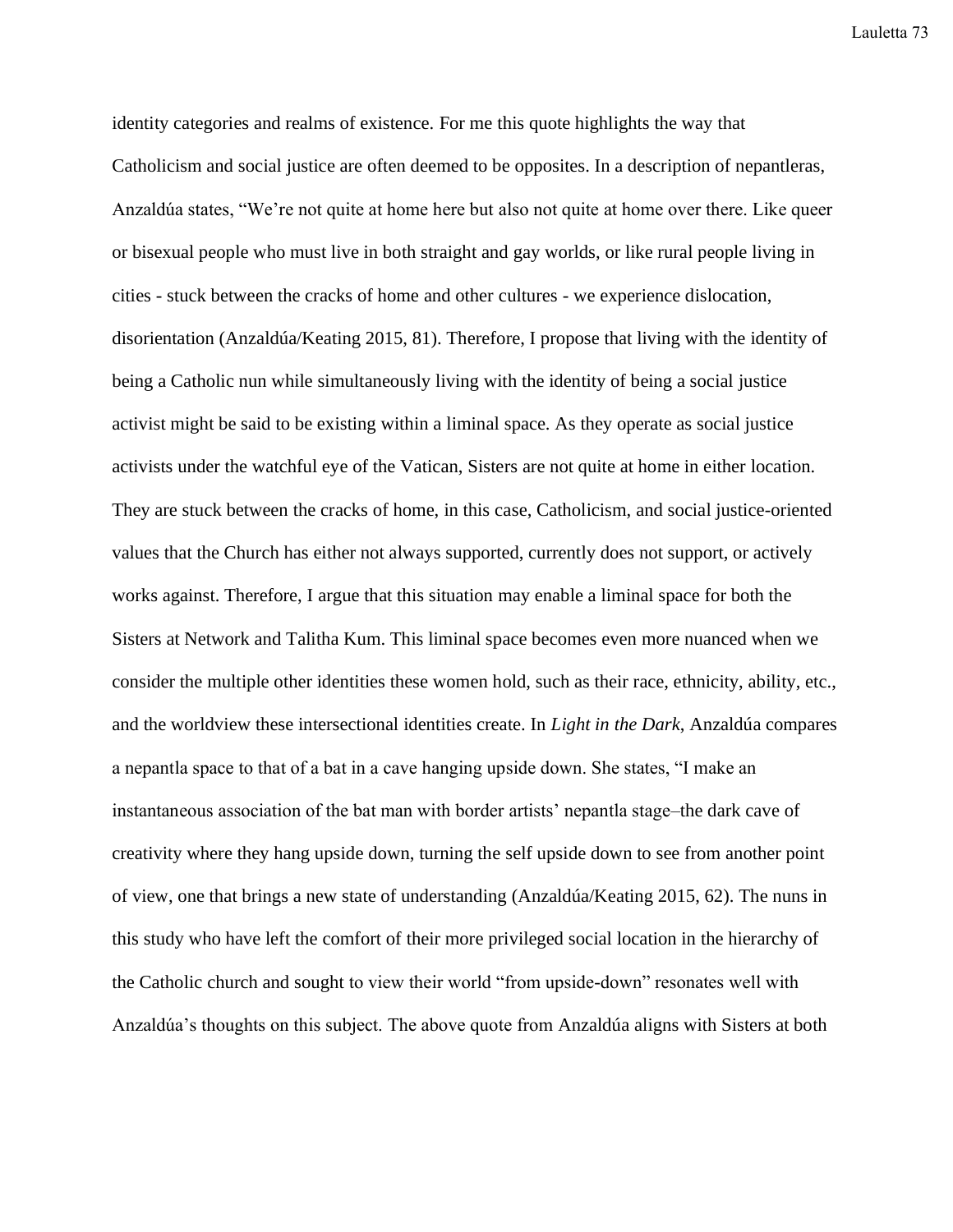identity categories and realms of existence. For me this quote highlights the way that Catholicism and social justice are often deemed to be opposites. In a description of nepantleras, Anzaldúa states, "We're not quite at home here but also not quite at home over there. Like queer or bisexual people who must live in both straight and gay worlds, or like rural people living in cities - stuck between the cracks of home and other cultures - we experience dislocation, disorientation (Anzaldúa/Keating 2015, 81). Therefore, I propose that living with the identity of being a Catholic nun while simultaneously living with the identity of being a social justice activist might be said to be existing within a liminal space. As they operate as social justice activists under the watchful eye of the Vatican, Sisters are not quite at home in either location. They are stuck between the cracks of home, in this case, Catholicism, and social justice-oriented values that the Church has either not always supported, currently does not support, or actively works against. Therefore, I argue that this situation may enable a liminal space for both the Sisters at Network and Talitha Kum. This liminal space becomes even more nuanced when we consider the multiple other identities these women hold, such as their race, ethnicity, ability, etc., and the worldview these intersectional identities create. In *Light in the Dark*, Anzaldúa compares a nepantla space to that of a bat in a cave hanging upside down. She states, "I make an instantaneous association of the bat man with border artists' nepantla stage–the dark cave of creativity where they hang upside down, turning the self upside down to see from another point of view, one that brings a new state of understanding (Anzaldúa/Keating 2015, 62). The nuns in this study who have left the comfort of their more privileged social location in the hierarchy of the Catholic church and sought to view their world "from upside-down" resonates well with Anzaldúa's thoughts on this subject. The above quote from Anzaldúa aligns with Sisters at both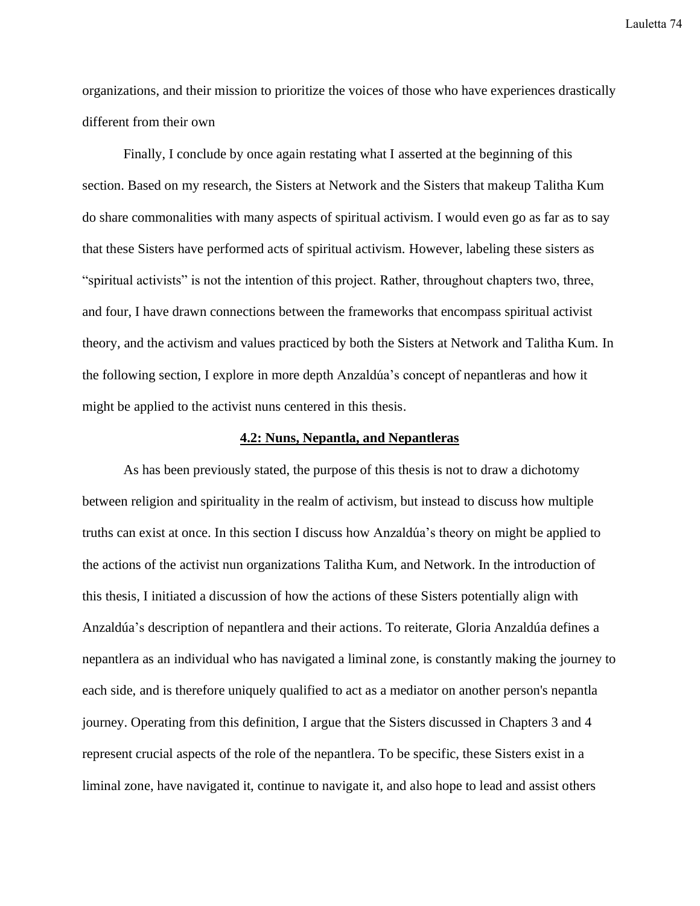organizations, and their mission to prioritize the voices of those who have experiences drastically different from their own

Finally, I conclude by once again restating what I asserted at the beginning of this section. Based on my research, the Sisters at Network and the Sisters that makeup Talitha Kum do share commonalities with many aspects of spiritual activism. I would even go as far as to say that these Sisters have performed acts of spiritual activism. However, labeling these sisters as "spiritual activists" is not the intention of this project. Rather, throughout chapters two, three, and four, I have drawn connections between the frameworks that encompass spiritual activist theory, and the activism and values practiced by both the Sisters at Network and Talitha Kum. In the following section, I explore in more depth Anzaldúa's concept of nepantleras and how it might be applied to the activist nuns centered in this thesis.

## 4.2: Nuns, Nepantla, and Nepantleras

As has been previously stated, the purpose of this thesis is not to draw a dichotomy between religion and spirituality in the realm of activism, but instead to discuss how multiple truths can exist at once. In this section I discuss how Anzaldúa's theory on might be applied to the actions of the activist nun organizations Talitha Kum, and Network. In the introduction of this thesis, I initiated a discussion of how the actions of these Sisters potentially align with Anzaldúa's description of nepantlera and their actions. To reiterate, Gloria Anzaldúa defines a nepantlera as an individual who has navigated a liminal zone, is constantly making the journey to each side, and is therefore uniquely qualified to act as a mediator on another person's nepantla journey. Operating from this definition, I argue that the Sisters discussed in Chapters 3 and 4 represent crucial aspects of the role of the nepantlera. To be specific, these Sisters exist in a liminal zone, have navigated it, continue to navigate it, and also hope to lead and assist others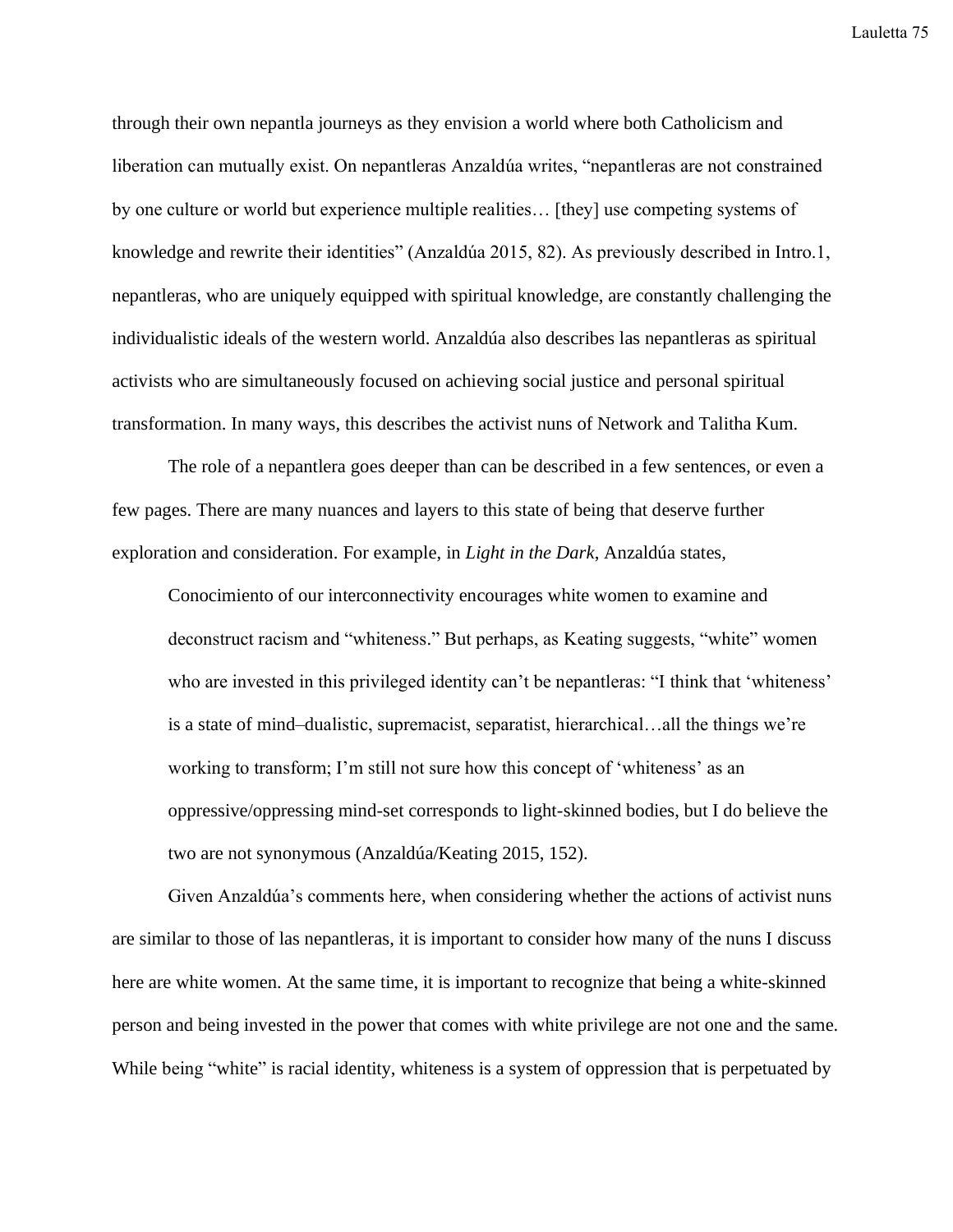through their own nepantla journeys as they envision a world where both Catholicism and liberation can mutually exist. On nepantleras Anzaldúa writes, "nepantleras are not constrained by one culture or world but experience multiple realities… [they] use competing systems of knowledge and rewrite their identities" (Anzaldúa 2015, 82). As previously described in Intro.1, nepantleras, who are uniquely equipped with spiritual knowledge, are constantly challenging the individualistic ideals of the western world. Anzaldúa also describes las nepantleras as spiritual activists who are simultaneously focused on achieving social justice and personal spiritual transformation. In many ways, this describes the activist nuns of Network and Talitha Kum.

The role of a nepantlera goes deeper than can be described in a few sentences, or even a few pages. There are many nuances and layers to this state of being that deserve further exploration and consideration. For example, in *Light in the Dark*, Anzaldúa states,

> Conocimiento of our interconnectivity encourages white women to examine and deconstruct racism and "whiteness." But perhaps, as Keating suggests, "white" women who are invested in this privileged identity can't be nepantleras: "I think that 'whiteness' is a state of mind–dualistic, supremacist, separatist, hierarchical…all the things we're working to transform; I'm still not sure how this concept of 'whiteness' as an oppressive/oppressing mind-set corresponds to light-skinned bodies, but I do believe the two are not synonymous (Anzaldúa/Keating 2015, 152).

Given Anzaldúa's comments here, when considering whether the actions of activist nuns are similar to those of las nepantleras, it is important to consider how many of the nuns I discuss here are white women. At the same time, it is important to recognize that being a white-skinned person and being invested in the power that comes with white privilege are not one and the same. While being "white" is racial identity, whiteness is a system of oppression that is perpetuated by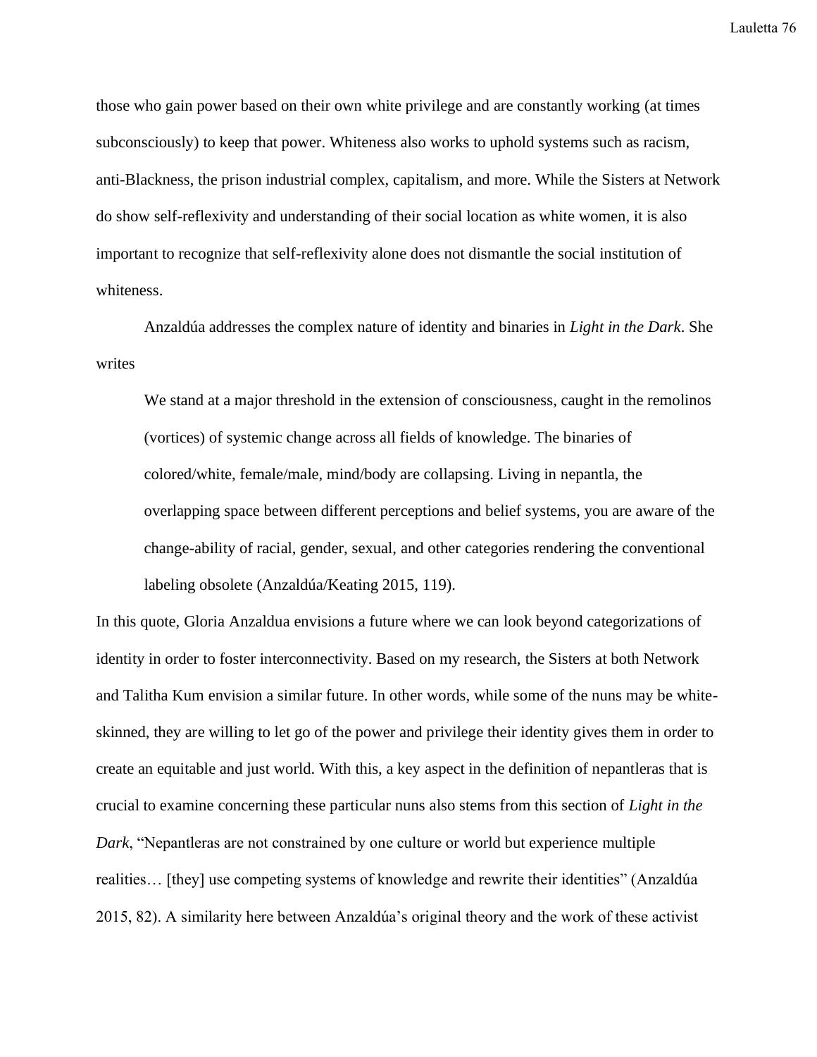those who gain power based on their own white privilege and are constantly working (at times subconsciously) to keep that power. Whiteness also works to uphold systems such as racism, anti-Blackness, the prison industrial complex, capitalism, and more. While the Sisters at Network do show self-reflexivity and understanding of their social location as white women, it is also important to recognize that self-reflexivity alone does not dismantle the social institution of whiteness.

Anzaldúa addresses the complex nature of identity and binaries in *Light in the Dark*. She writes

> We stand at a major threshold in the extension of consciousness, caught in the remolinos (vortices) of systemic change across all fields of knowledge. The binaries of colored/white, female/male, mind/body are collapsing. Living in nepantla, the overlapping space between different perceptions and belief systems, you are aware of the change-ability of racial, gender, sexual, and other categories rendering the conventional labeling obsolete (Anzaldúa/Keating 2015, 119).

In this quote, Gloria Anzaldua envisions a future where we can look beyond categorizations of identity in order to foster interconnectivity. Based on my research, the Sisters at both Network and Talitha Kum envision a similar future. In other words, while some of the nuns may be white-skinned, they are willing to let go of the power and privilege their identity gives them in order to create an equitable and just world. With this, a key aspect in the definition of nepantleras that is crucial to examine concerning these particular nuns also stems from this section of *Light in the Dark*, "Nepantleras are not constrained by one culture or world but experience multiple realities… [they] use competing systems of knowledge and rewrite their identities" (Anzaldúa 2015, 82). A similarity here between Anzaldúa's original theory and the work of these activist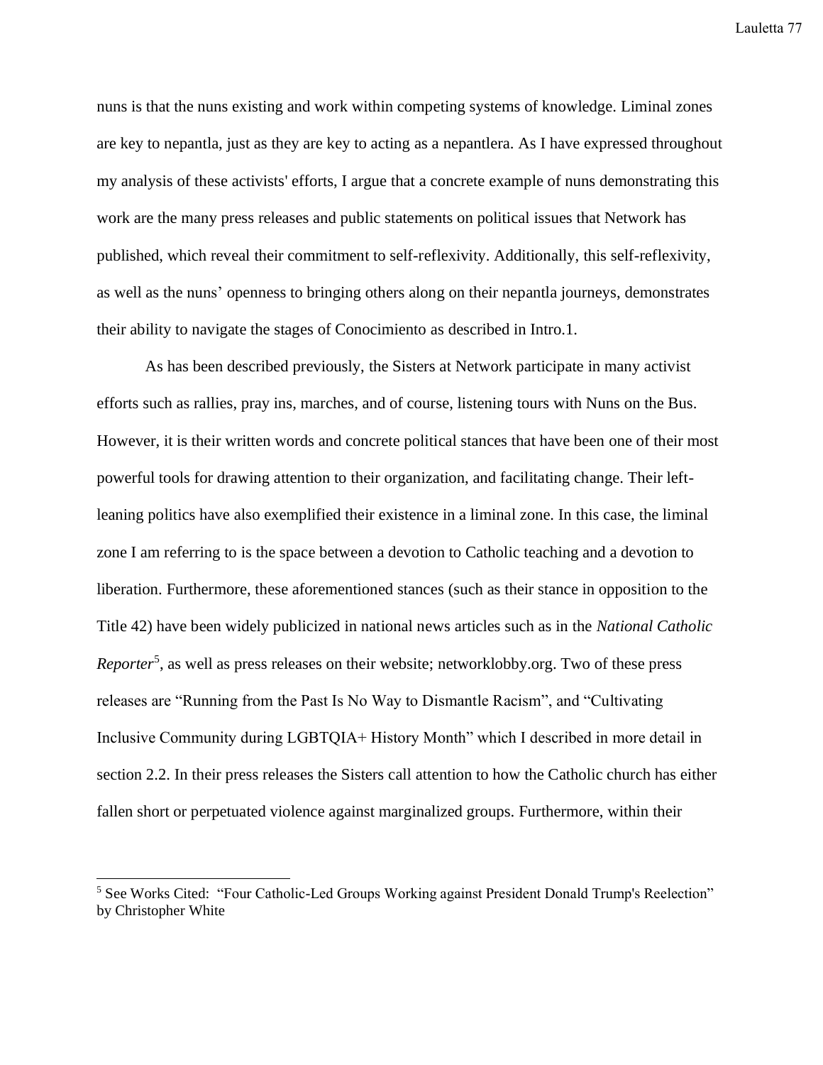nuns is that the nuns existing and work within competing systems of knowledge. Liminal zones are key to nepantla, just as they are key to acting as a nepantlera. As I have expressed throughout my analysis of these activists' efforts, I argue that a concrete example of nuns demonstrating this work are the many press releases and public statements on political issues that Network has published, which reveal their commitment to self-reflexivity. Additionally, this self-reflexivity, as well as the nuns' openness to bringing others along on their nepantla journeys, demonstrates their ability to navigate the stages of Conocimiento as described in Intro.1.

As has been described previously, the Sisters at Network participate in many activist efforts such as rallies, pray ins, marches, and of course, listening tours with Nuns on the Bus. However, it is their written words and concrete political stances that have been one of their most powerful tools for drawing attention to their organization, and facilitating change. Their left-leaning politics have also exemplified their existence in a liminal zone. In this case, the liminal zone I am referring to is the space between a devotion to Catholic teaching and a devotion to liberation. Furthermore, these aforementioned stances (such as their stance in opposition to the Title 42) have been widely publicized in national news articles such as in the *National Catholic Reporter*[5], as well as press releases on their website; networklobby.org. Two of these press releases are "Running from the Past Is No Way to Dismantle Racism", and "Cultivating Inclusive Community during LGBTQIA+ History Month" which I described in more detail in section 2.2. In their press releases the Sisters call attention to how the Catholic church has either fallen short or perpetuated violence against marginalized groups. Furthermore, within their

[5] See Works Cited: "Four Catholic-Led Groups Working against President Donald Trump's Reelection" by Christopher White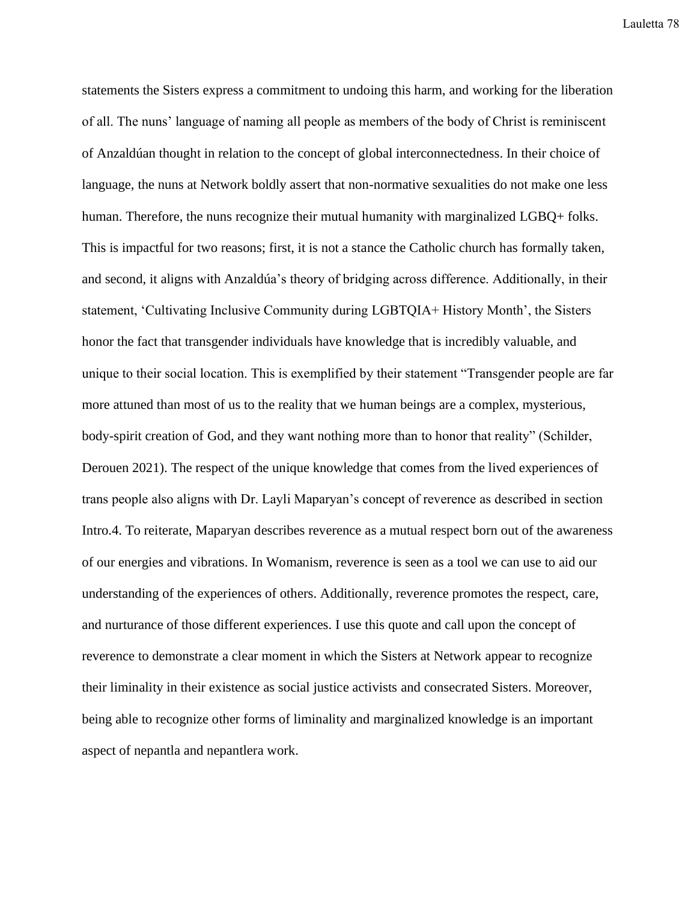statements the Sisters express a commitment to undoing this harm, and working for the liberation of all. The nuns' language of naming all people as members of the body of Christ is reminiscent of Anzaldúan thought in relation to the concept of global interconnectedness. In their choice of language, the nuns at Network boldly assert that non-normative sexualities do not make one less human. Therefore, the nuns recognize their mutual humanity with marginalized LGBQ+ folks. This is impactful for two reasons; first, it is not a stance the Catholic church has formally taken, and second, it aligns with Anzaldúa's theory of bridging across difference. Additionally, in their statement, 'Cultivating Inclusive Community during LGBTQIA+ History Month', the Sisters honor the fact that transgender individuals have knowledge that is incredibly valuable, and unique to their social location. This is exemplified by their statement "Transgender people are far more attuned than most of us to the reality that we human beings are a complex, mysterious, body-spirit creation of God, and they want nothing more than to honor that reality" (Schilder, Derouen 2021). The respect of the unique knowledge that comes from the lived experiences of trans people also aligns with Dr. Layli Maparyan's concept of reverence as described in section Intro.4. To reiterate, Maparyan describes reverence as a mutual respect born out of the awareness of our energies and vibrations. In Womanism, reverence is seen as a tool we can use to aid our understanding of the experiences of others. Additionally, reverence promotes the respect, care, and nurturance of those different experiences. I use this quote and call upon the concept of reverence to demonstrate a clear moment in which the Sisters at Network appear to recognize their liminality in their existence as social justice activists and consecrated Sisters. Moreover, being able to recognize other forms of liminality and marginalized knowledge is an important aspect of nepantla and nepantlera work.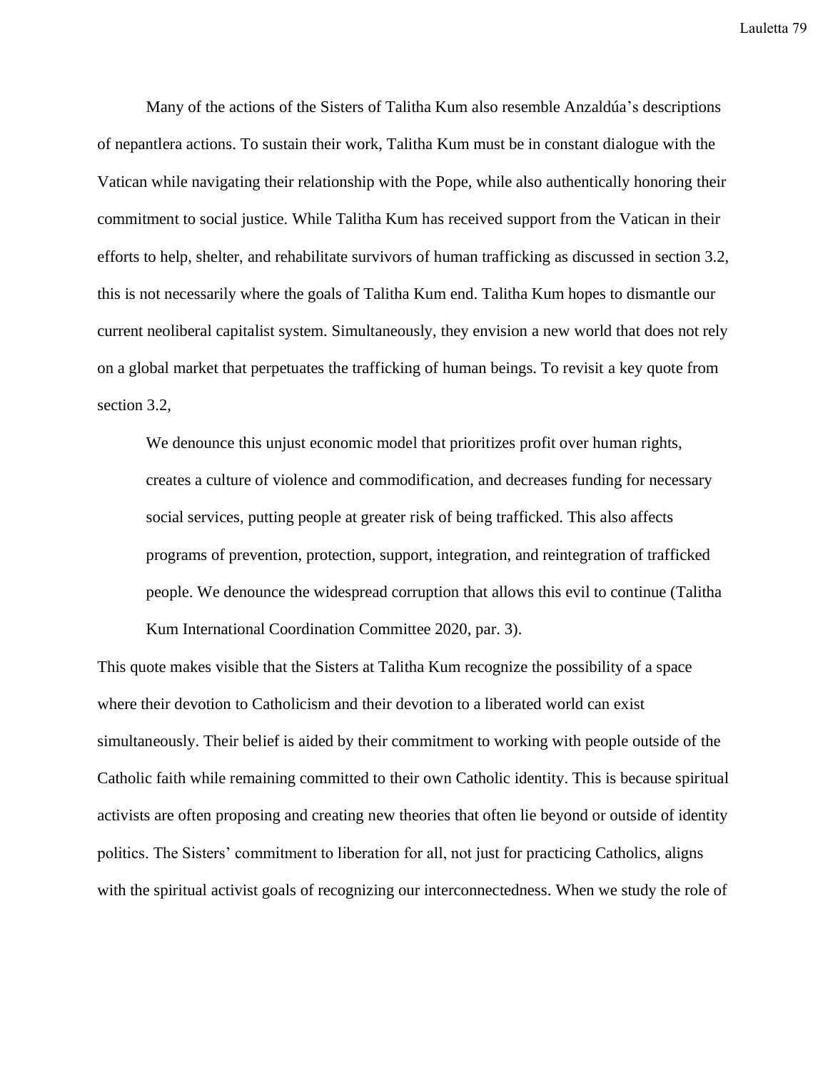Many of the actions of the Sisters of Talitha Kum also resemble Anzaldúa's descriptions of nepantlera actions. To sustain their work, Talitha Kum must be in constant dialogue with the Vatican while navigating their relationship with the Pope, while also authentically honoring their commitment to social justice. While Talitha Kum has received support from the Vatican in their efforts to help, shelter, and rehabilitate survivors of human trafficking as discussed in section 3.2, this is not necessarily where the goals of Talitha Kum end. Talitha Kum hopes to dismantle our current neoliberal capitalist system. Simultaneously, they envision a new world that does not rely on a global market that perpetuates the trafficking of human beings. To revisit a key quote from section 3.2,

> We denounce this unjust economic model that prioritizes profit over human rights, creates a culture of violence and commodification, and decreases funding for necessary social services, putting people at greater risk of being trafficked. This also affects programs of prevention, protection, support, integration, and reintegration of trafficked people. We denounce the widespread corruption that allows this evil to continue (Talitha Kum International Coordination Committee 2020, par. 3).

This quote makes visible that the Sisters at Talitha Kum recognize the possibility of a space where their devotion to Catholicism and their devotion to a liberated world can exist simultaneously. Their belief is aided by their commitment to working with people outside of the Catholic faith while remaining committed to their own Catholic identity. This is because spiritual activists are often proposing and creating new theories that often lie beyond or outside of identity politics. The Sisters' commitment to liberation for all, not just for practicing Catholics, aligns with the spiritual activist goals of recognizing our interconnectedness. When we study the role of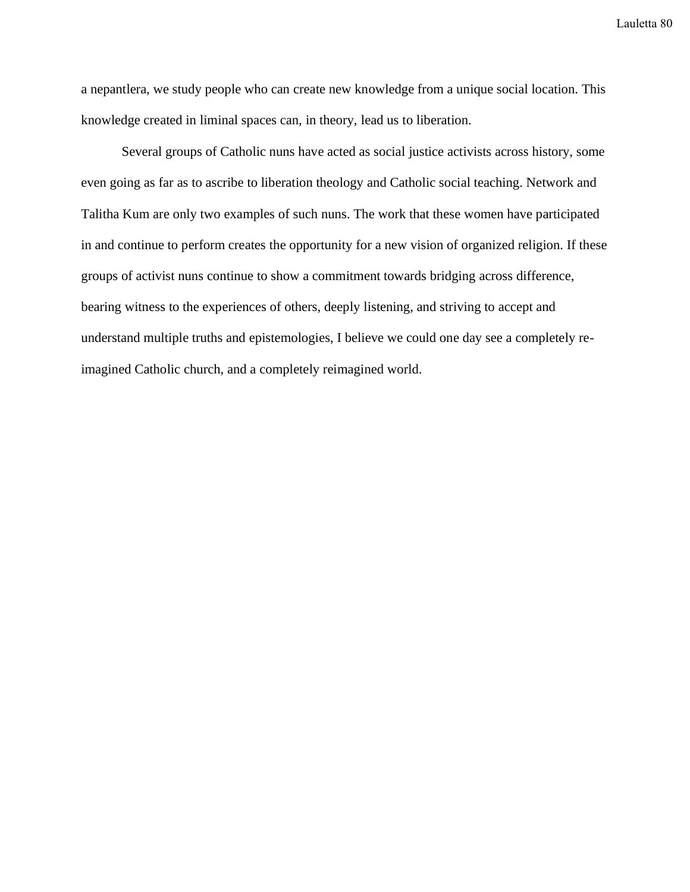a nepantlera, we study people who can create new knowledge from a unique social location. This knowledge created in liminal spaces can, in theory, lead us to liberation.

Several groups of Catholic nuns have acted as social justice activists across history, some even going as far as to ascribe to liberation theology and Catholic social teaching. Network and Talitha Kum are only two examples of such nuns. The work that these women have participated in and continue to perform creates the opportunity for a new vision of organized religion. If these groups of activist nuns continue to show a commitment towards bridging across difference, bearing witness to the experiences of others, deeply listening, and striving to accept and understand multiple truths and epistemologies, I believe we could one day see a completely re-imagined Catholic church, and a completely reimagined world.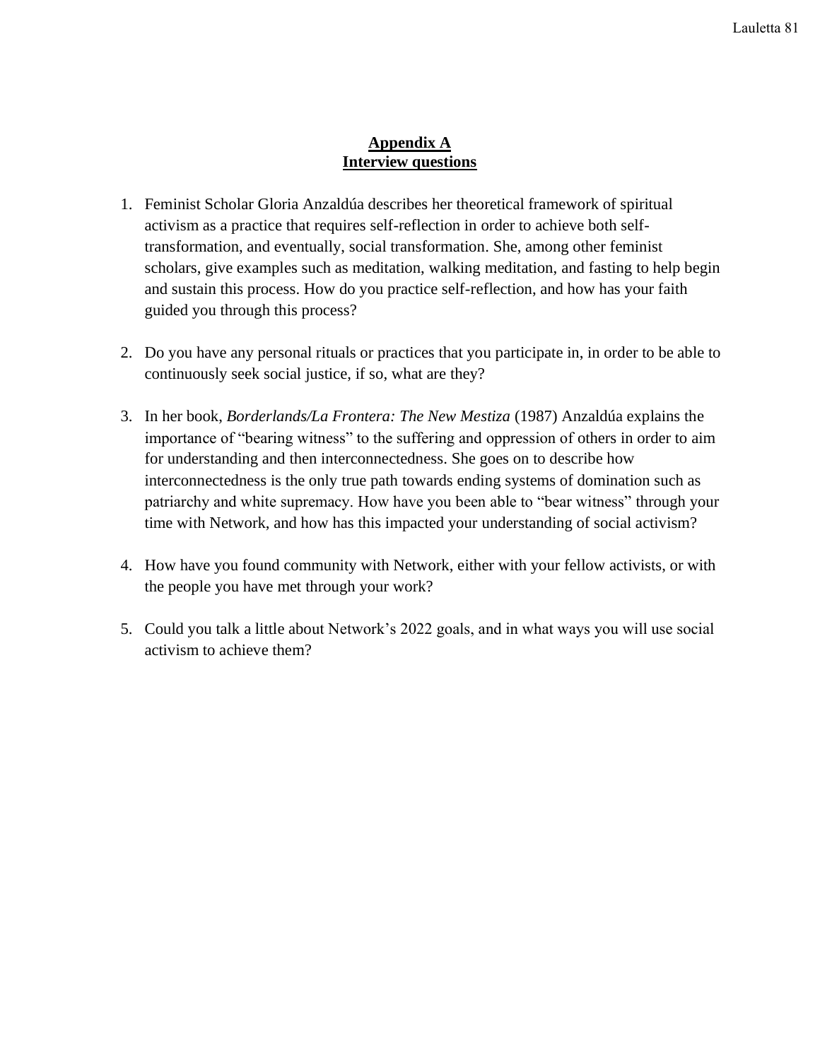## Appendix A
## Interview questions

1. Feminist Scholar Gloria Anzaldúa describes her theoretical framework of spiritual activism as a practice that requires self-reflection in order to achieve both self-transformation, and eventually, social transformation. She, among other feminist scholars, give examples such as meditation, walking meditation, and fasting to help begin and sustain this process. How do you practice self-reflection, and how has your faith guided you through this process?

2. Do you have any personal rituals or practices that you participate in, in order to be able to continuously seek social justice, if so, what are they?

3. In her book, *Borderlands/La Frontera: The New Mestiza* (1987) Anzaldúa explains the importance of "bearing witness" to the suffering and oppression of others in order to aim for understanding and then interconnectedness. She goes on to describe how interconnectedness is the only true path towards ending systems of domination such as patriarchy and white supremacy. How have you been able to "bear witness" through your time with Network, and how has this impacted your understanding of social activism?

4. How have you found community with Network, either with your fellow activists, or with the people you have met through your work?

5. Could you talk a little about Network's 2022 goals, and in what ways you will use social activism to achieve them?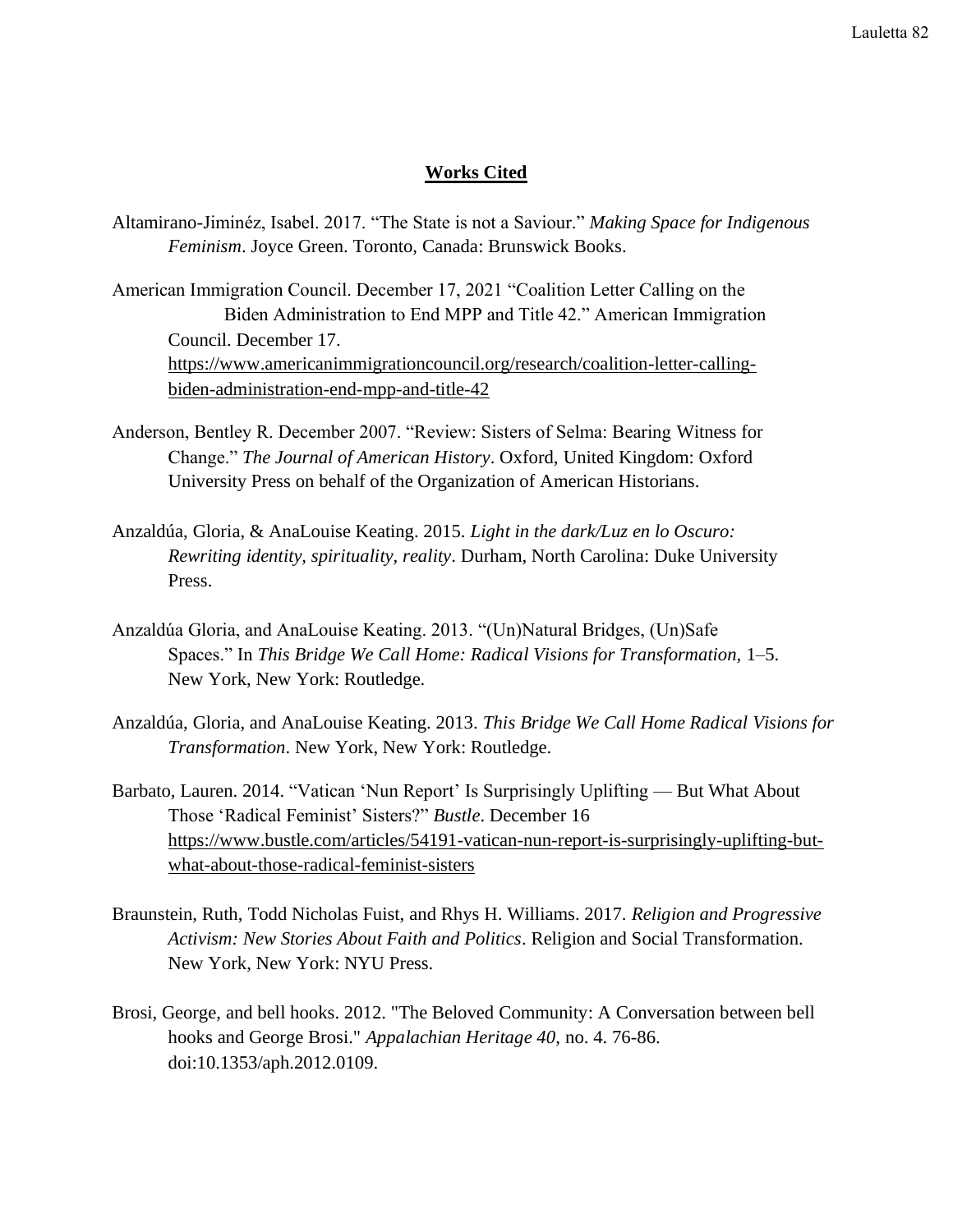## **Works Cited**

Altamirano-Jiminéz, Isabel. 2017. "The State is not a Saviour." *Making Space for Indigenous Feminism*. Joyce Green. Toronto, Canada: Brunswick Books.

American Immigration Council. December 17, 2021 "Coalition Letter Calling on the Biden Administration to End MPP and Title 42." American Immigration Council. December 17. https://www.americanimmigrationcouncil.org/research/coalition-letter-calling-biden-administration-end-mpp-and-title-42

Anderson, Bentley R. December 2007. "Review: Sisters of Selma: Bearing Witness for Change." *The Journal of American History*. Oxford, United Kingdom: Oxford University Press on behalf of the Organization of American Historians.

Anzaldúa, Gloria, & AnaLouise Keating. 2015. *Light in the dark/Luz en lo Oscuro: Rewriting identity, spirituality, reality*. Durham, North Carolina: Duke University Press.

Anzaldúa Gloria, and AnaLouise Keating. 2013. "(Un)Natural Bridges, (Un)Safe Spaces." In *This Bridge We Call Home: Radical Visions for Transformation,* 1–5. New York, New York: Routledge.

Anzaldúa, Gloria, and AnaLouise Keating. 2013. *This Bridge We Call Home Radical Visions for Transformation*. New York, New York: Routledge.

Barbato, Lauren. 2014. "Vatican 'Nun Report' Is Surprisingly Uplifting — But What About Those 'Radical Feminist' Sisters?" *Bustle*. December 16 https://www.bustle.com/articles/54191-vatican-nun-report-is-surprisingly-uplifting-but-what-about-those-radical-feminist-sisters

Braunstein, Ruth, Todd Nicholas Fuist, and Rhys H. Williams. 2017. *Religion and Progressive Activism: New Stories About Faith and Politics*. Religion and Social Transformation. New York, New York: NYU Press.

Brosi, George, and bell hooks. 2012. "The Beloved Community: A Conversation between bell hooks and George Brosi." *Appalachian Heritage 40*, no. 4. 76-86. doi:10.1353/aph.2012.0109.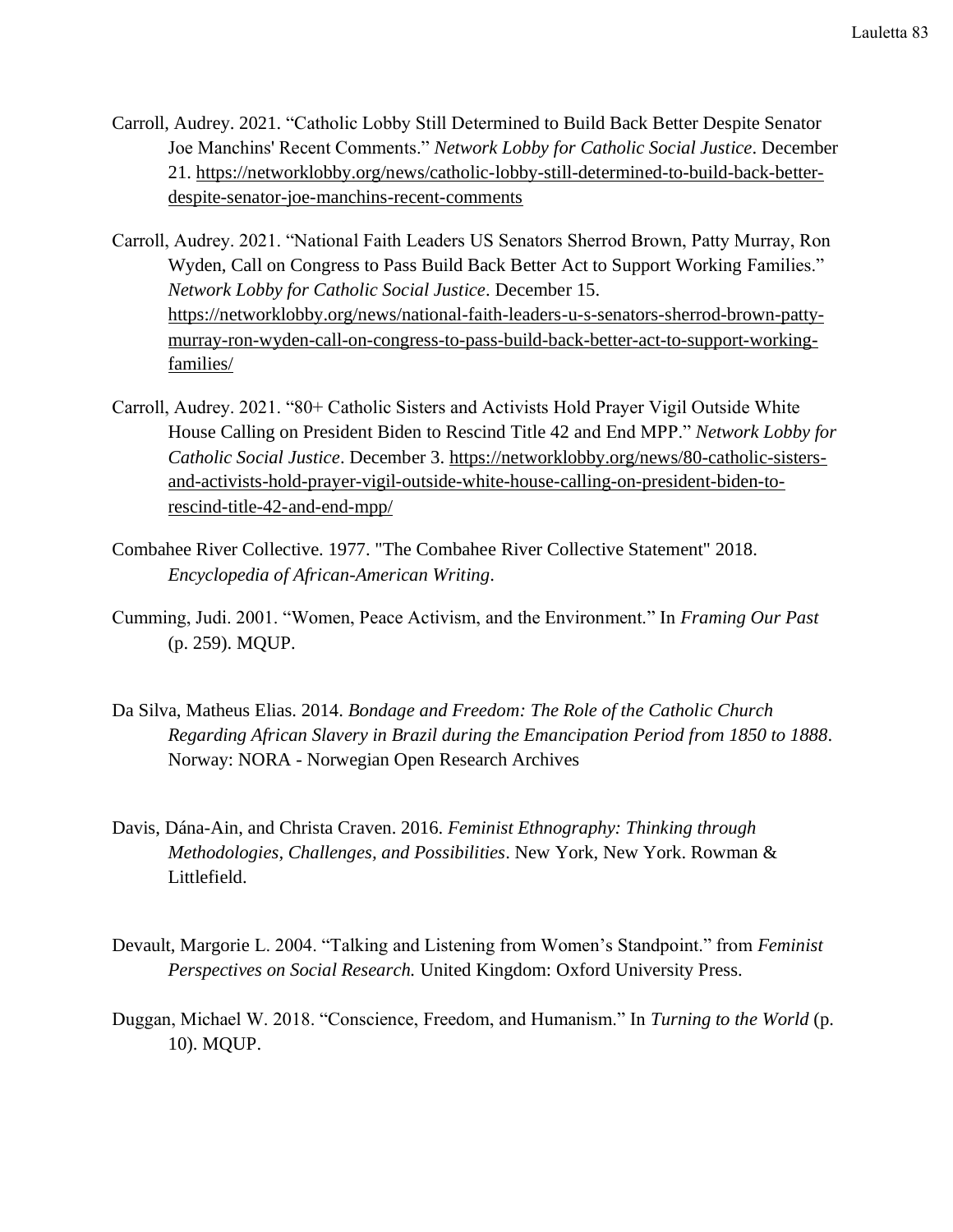Carroll, Audrey. 2021. "Catholic Lobby Still Determined to Build Back Better Despite Senator Joe Manchins' Recent Comments." *Network Lobby for Catholic Social Justice*. December 21. https://networklobby.org/news/catholic-lobby-still-determined-to-build-back-better-despite-senator-joe-manchins-recent-comments

Carroll, Audrey. 2021. "National Faith Leaders US Senators Sherrod Brown, Patty Murray, Ron Wyden, Call on Congress to Pass Build Back Better Act to Support Working Families." *Network Lobby for Catholic Social Justice*. December 15. https://networklobby.org/news/national-faith-leaders-u-s-senators-sherrod-brown-patty-murray-ron-wyden-call-on-congress-to-pass-build-back-better-act-to-support-working-families/

Carroll, Audrey. 2021. "80+ Catholic Sisters and Activists Hold Prayer Vigil Outside White House Calling on President Biden to Rescind Title 42 and End MPP." *Network Lobby for Catholic Social Justice*. December 3. https://networklobby.org/news/80-catholic-sisters-and-activists-hold-prayer-vigil-outside-white-house-calling-on-president-biden-to-rescind-title-42-and-end-mpp/

Combahee River Collective. 1977. "The Combahee River Collective Statement" 2018. *Encyclopedia of African-American Writing*.

Cumming, Judi. 2001. "Women, Peace Activism, and the Environment." In *Framing Our Past* (p. 259). MQUP.

Da Silva, Matheus Elias. 2014. *Bondage and Freedom: The Role of the Catholic Church Regarding African Slavery in Brazil during the Emancipation Period from 1850 to 1888*. Norway: NORA - Norwegian Open Research Archives

Davis, Dána-Ain, and Christa Craven. 2016. *Feminist Ethnography: Thinking through Methodologies, Challenges, and Possibilities*. New York, New York. Rowman & Littlefield.

Devault, Margorie L. 2004. "Talking and Listening from Women's Standpoint." from *Feminist Perspectives on Social Research.* United Kingdom: Oxford University Press.

Duggan, Michael W. 2018. "Conscience, Freedom, and Humanism." In *Turning to the World* (p. 10). MQUP.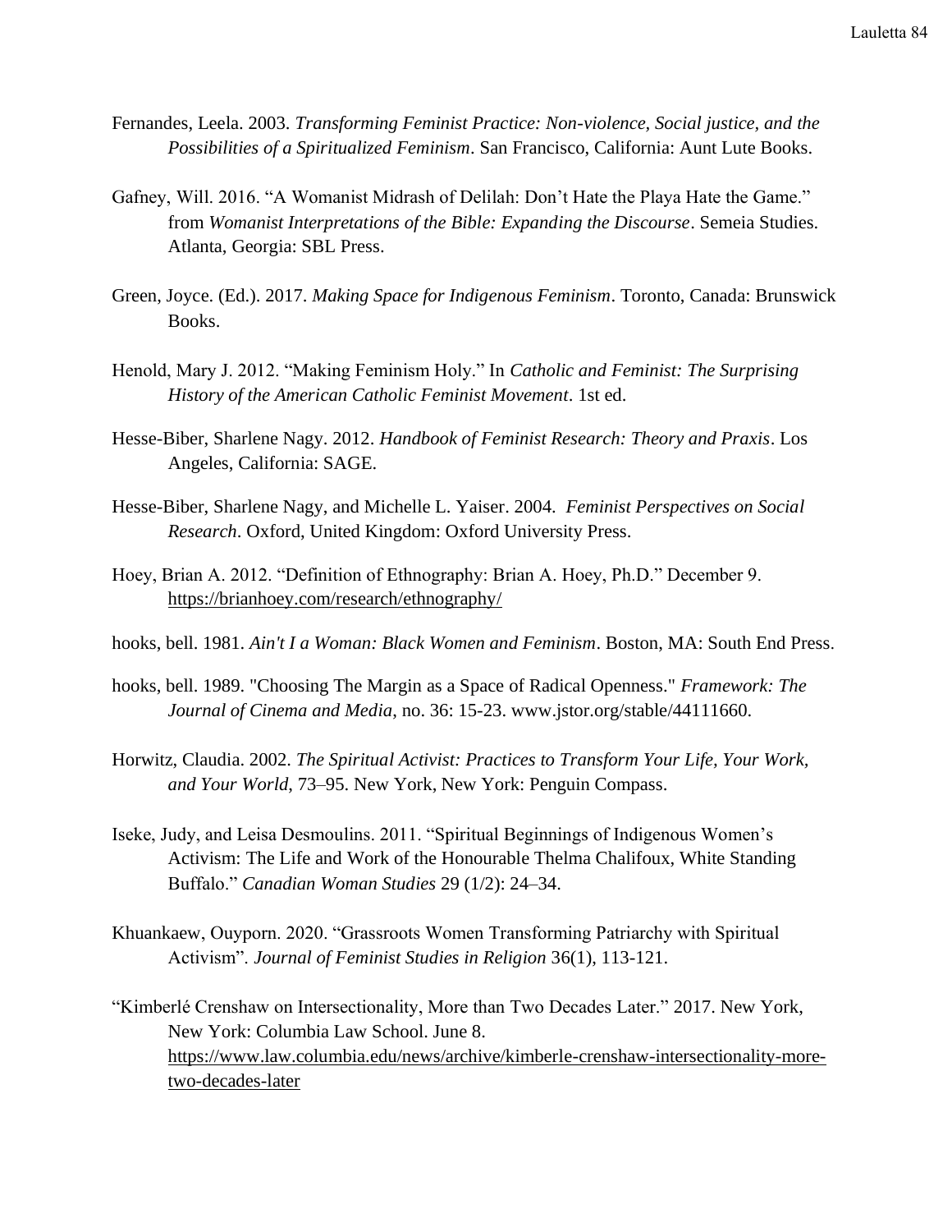Fernandes, Leela. 2003. *Transforming Feminist Practice: Non-violence, Social justice, and the Possibilities of a Spiritualized Feminism*. San Francisco, California: Aunt Lute Books.

Gafney, Will. 2016. "A Womanist Midrash of Delilah: Don't Hate the Playa Hate the Game." from *Womanist Interpretations of the Bible: Expanding the Discourse*. Semeia Studies. Atlanta, Georgia: SBL Press.

Green, Joyce. (Ed.). 2017. *Making Space for Indigenous Feminism*. Toronto, Canada: Brunswick Books.

Henold, Mary J. 2012. "Making Feminism Holy." In *Catholic and Feminist: The Surprising History of the American Catholic Feminist Movement*. 1st ed.

Hesse-Biber, Sharlene Nagy. 2012. *Handbook of Feminist Research: Theory and Praxis*. Los Angeles, California: SAGE.

Hesse-Biber, Sharlene Nagy, and Michelle L. Yaiser. 2004. *Feminist Perspectives on Social Research*. Oxford, United Kingdom: Oxford University Press.

Hoey, Brian A. 2012. "Definition of Ethnography: Brian A. Hoey, Ph.D." December 9. https://brianhoey.com/research/ethnography/

hooks, bell. 1981. *Ain't I a Woman: Black Women and Feminism*. Boston, MA: South End Press.

hooks, bell. 1989. "Choosing The Margin as a Space of Radical Openness." *Framework: The Journal of Cinema and Media*, no. 36: 15-23. www.jstor.org/stable/44111660.

Horwitz, Claudia. 2002. *The Spiritual Activist: Practices to Transform Your Life, Your Work, and Your World*, 73–95. New York, New York: Penguin Compass.

Iseke, Judy, and Leisa Desmoulins. 2011. "Spiritual Beginnings of Indigenous Women's Activism: The Life and Work of the Honourable Thelma Chalifoux, White Standing Buffalo." *Canadian Woman Studies* 29 (1/2): 24–34.

Khuankaew, Ouyporn. 2020. "Grassroots Women Transforming Patriarchy with Spiritual Activism". *Journal of Feminist Studies in Religion* 36(1), 113-121.

"Kimberlé Crenshaw on Intersectionality, More than Two Decades Later." 2017. New York, New York: Columbia Law School. June 8. https://www.law.columbia.edu/news/archive/kimberle-crenshaw-intersectionality-more-two-decades-later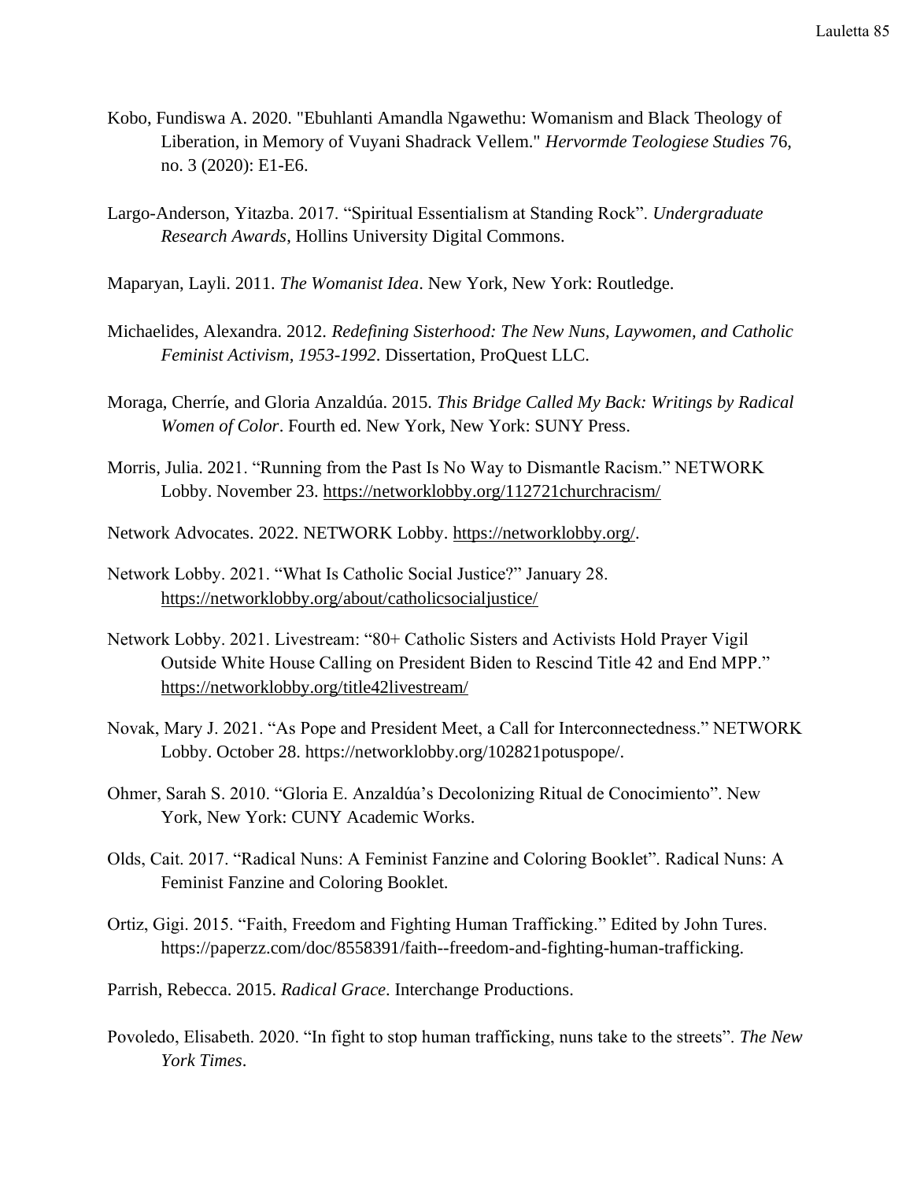Kobo, Fundiswa A. 2020. "Ebuhlanti Amandla Ngawethu: Womanism and Black Theology of Liberation, in Memory of Vuyani Shadrack Vellem." *Hervormde Teologiese Studies* 76, no. 3 (2020): E1-E6.

Largo-Anderson, Yitazba. 2017. "Spiritual Essentialism at Standing Rock". *Undergraduate Research Awards*, Hollins University Digital Commons.

Maparyan, Layli. 2011. *The Womanist Idea*. New York, New York: Routledge.

Michaelides, Alexandra. 2012. *Redefining Sisterhood: The New Nuns, Laywomen, and Catholic Feminist Activism, 1953-1992*. Dissertation, ProQuest LLC.

Moraga, Cherríe, and Gloria Anzaldúa. 2015. *This Bridge Called My Back: Writings by Radical Women of Color*. Fourth ed. New York, New York: SUNY Press.

Morris, Julia. 2021. "Running from the Past Is No Way to Dismantle Racism." NETWORK Lobby. November 23. https://networklobby.org/112721churchracism/

Network Advocates. 2022. NETWORK Lobby. https://networklobby.org/.

Network Lobby. 2021. "What Is Catholic Social Justice?" January 28. https://networklobby.org/about/catholicsocialjustice/

Network Lobby. 2021. Livestream: "80+ Catholic Sisters and Activists Hold Prayer Vigil Outside White House Calling on President Biden to Rescind Title 42 and End MPP." https://networklobby.org/title42livestream/

Novak, Mary J. 2021. "As Pope and President Meet, a Call for Interconnectedness." NETWORK Lobby. October 28. https://networklobby.org/102821potuspope/.

Ohmer, Sarah S. 2010. "Gloria E. Anzaldúa's Decolonizing Ritual de Conocimiento". New York, New York: CUNY Academic Works.

Olds, Cait. 2017. "Radical Nuns: A Feminist Fanzine and Coloring Booklet". Radical Nuns: A Feminist Fanzine and Coloring Booklet.

Ortiz, Gigi. 2015. "Faith, Freedom and Fighting Human Trafficking." Edited by John Tures. https://paperzz.com/doc/8558391/faith--freedom-and-fighting-human-trafficking.

Parrish, Rebecca. 2015. *Radical Grace*. Interchange Productions.

Povoledo, Elisabeth. 2020. "In fight to stop human trafficking, nuns take to the streets". *The New York Times*.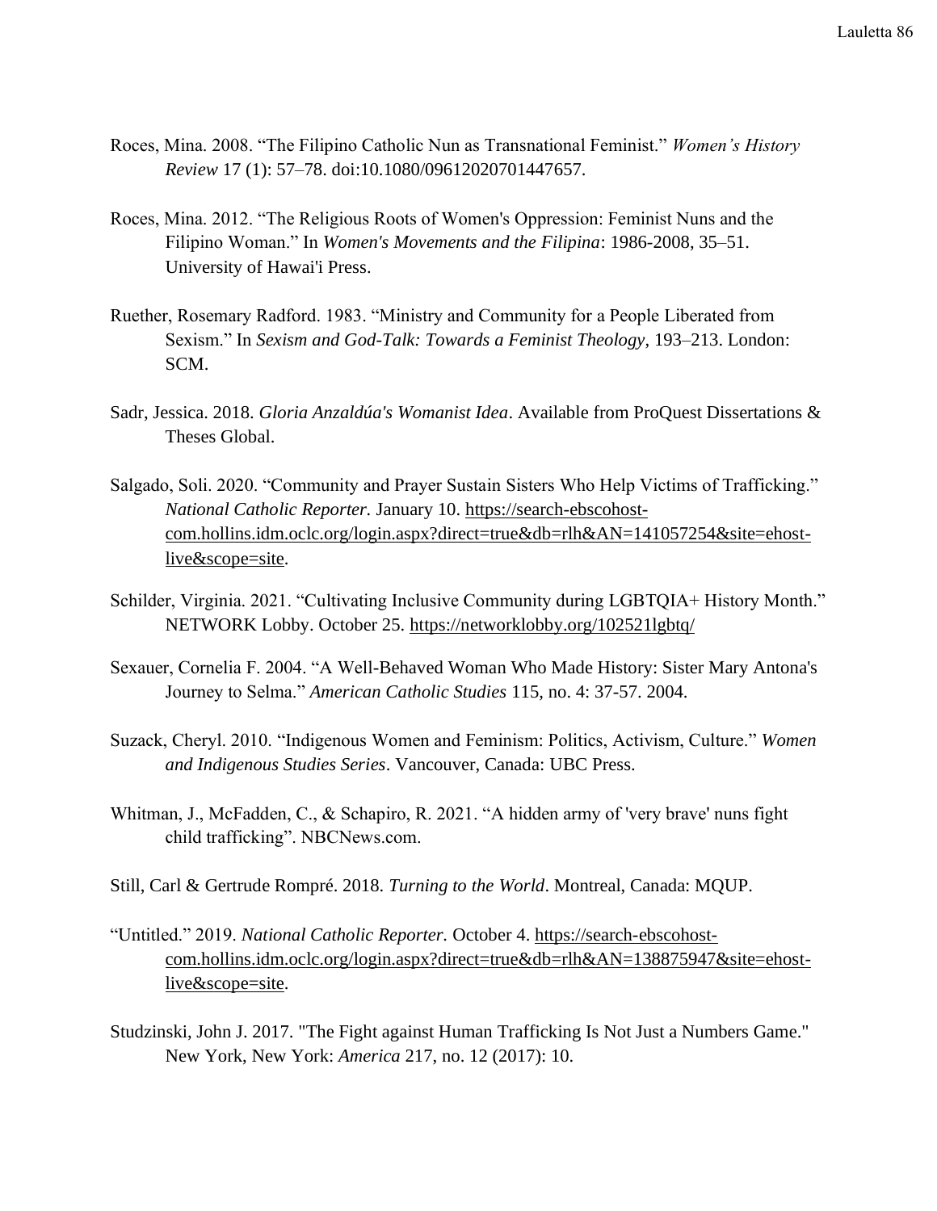Roces, Mina. 2008. "The Filipino Catholic Nun as Transnational Feminist." *Women's History Review* 17 (1): 57–78. doi:10.1080/09612020701447657.

Roces, Mina. 2012. "The Religious Roots of Women's Oppression: Feminist Nuns and the Filipino Woman." In *Women's Movements and the Filipina*: 1986-2008, 35–51. University of Hawai'i Press.

Ruether, Rosemary Radford. 1983. "Ministry and Community for a People Liberated from Sexism." In *Sexism and God-Talk: Towards a Feminist Theology*, 193–213. London: SCM.

Sadr, Jessica. 2018. *Gloria Anzaldúa's Womanist Idea*. Available from ProQuest Dissertations & Theses Global.

Salgado, Soli. 2020. "Community and Prayer Sustain Sisters Who Help Victims of Trafficking." *National Catholic Reporter*. January 10. https://search-ebscohost-com.hollins.idm.oclc.org/login.aspx?direct=true&db=rlh&AN=141057254&site=ehost-live&scope=site.

Schilder, Virginia. 2021. "Cultivating Inclusive Community during LGBTQIA+ History Month." NETWORK Lobby. October 25. https://networklobby.org/102521lgbtq/

Sexauer, Cornelia F. 2004. "A Well-Behaved Woman Who Made History: Sister Mary Antona's Journey to Selma." *American Catholic Studies* 115, no. 4: 37-57. 2004.

Suzack, Cheryl. 2010. "Indigenous Women and Feminism: Politics, Activism, Culture." *Women and Indigenous Studies Series*. Vancouver, Canada: UBC Press.

Whitman, J., McFadden, C., & Schapiro, R. 2021. "A hidden army of 'very brave' nuns fight child trafficking". NBCNews.com.

Still, Carl & Gertrude Rompré. 2018. *Turning to the World*. Montreal, Canada: MQUP.

"Untitled." 2019. *National Catholic Reporter*. October 4. https://search-ebscohost-com.hollins.idm.oclc.org/login.aspx?direct=true&db=rlh&AN=138875947&site=ehost-live&scope=site.

Studzinski, John J. 2017. "The Fight against Human Trafficking Is Not Just a Numbers Game." New York, New York: *America* 217, no. 12 (2017): 10.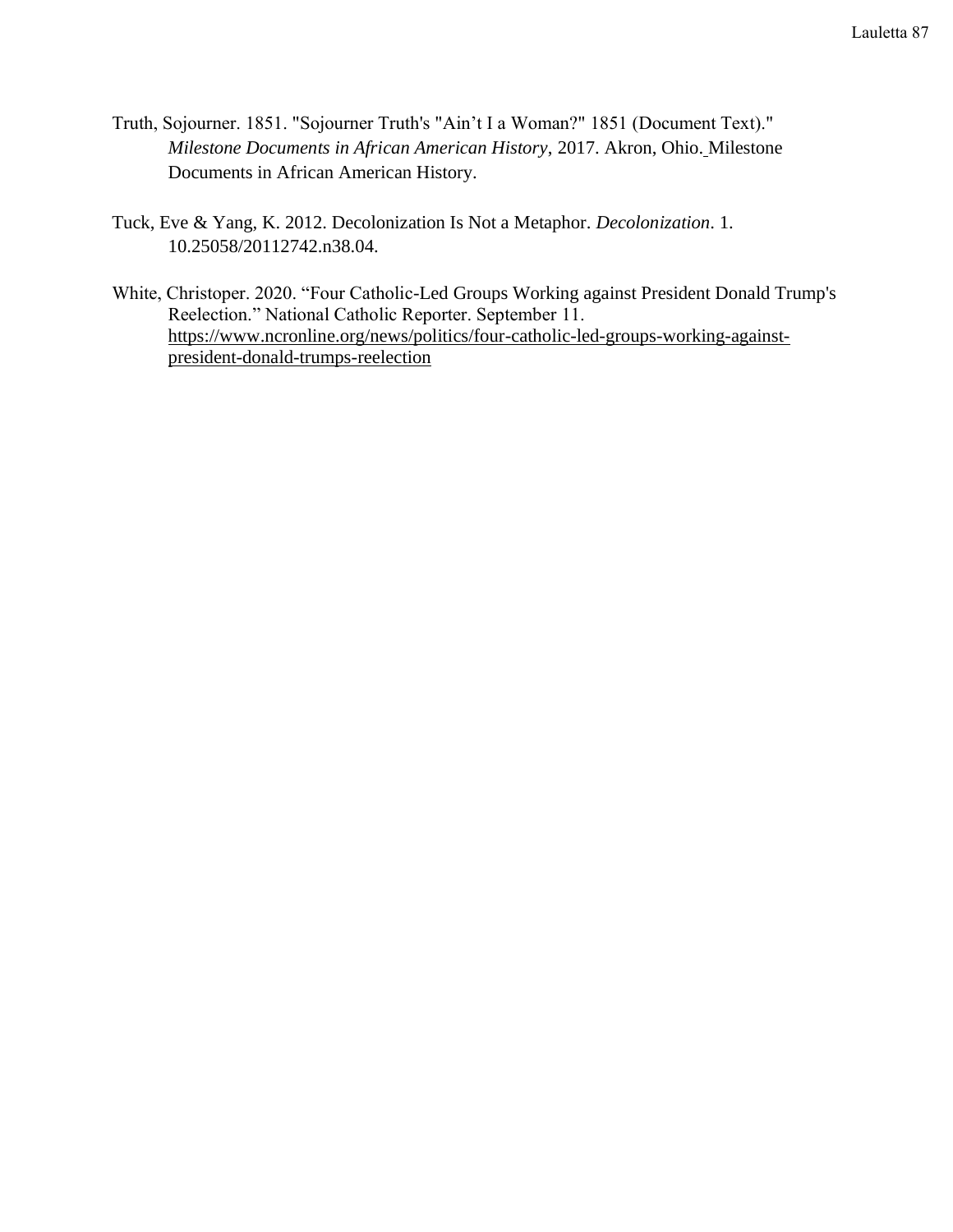Truth, Sojourner. 1851. "Sojourner Truth's "Ain't I a Woman?" 1851 (Document Text)." *Milestone Documents in African American History*, 2017. Akron, Ohio. Milestone Documents in African American History.

Tuck, Eve & Yang, K. 2012. Decolonization Is Not a Metaphor. *Decolonization*. 1. 10.25058/20112742.n38.04.

White, Christoper. 2020. "Four Catholic-Led Groups Working against President Donald Trump's Reelection." National Catholic Reporter. September 11. https://www.ncronline.org/news/politics/four-catholic-led-groups-working-against-president-donald-trumps-reelection